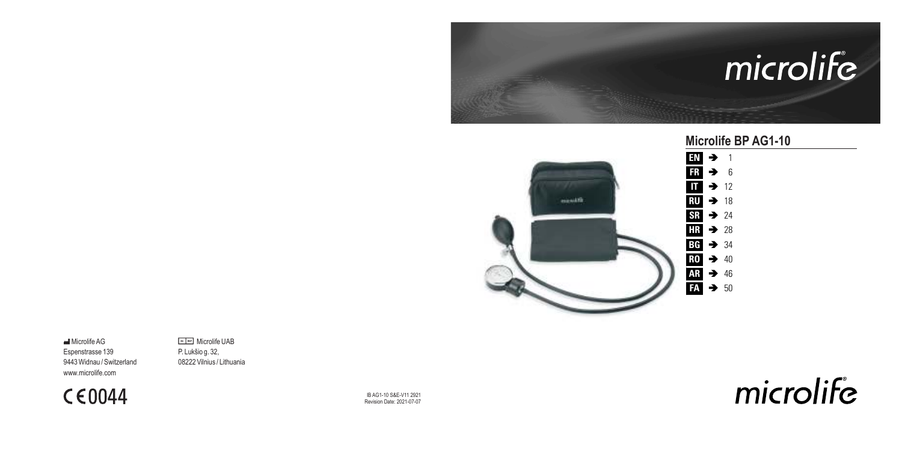microlife

## Microlife BP AG1-10

| | | |
|---|---|---|
| EN | ➔ | 1 |
| FR | ➔ | 6 |
| IT | ➔ | 12 |
| RU | ➔ | 18 |
| SR | ➔ | 24 |
| HR | ➔ | 28 |
| BG | ➔ | 34 |
| RO | ➔ | 40 |
| AR | ➔ | 46 |
| FA | ➔ | 50 |

Microlife AG
Espenstrasse 139
9443 Widnau / Switzerland
www.microlife.com

Microlife UAB
P. Lukšio g. 32,
08222 Vilnius / Lithuania

CE0044

IB AG1-10 S&E-V11 2921
Revision Date: 2021-07-07

microlife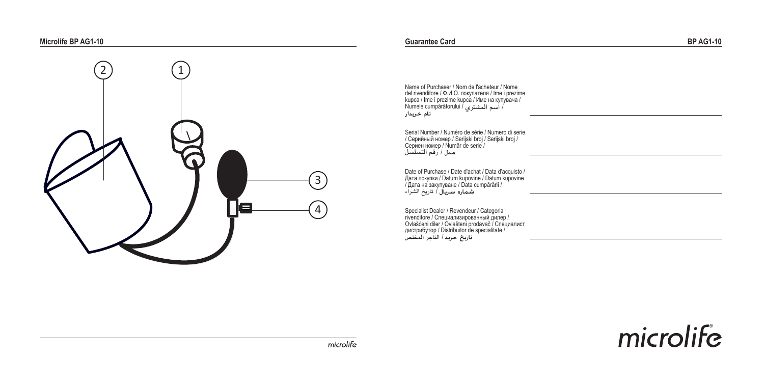## Microlife BP AG1-10

2

1

3

4

## Guarantee Card

Name of Purchaser / Nom de l'acheteur / Nome del rivenditore / Ф.И.О. покупателя / Ime i prezime kupca / Ime i prezime kupca / Име на купувача / Numele cumpărătorului / اسم المشتري / **نام خریدار**

Serial Number / Numéro de série / Numero di serie / Серийный номер / Serijski broj / Serijski broj / Сериен номер / Număr de serie / **مدل** / رقم التسلسل

Date of Purchase / Date d'achat / Data d'acquisto / Дата покупки / Datum kupovine / Datum kupovine / Дата на закупуване / Data cumpărării / **شماره سریال** / تاريخ الشراء

Specialist Dealer / Revendeur / Categoria rivenditore / Специализированный дилер / Ovlašćeni diler / Ovlašteni prodavač / Специалист дистрибутор / Distribuitor de specialitate / **تاریخ خرید** / التاجر المختص

microlife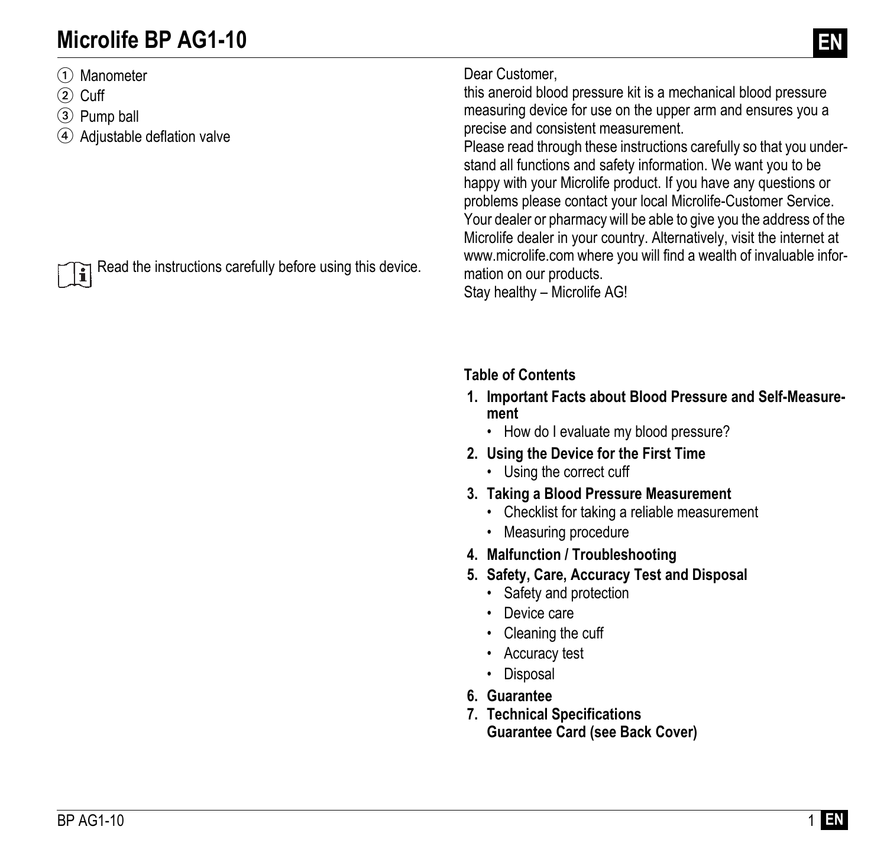# Microlife BP AG1-10

1. Manometer
2. Cuff
3. Pump ball
4. Adjustable deflation valve

Read the instructions carefully before using this device.

Dear Customer,

this aneroid blood pressure kit is a mechanical blood pressure measuring device for use on the upper arm and ensures you a precise and consistent measurement.

Please read through these instructions carefully so that you understand all functions and safety information. We want you to be happy with your Microlife product. If you have any questions or problems please contact your local Microlife-Customer Service. Your dealer or pharmacy will be able to give you the address of the Microlife dealer in your country. Alternatively, visit the internet at www.microlife.com where you will find a wealth of invaluable information on our products.

Stay healthy – Microlife AG!

**Table of Contents**

1. **Important Facts about Blood Pressure and Self-Measurement**
   - How do I evaluate my blood pressure?
2. **Using the Device for the First Time**
   - Using the correct cuff
3. **Taking a Blood Pressure Measurement**
   - Checklist for taking a reliable measurement
   - Measuring procedure
4. **Malfunction / Troubleshooting**
5. **Safety, Care, Accuracy Test and Disposal**
   - Safety and protection
   - Device care
   - Cleaning the cuff
   - Accuracy test
   - Disposal
6. **Guarantee**
7. **Technical Specifications**

   **Guarantee Card (see Back Cover)**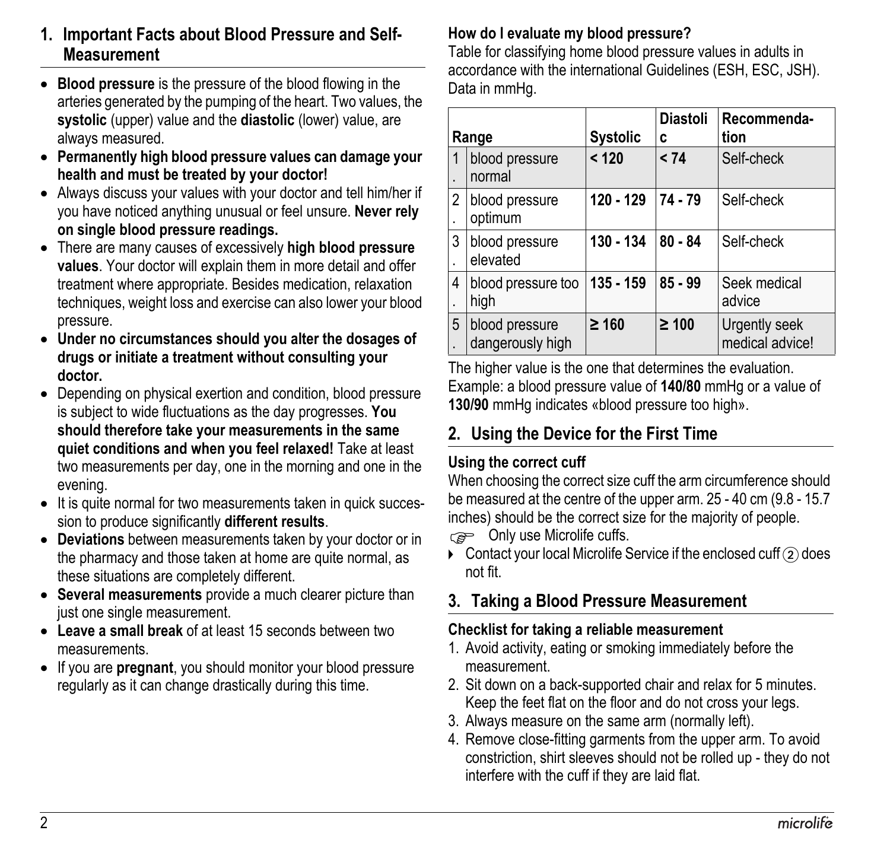## 1. Important Facts about Blood Pressure and Self-Measurement

- **Blood pressure** is the pressure of the blood flowing in the arteries generated by the pumping of the heart. Two values, the **systolic** (upper) value and the **diastolic** (lower) value, are always measured.
- **Permanently high blood pressure values can damage your health and must be treated by your doctor!**
- Always discuss your values with your doctor and tell him/her if you have noticed anything unusual or feel unsure. **Never rely on single blood pressure readings.**
- There are many causes of excessively **high blood pressure values**. Your doctor will explain them in more detail and offer treatment where appropriate. Besides medication, relaxation techniques, weight loss and exercise can also lower your blood pressure.
- **Under no circumstances should you alter the dosages of drugs or initiate a treatment without consulting your doctor.**
- Depending on physical exertion and condition, blood pressure is subject to wide fluctuations as the day progresses. **You should therefore take your measurements in the same quiet conditions and when you feel relaxed!** Take at least two measurements per day, one in the morning and one in the evening.
- It is quite normal for two measurements taken in quick succession to produce significantly **different results**.
- **Deviations** between measurements taken by your doctor or in the pharmacy and those taken at home are quite normal, as these situations are completely different.
- **Several measurements** provide a much clearer picture than just one single measurement.
- **Leave a small break** of at least 15 seconds between two measurements.
- If you are **pregnant**, you should monitor your blood pressure regularly as it can change drastically during this time.

### How do I evaluate my blood pressure?

Table for classifying home blood pressure values in adults in accordance with the international Guidelines (ESH, ESC, JSH). Data in mmHg.

| Range | | Systolic | Diastolic | Recommendation |
|---|---|---|---|---|
| 1. | blood pressure normal | **< 120** | **< 74** | Self-check |
| 2. | blood pressure optimum | **120 - 129** | **74 - 79** | Self-check |
| 3. | blood pressure elevated | **130 - 134** | **80 - 84** | Self-check |
| 4. | blood pressure too high | **135 - 159** | **85 - 99** | Seek medical advice |
| 5. | blood pressure dangerously high | **≥ 160** | **≥ 100** | Urgently seek medical advice! |

The higher value is the one that determines the evaluation. Example: a blood pressure value of **140/80** mmHg or a value of **130/90** mmHg indicates «blood pressure too high».

## 2. Using the Device for the First Time

### Using the correct cuff

When choosing the correct size cuff the arm circumference should be measured at the centre of the upper arm. 25 - 40 cm (9.8 - 15.7 inches) should be the correct size for the majority of people.

☞ Only use Microlife cuffs.

▸ Contact your local Microlife Service if the enclosed cuff ② does not fit.

## 3. Taking a Blood Pressure Measurement

### Checklist for taking a reliable measurement

1. Avoid activity, eating or smoking immediately before the measurement.
2. Sit down on a back-supported chair and relax for 5 minutes. Keep the feet flat on the floor and do not cross your legs.
3. Always measure on the same arm (normally left).
4. Remove close-fitting garments from the upper arm. To avoid constriction, shirt sleeves should not be rolled up - they do not interfere with the cuff if they are laid flat.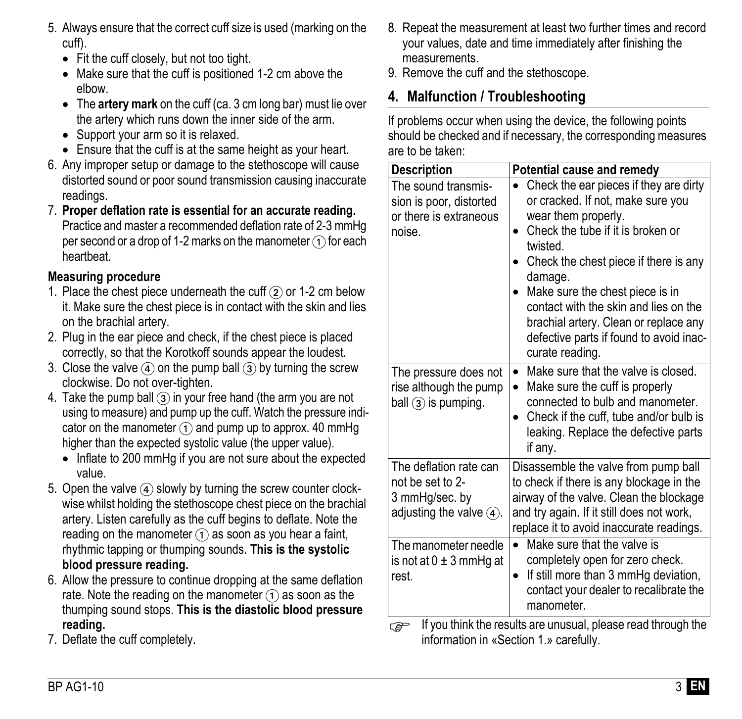5. Always ensure that the correct cuff size is used (marking on the cuff).
   - Fit the cuff closely, but not too tight.
   - Make sure that the cuff is positioned 1-2 cm above the elbow.
   - The **artery mark** on the cuff (ca. 3 cm long bar) must lie over the artery which runs down the inner side of the arm.
   - Support your arm so it is relaxed.
   - Ensure that the cuff is at the same height as your heart.
6. Any improper setup or damage to the stethoscope will cause distorted sound or poor sound transmission causing inaccurate readings.
7. **Proper deflation rate is essential for an accurate reading.** Practice and master a recommended deflation rate of 2-3 mmHg per second or a drop of 1-2 marks on the manometer ① for each heartbeat.

**Measuring procedure**

1. Place the chest piece underneath the cuff ② or 1-2 cm below it. Make sure the chest piece is in contact with the skin and lies on the brachial artery.
2. Plug in the ear piece and check, if the chest piece is placed correctly, so that the Korotkoff sounds appear the loudest.
3. Close the valve ④ on the pump ball ③ by turning the screw clockwise. Do not over-tighten.
4. Take the pump ball ③ in your free hand (the arm you are not using to measure) and pump up the cuff. Watch the pressure indicator on the manometer ① and pump up to approx. 40 mmHg higher than the expected systolic value (the upper value).
   - Inflate to 200 mmHg if you are not sure about the expected value.
5. Open the valve ④ slowly by turning the screw counter clockwise whilst holding the stethoscope chest piece on the brachial artery. Listen carefully as the cuff begins to deflate. Note the reading on the manometer ① as soon as you hear a faint, rhythmic tapping or thumping sounds. **This is the systolic blood pressure reading.**
6. Allow the pressure to continue dropping at the same deflation rate. Note the reading on the manometer ① as soon as the thumping sound stops. **This is the diastolic blood pressure reading.**
7. Deflate the cuff completely.
8. Repeat the measurement at least two further times and record your values, date and time immediately after finishing the measurements.
9. Remove the cuff and the stethoscope.

## 4. Malfunction / Troubleshooting

If problems occur when using the device, the following points should be checked and if necessary, the corresponding measures are to be taken:

| Description | Potential cause and remedy |
|---|---|
| The sound transmission is poor, distorted or there is extraneous noise. | • Check the ear pieces if they are dirty or cracked. If not, make sure you wear them properly.<br>• Check the tube if it is broken or twisted.<br>• Check the chest piece if there is any damage.<br>• Make sure the chest piece is in contact with the skin and lies on the brachial artery. Clean or replace any defective parts if found to avoid inaccurate reading. |
| The pressure does not rise although the pump ball ③ is pumping. | • Make sure that the valve is closed.<br>• Make sure the cuff is properly connected to bulb and manometer.<br>• Check if the cuff, tube and/or bulb is leaking. Replace the defective parts if any. |
| The deflation rate can not be set to 2-3 mmHg/sec. by adjusting the valve ④. | Disassemble the valve from pump ball to check if there is any blockage in the airway of the valve. Clean the blockage and try again. If it still does not work, replace it to avoid inaccurate readings. |
| The manometer needle is not at 0 ± 3 mmHg at rest. | • Make sure that the valve is completely open for zero check.<br>• If still more than 3 mmHg deviation, contact your dealer to recalibrate the manometer. |

☞ If you think the results are unusual, please read through the information in «Section 1.» carefully.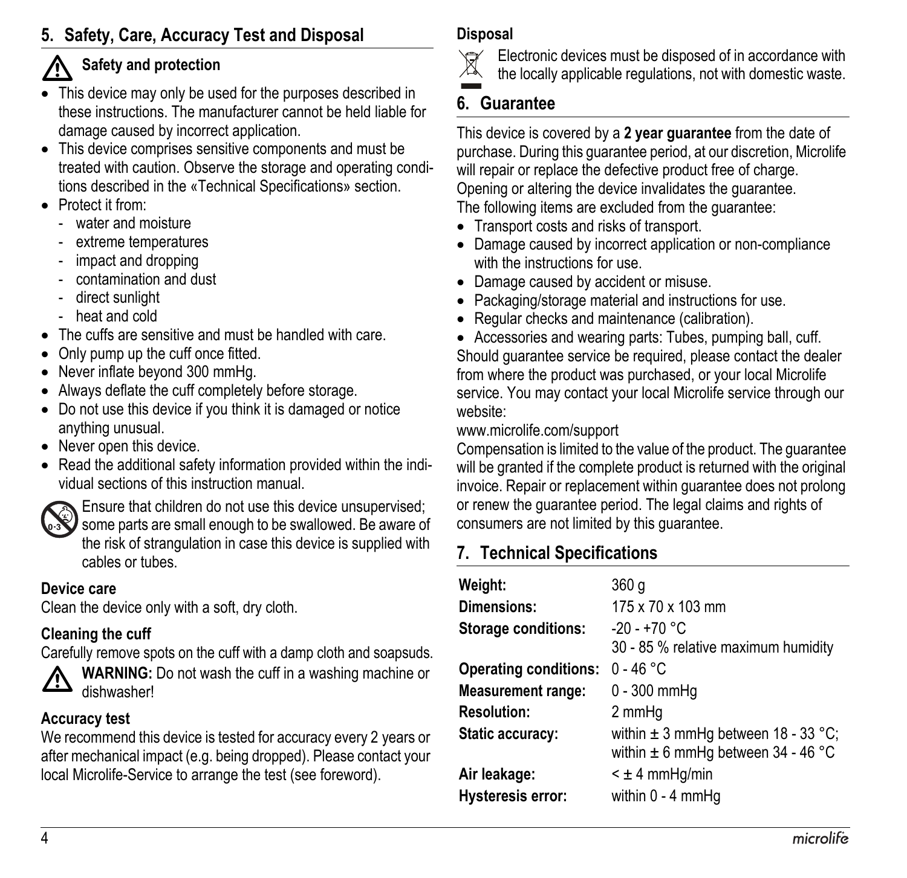## 5. Safety, Care, Accuracy Test and Disposal

### Safety and protection

- This device may only be used for the purposes described in these instructions. The manufacturer cannot be held liable for damage caused by incorrect application.
- This device comprises sensitive components and must be treated with caution. Observe the storage and operating conditions described in the «Technical Specifications» section.
- Protect it from:
  - water and moisture
  - extreme temperatures
  - impact and dropping
  - contamination and dust
  - direct sunlight
  - heat and cold
- The cuffs are sensitive and must be handled with care.
- Only pump up the cuff once fitted.
- Never inflate beyond 300 mmHg.
- Always deflate the cuff completely before storage.
- Do not use this device if you think it is damaged or notice anything unusual.
- Never open this device.
- Read the additional safety information provided within the individual sections of this instruction manual.

Ensure that children do not use this device unsupervised; some parts are small enough to be swallowed. Be aware of the risk of strangulation in case this device is supplied with cables or tubes.

### Device care

Clean the device only with a soft, dry cloth.

### Cleaning the cuff

Carefully remove spots on the cuff with a damp cloth and soapsuds.

**WARNING:** Do not wash the cuff in a washing machine or dishwasher!

### Accuracy test

We recommend this device is tested for accuracy every 2 years or after mechanical impact (e.g. being dropped). Please contact your local Microlife-Service to arrange the test (see foreword).

### Disposal

Electronic devices must be disposed of in accordance with the locally applicable regulations, not with domestic waste.

## 6. Guarantee

This device is covered by a **2 year guarantee** from the date of purchase. During this guarantee period, at our discretion, Microlife will repair or replace the defective product free of charge.
Opening or altering the device invalidates the guarantee.
The following items are excluded from the guarantee:

- Transport costs and risks of transport.
- Damage caused by incorrect application or non-compliance with the instructions for use.
- Damage caused by accident or misuse.
- Packaging/storage material and instructions for use.
- Regular checks and maintenance (calibration).
- Accessories and wearing parts: Tubes, pumping ball, cuff.

Should guarantee service be required, please contact the dealer from where the product was purchased, or your local Microlife service. You may contact your local Microlife service through our website:
www.microlife.com/support

Compensation is limited to the value of the product. The guarantee will be granted if the complete product is returned with the original invoice. Repair or replacement within guarantee does not prolong or renew the guarantee period. The legal claims and rights of consumers are not limited by this guarantee.

## 7. Technical Specifications

| | |
|---|---|
| **Weight:** | 360 g |
| **Dimensions:** | 175 x 70 x 103 mm |
| **Storage conditions:** | -20 - +70 °C<br>30 - 85 % relative maximum humidity |
| **Operating conditions:** | 0 - 46 °C |
| **Measurement range:** | 0 - 300 mmHg |
| **Resolution:** | 2 mmHg |
| **Static accuracy:** | within ± 3 mmHg between 18 - 33 °C;<br>within ± 6 mmHg between 34 - 46 °C |
| **Air leakage:** | < ± 4 mmHg/min |
| **Hysteresis error:** | within 0 - 4 mmHg |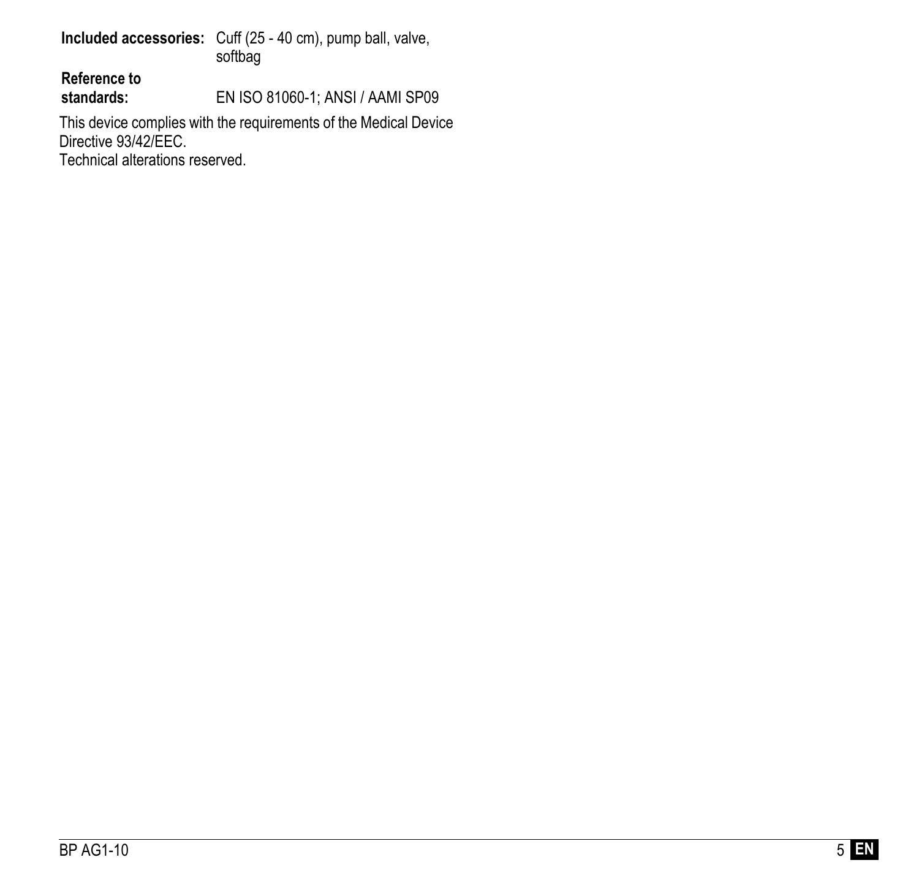**Included accessories:** Cuff (25 - 40 cm), pump ball, valve, softbag

**Reference to standards:** EN ISO 81060-1; ANSI / AAMI SP09

This device complies with the requirements of the Medical Device Directive 93/42/EEC.
Technical alterations reserved.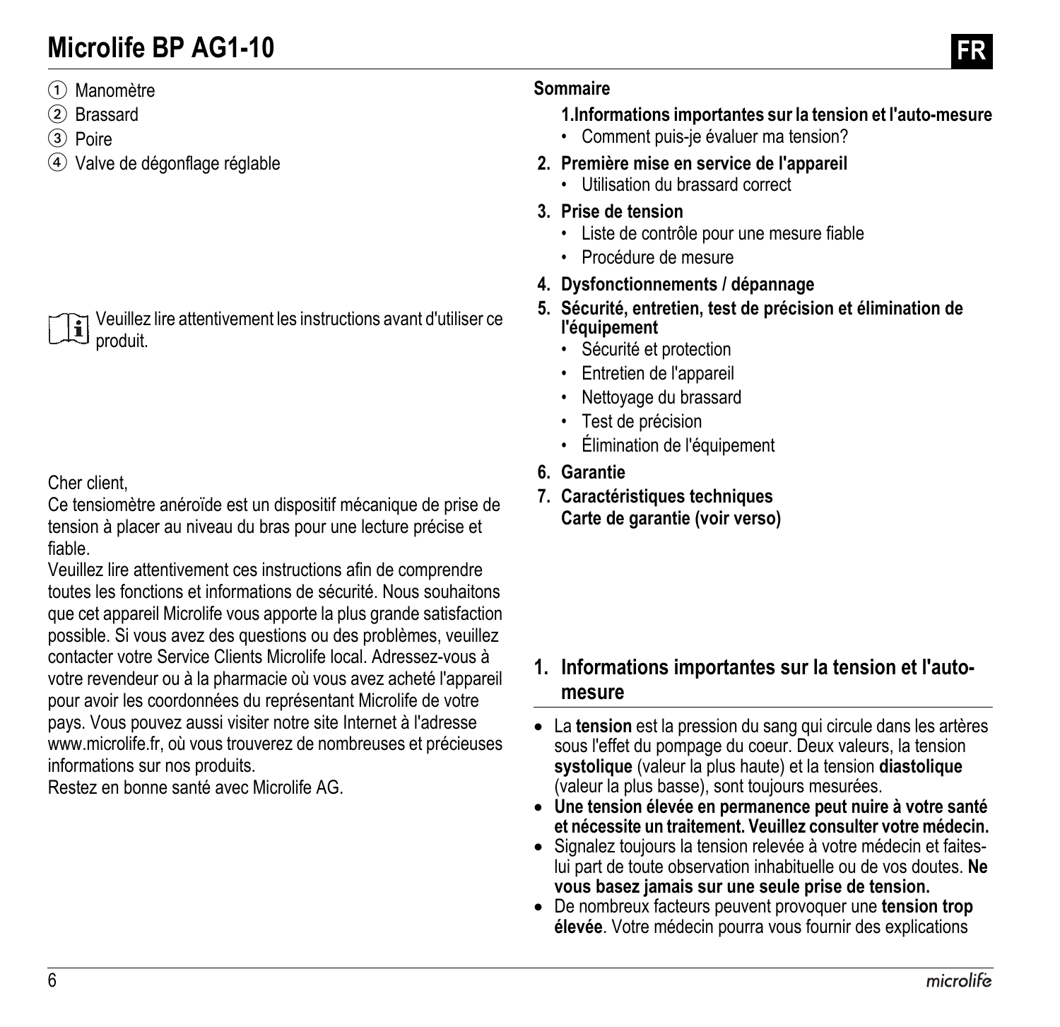# Microlife BP AG1-10

FR

① Manomètre
② Brassard
③ Poire
④ Valve de dégonflage réglable

Veuillez lire attentivement les instructions avant d'utiliser ce produit.

Cher client,
Ce tensiomètre anéroïde est un dispositif mécanique de prise de tension à placer au niveau du bras pour une lecture précise et fiable.
Veuillez lire attentivement ces instructions afin de comprendre toutes les fonctions et informations de sécurité. Nous souhaitons que cet appareil Microlife vous apporte la plus grande satisfaction possible. Si vous avez des questions ou des problèmes, veuillez contacter votre Service Clients Microlife local. Adressez-vous à votre revendeur ou à la pharmacie où vous avez acheté l'appareil pour avoir les coordonnées du représentant Microlife de votre pays. Vous pouvez aussi visiter notre site Internet à l'adresse www.microlife.fr, où vous trouverez de nombreuses et précieuses informations sur nos produits.
Restez en bonne santé avec Microlife AG.

**Sommaire**

1. **Informations importantes sur la tension et l'auto-mesure**
   - Comment puis-je évaluer ma tension?
2. **Première mise en service de l'appareil**
   - Utilisation du brassard correct
3. **Prise de tension**
   - Liste de contrôle pour une mesure fiable
   - Procédure de mesure
4. **Dysfonctionnements / dépannage**
5. **Sécurité, entretien, test de précision et élimination de l'équipement**
   - Sécurité et protection
   - Entretien de l'appareil
   - Nettoyage du brassard
   - Test de précision
   - Élimination de l'équipement
6. **Garantie**
7. **Caractéristiques techniques**
   **Carte de garantie (voir verso)**

## 1. Informations importantes sur la tension et l'auto-mesure

- La **tension** est la pression du sang qui circule dans les artères sous l'effet du pompage du coeur. Deux valeurs, la tension **systolique** (valeur la plus haute) et la tension **diastolique** (valeur la plus basse), sont toujours mesurées.
- **Une tension élevée en permanence peut nuire à votre santé et nécessite un traitement. Veuillez consulter votre médecin.**
- Signalez toujours la tension relevée à votre médecin et faites-lui part de toute observation inhabituelle ou de vos doutes. **Ne vous basez jamais sur une seule prise de tension.**
- De nombreux facteurs peuvent provoquer une **tension trop élevée**. Votre médecin pourra vous fournir des explications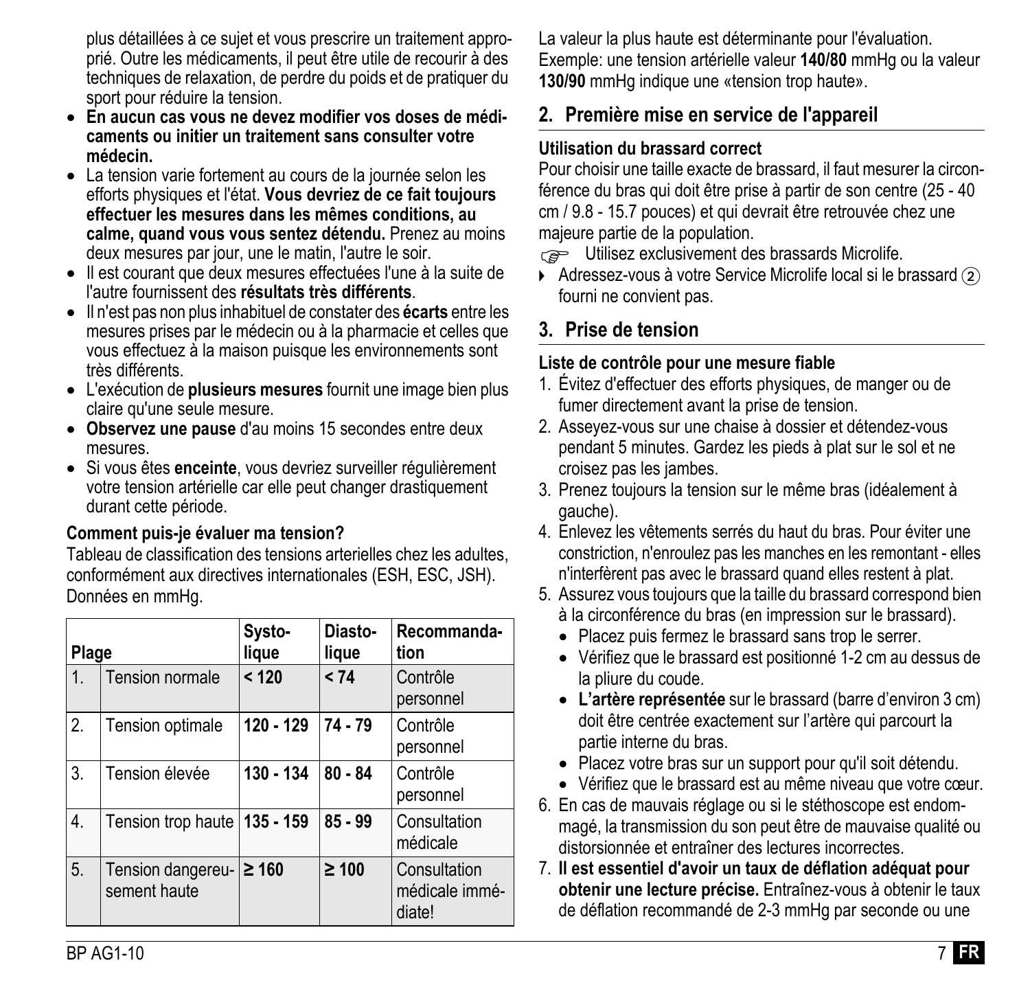plus détaillées à ce sujet et vous prescrire un traitement approprié. Outre les médicaments, il peut être utile de recourir à des techniques de relaxation, de perdre du poids et de pratiquer du sport pour réduire la tension.

- **En aucun cas vous ne devez modifier vos doses de médicaments ou initier un traitement sans consulter votre médecin.**
- La tension varie fortement au cours de la journée selon les efforts physiques et l'état. **Vous devriez de ce fait toujours effectuer les mesures dans les mêmes conditions, au calme, quand vous vous sentez détendu.** Prenez au moins deux mesures par jour, une le matin, l'autre le soir.
- Il est courant que deux mesures effectuées l'une à la suite de l'autre fournissent des **résultats très différents**.
- Il n'est pas non plus inhabituel de constater des **écarts** entre les mesures prises par le médecin ou à la pharmacie et celles que vous effectuez à la maison puisque les environnements sont très différents.
- L'exécution de **plusieurs mesures** fournit une image bien plus claire qu'une seule mesure.
- **Observez une pause** d'au moins 15 secondes entre deux mesures.
- Si vous êtes **enceinte**, vous devriez surveiller régulièrement votre tension artérielle car elle peut changer drastiquement durant cette période.

**Comment puis-je évaluer ma tension?**

Tableau de classification des tensions arterielles chez les adultes, conformément aux directives internationales (ESH, ESC, JSH). Données en mmHg.

| Plage | | Systolique | Diastolique | Recommandation |
|---|---|---|---|---|
| 1. | Tension normale | **< 120** | **< 74** | Contrôle personnel |
| 2. | Tension optimale | **120 - 129** | **74 - 79** | Contrôle personnel |
| 3. | Tension élevée | **130 - 134** | **80 - 84** | Contrôle personnel |
| 4. | Tension trop haute | **135 - 159** | **85 - 99** | Consultation médicale |
| 5. | Tension dangereusement haute | **≥ 160** | **≥ 100** | Consultation médicale immédiate! |

La valeur la plus haute est déterminante pour l'évaluation. Exemple: une tension artérielle valeur **140/80** mmHg ou la valeur **130/90** mmHg indique une «tension trop haute».

## 2. Première mise en service de l'appareil

**Utilisation du brassard correct**

Pour choisir une taille exacte de brassard, il faut mesurer la circonférence du bras qui doit être prise à partir de son centre (25 - 40 cm / 9.8 - 15.7 pouces) et qui devrait être retrouvée chez une majeure partie de la population.

☞ Utilisez exclusivement des brassards Microlife.

▸ Adressez-vous à votre Service Microlife local si le brassard ② fourni ne convient pas.

## 3. Prise de tension

**Liste de contrôle pour une mesure fiable**

1. Évitez d'effectuer des efforts physiques, de manger ou de fumer directement avant la prise de tension.
2. Asseyez-vous sur une chaise à dossier et détendez-vous pendant 5 minutes. Gardez les pieds à plat sur le sol et ne croisez pas les jambes.
3. Prenez toujours la tension sur le même bras (idéalement à gauche).
4. Enlevez les vêtements serrés du haut du bras. Pour éviter une constriction, n'enroulez pas les manches en les remontant - elles n'interfèrent pas avec le brassard quand elles restent à plat.
5. Assurez vous toujours que la taille du brassard correspond bien à la circonférence du bras (en impression sur le brassard).
   - Placez puis fermez le brassard sans trop le serrer.
   - Vérifiez que le brassard est positionné 1-2 cm au dessus de la pliure du coude.
   - **L'artère représentée** sur le brassard (barre d'environ 3 cm) doit être centrée exactement sur l'artère qui parcourt la partie interne du bras.
   - Placez votre bras sur un support pour qu'il soit détendu.
   - Vérifiez que le brassard est au même niveau que votre cœur.
6. En cas de mauvais réglage ou si le stéthoscope est endommagé, la transmission du son peut être de mauvaise qualité ou distorsionnée et entraîner des lectures incorrectes.
7. **Il est essentiel d'avoir un taux de déflation adéquat pour obtenir une lecture précise.** Entraînez-vous à obtenir le taux de déflation recommandé de 2-3 mmHg par seconde ou une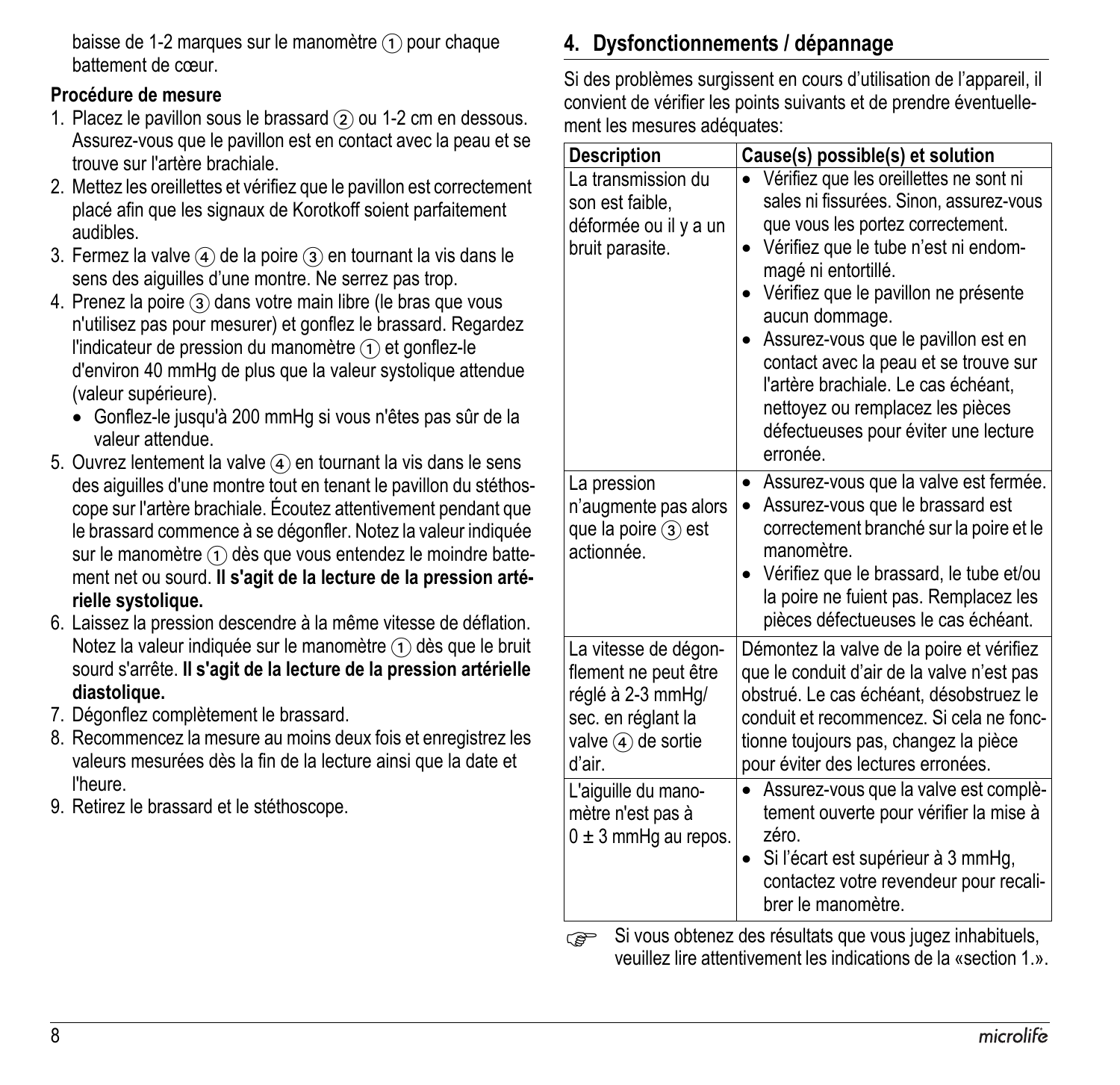baisse de 1-2 marques sur le manomètre ① pour chaque battement de cœur.

**Procédure de mesure**

1. Placez le pavillon sous le brassard ② ou 1-2 cm en dessous. Assurez-vous que le pavillon est en contact avec la peau et se trouve sur l'artère brachiale.
2. Mettez les oreillettes et vérifiez que le pavillon est correctement placé afin que les signaux de Korotkoff soient parfaitement audibles.
3. Fermez la valve ④ de la poire ③ en tournant la vis dans le sens des aiguilles d'une montre. Ne serrez pas trop.
4. Prenez la poire ③ dans votre main libre (le bras que vous n'utilisez pas pour mesurer) et gonflez le brassard. Regardez l'indicateur de pression du manomètre ① et gonflez-le d'environ 40 mmHg de plus que la valeur systolique attendue (valeur supérieure).
   - Gonflez-le jusqu'à 200 mmHg si vous n'êtes pas sûr de la valeur attendue.
5. Ouvrez lentement la valve ④ en tournant la vis dans le sens des aiguilles d'une montre tout en tenant le pavillon du stéthoscope sur l'artère brachiale. Écoutez attentivement pendant que le brassard commence à se dégonfler. Notez la valeur indiquée sur le manomètre ① dès que vous entendez le moindre battement net ou sourd. **Il s'agit de la lecture de la pression artérielle systolique.**
6. Laissez la pression descendre à la même vitesse de déflation. Notez la valeur indiquée sur le manomètre ① dès que le bruit sourd s'arrête. **Il s'agit de la lecture de la pression artérielle diastolique.**
7. Dégonflez complètement le brassard.
8. Recommencez la mesure au moins deux fois et enregistrez les valeurs mesurées dès la fin de la lecture ainsi que la date et l'heure.
9. Retirez le brassard et le stéthoscope.

## 4. Dysfonctionnements / dépannage

Si des problèmes surgissent en cours d'utilisation de l'appareil, il convient de vérifier les points suivants et de prendre éventuellement les mesures adéquates:

| Description | Cause(s) possible(s) et solution |
| --- | --- |
| La transmission du son est faible, déformée ou il y a un bruit parasite. | • Vérifiez que les oreillettes ne sont ni sales ni fissurées. Sinon, assurez-vous que vous les portez correctement.<br>• Vérifiez que le tube n'est ni endommagé ni entortillé.<br>• Vérifiez que le pavillon ne présente aucun dommage.<br>• Assurez-vous que le pavillon est en contact avec la peau et se trouve sur l'artère brachiale. Le cas échéant, nettoyez ou remplacez les pièces défectueuses pour éviter une lecture erronée. |
| La pression n'augmente pas alors que la poire ③ est actionnée. | • Assurez-vous que la valve est fermée.<br>• Assurez-vous que le brassard est correctement branché sur la poire et le manomètre.<br>• Vérifiez que le brassard, le tube et/ou la poire ne fuient pas. Remplacez les pièces défectueuses le cas échéant. |
| La vitesse de dégonflement ne peut être réglé à 2-3 mmHg/sec. en réglant la valve ④ de sortie d'air. | Démontez la valve de la poire et vérifiez que le conduit d'air de la valve n'est pas obstrué. Le cas échéant, désobstruez le conduit et recommencez. Si cela ne fonctionne toujours pas, changez la pièce pour éviter des lectures erronées. |
| L'aiguille du manomètre n'est pas à 0 ± 3 mmHg au repos. | • Assurez-vous que la valve est complètement ouverte pour vérifier la mise à zéro.<br>• Si l'écart est supérieur à 3 mmHg, contactez votre revendeur pour recalibrer le manomètre. |

☞ Si vous obtenez des résultats que vous jugez inhabituels, veuillez lire attentivement les indications de la «section 1.».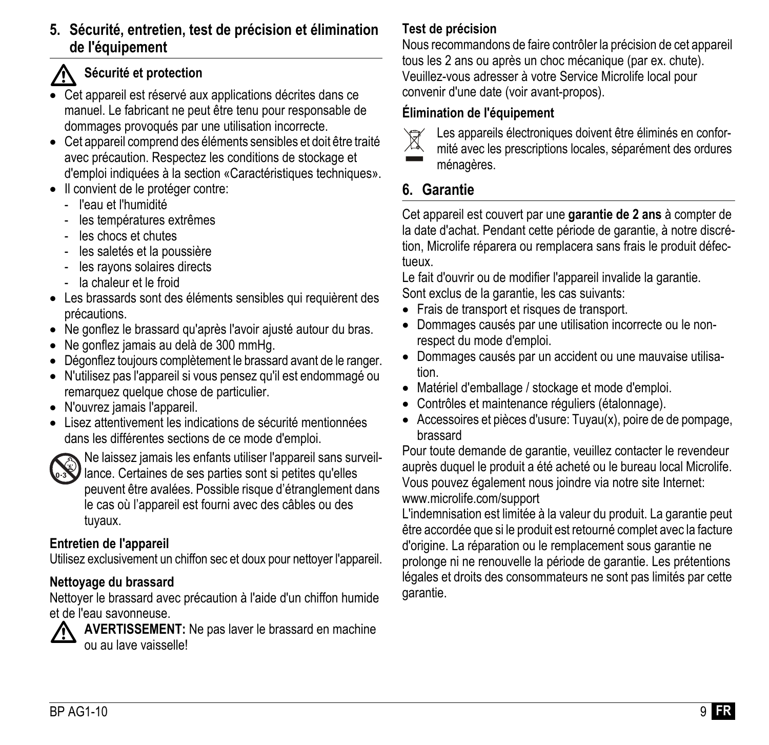## 5. Sécurité, entretien, test de précision et élimination de l'équipement

### Sécurité et protection

- Cet appareil est réservé aux applications décrites dans ce manuel. Le fabricant ne peut être tenu pour responsable de dommages provoqués par une utilisation incorrecte.
- Cet appareil comprend des éléments sensibles et doit être traité avec précaution. Respectez les conditions de stockage et d'emploi indiquées à la section «Caractéristiques techniques».
- Il convient de le protéger contre:
  - l'eau et l'humidité
  - les températures extrêmes
  - les chocs et chutes
  - les saletés et la poussière
  - les rayons solaires directs
  - la chaleur et le froid
- Les brassards sont des éléments sensibles qui requièrent des précautions.
- Ne gonflez le brassard qu'après l'avoir ajusté autour du bras.
- Ne gonflez jamais au delà de 300 mmHg.
- Dégonflez toujours complètement le brassard avant de le ranger.
- N'utilisez pas l'appareil si vous pensez qu'il est endommagé ou remarquez quelque chose de particulier.
- N'ouvrez jamais l'appareil.
- Lisez attentivement les indications de sécurité mentionnées dans les différentes sections de ce mode d'emploi.

Ne laissez jamais les enfants utiliser l'appareil sans surveillance. Certaines de ses parties sont si petites qu'elles peuvent être avalées. Possible risque d'étranglement dans le cas où l'appareil est fourni avec des câbles ou des tuyaux.

### Entretien de l'appareil

Utilisez exclusivement un chiffon sec et doux pour nettoyer l'appareil.

### Nettoyage du brassard

Nettoyer le brassard avec précaution à l'aide d'un chiffon humide et de l'eau savonneuse.

**AVERTISSEMENT:** Ne pas laver le brassard en machine ou au lave vaisselle!

### Test de précision

Nous recommandons de faire contrôler la précision de cet appareil tous les 2 ans ou après un choc mécanique (par ex. chute). Veuillez-vous adresser à votre Service Microlife local pour convenir d'une date (voir avant-propos).

### Élimination de l'équipement

Les appareils électroniques doivent être éliminés en conformité avec les prescriptions locales, séparément des ordures ménagères.

## 6. Garantie

Cet appareil est couvert par une **garantie de 2 ans** à compter de la date d'achat. Pendant cette période de garantie, à notre discrétion, Microlife réparera ou remplacera sans frais le produit défectueux.

Le fait d'ouvrir ou de modifier l'appareil invalide la garantie.

Sont exclus de la garantie, les cas suivants:

- Frais de transport et risques de transport.
- Dommages causés par une utilisation incorrecte ou le non-respect du mode d'emploi.
- Dommages causés par un accident ou une mauvaise utilisation.
- Matériel d'emballage / stockage et mode d'emploi.
- Contrôles et maintenance réguliers (étalonnage).
- Accessoires et pièces d'usure: Tuyau(x), poire de de pompage, brassard

Pour toute demande de garantie, veuillez contacter le revendeur auprès duquel le produit a été acheté ou le bureau local Microlife. Vous pouvez également nous joindre via notre site Internet: www.microlife.com/support

L'indemnisation est limitée à la valeur du produit. La garantie peut être accordée que si le produit est retourné complet avec la facture d'origine. La réparation ou le remplacement sous garantie ne prolonge ni ne renouvelle la période de garantie. Les prétentions légales et droits des consommateurs ne sont pas limités par cette garantie.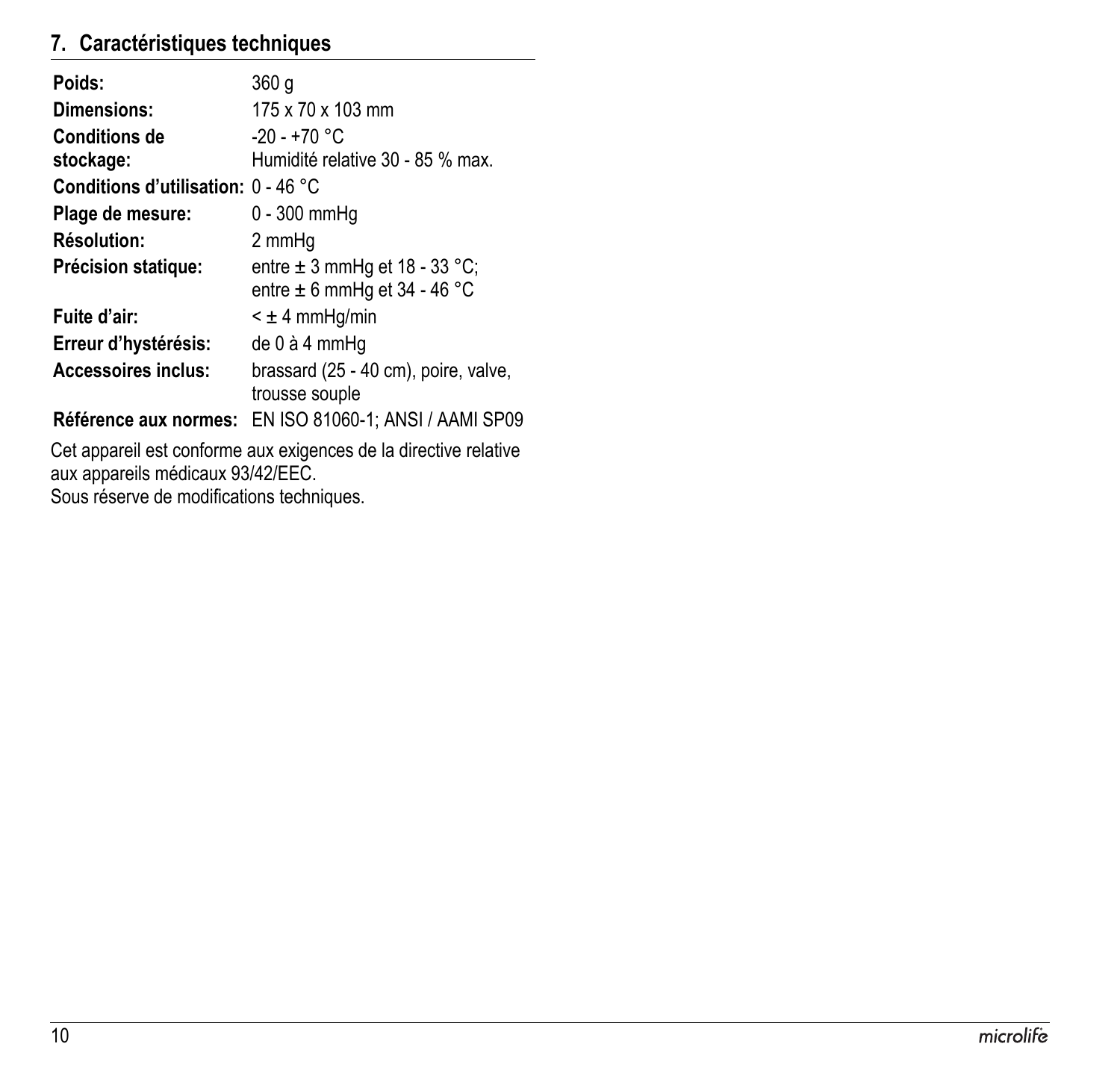## 7. Caractéristiques techniques

| | |
|---|---|
| **Poids:** | 360 g |
| **Dimensions:** | 175 x 70 x 103 mm |
| **Conditions de stockage:** | -20 - +70 °C<br>Humidité relative 30 - 85 % max. |
| **Conditions d'utilisation:** | 0 - 46 °C |
| **Plage de mesure:** | 0 - 300 mmHg |
| **Résolution:** | 2 mmHg |
| **Précision statique:** | entre ± 3 mmHg et 18 - 33 °C;<br>entre ± 6 mmHg et 34 - 46 °C |
| **Fuite d'air:** | < ± 4 mmHg/min |
| **Erreur d'hystérésis:** | de 0 à 4 mmHg |
| **Accessoires inclus:** | brassard (25 - 40 cm), poire, valve, trousse souple |
| **Référence aux normes:** | EN ISO 81060-1; ANSI / AAMI SP09 |

Cet appareil est conforme aux exigences de la directive relative aux appareils médicaux 93/42/EEC.

Sous réserve de modifications techniques.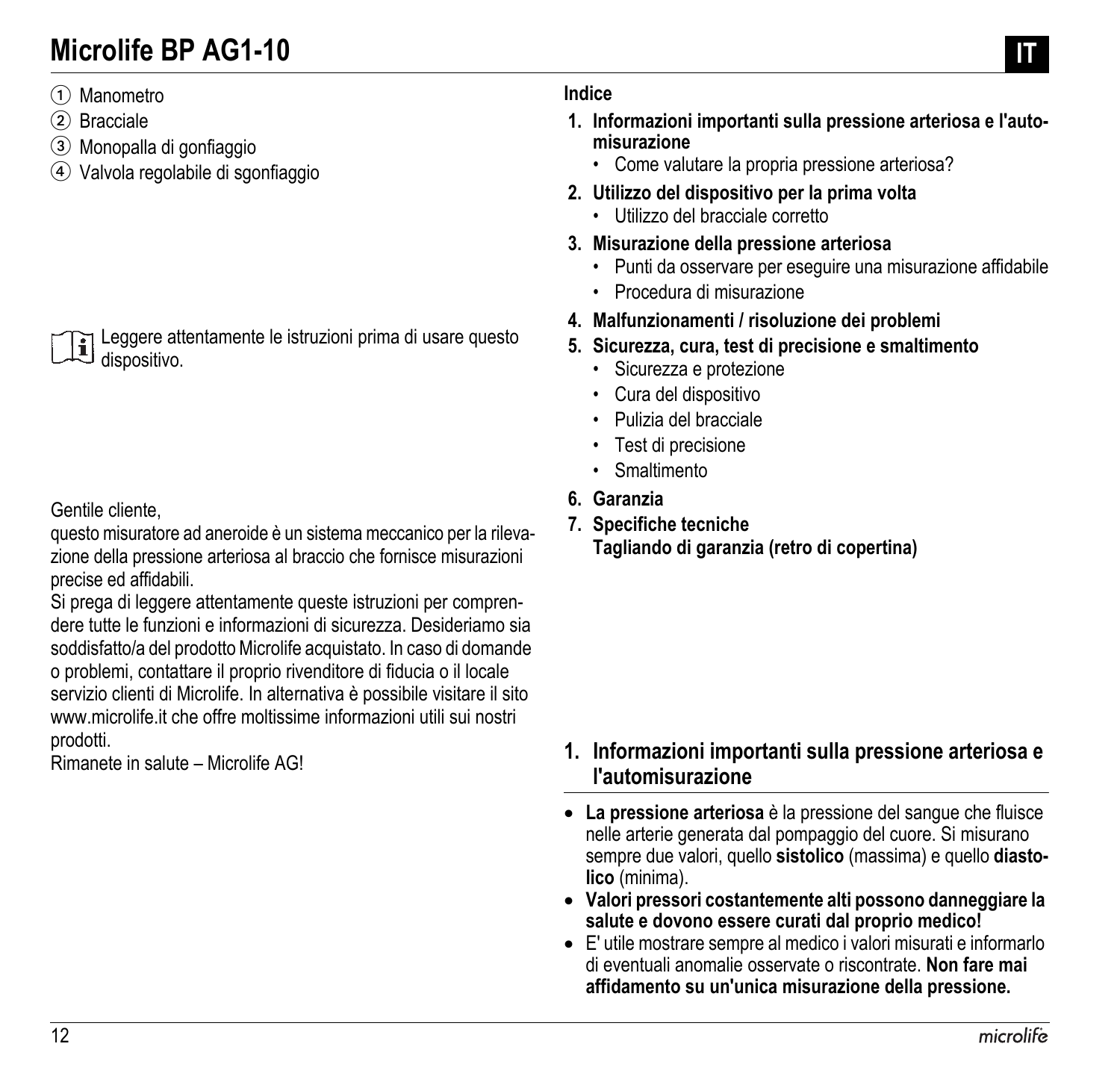# Microlife BP AG1-10

IT

① Manometro
② Bracciale
③ Monopalla di gonfiaggio
④ Valvola regolabile di sgonfiaggio

Leggere attentamente le istruzioni prima di usare questo dispositivo.

Gentile cliente,
questo misuratore ad aneroide è un sistema meccanico per la rilevazione della pressione arteriosa al braccio che fornisce misurazioni precise ed affidabili.
Si prega di leggere attentamente queste istruzioni per comprendere tutte le funzioni e informazioni di sicurezza. Desideriamo sia soddisfatto/a del prodotto Microlife acquistato. In caso di domande o problemi, contattare il proprio rivenditore di fiducia o il locale servizio clienti di Microlife. In alternativa è possibile visitare il sito www.microlife.it che offre moltissime informazioni utili sui nostri prodotti.
Rimanete in salute – Microlife AG!

**Indice**

1. **Informazioni importanti sulla pressione arteriosa e l'automisurazione**
   - Come valutare la propria pressione arteriosa?
2. **Utilizzo del dispositivo per la prima volta**
   - Utilizzo del bracciale corretto
3. **Misurazione della pressione arteriosa**
   - Punti da osservare per eseguire una misurazione affidabile
   - Procedura di misurazione
4. **Malfunzionamenti / risoluzione dei problemi**
5. **Sicurezza, cura, test di precisione e smaltimento**
   - Sicurezza e protezione
   - Cura del dispositivo
   - Pulizia del bracciale
   - Test di precisione
   - Smaltimento
6. **Garanzia**
7. **Specifiche tecniche**
   **Tagliando di garanzia (retro di copertina)**

## 1. Informazioni importanti sulla pressione arteriosa e l'automisurazione

- **La pressione arteriosa** è la pressione del sangue che fluisce nelle arterie generata dal pompaggio del cuore. Si misurano sempre due valori, quello **sistolico** (massima) e quello **diastolico** (minima).
- **Valori pressori costantemente alti possono danneggiare la salute e dovono essere curati dal proprio medico!**
- E' utile mostrare sempre al medico i valori misurati e informarlo di eventuali anomalie osservate o riscontrate. **Non fare mai affidamento su un'unica misurazione della pressione.**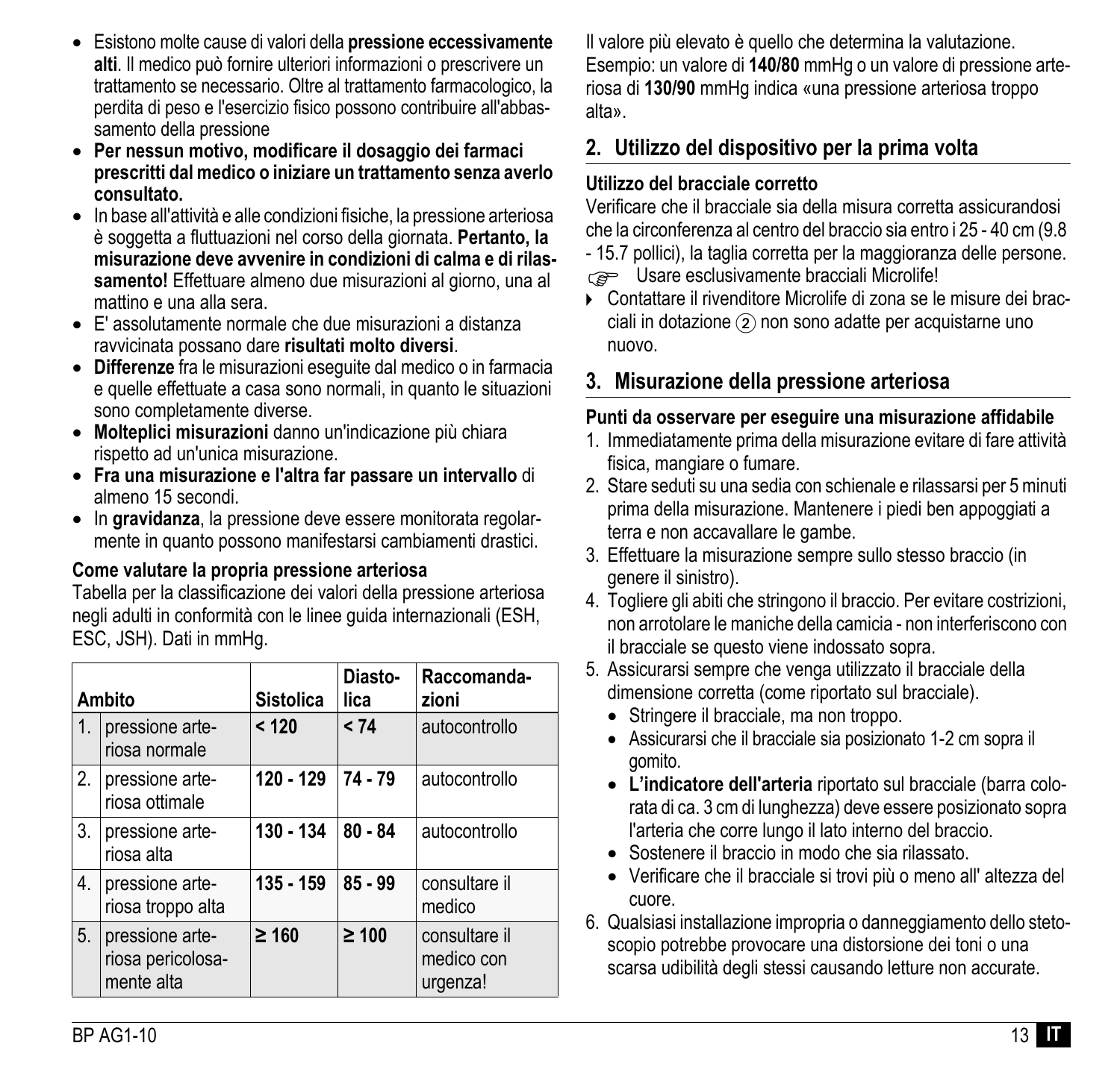- Esistono molte cause di valori della **pressione eccessivamente alti**. Il medico può fornire ulteriori informazioni o prescrivere un trattamento se necessario. Oltre al trattamento farmacologico, la perdita di peso e l'esercizio fisico possono contribuire all'abbassamento della pressione
- **Per nessun motivo, modificare il dosaggio dei farmaci prescritti dal medico o iniziare un trattamento senza averlo consultato.**
- In base all'attività e alle condizioni fisiche, la pressione arteriosa è soggetta a fluttuazioni nel corso della giornata. **Pertanto, la misurazione deve avvenire in condizioni di calma e di rilassamento!** Effettuare almeno due misurazioni al giorno, una al mattino e una alla sera.
- E' assolutamente normale che due misurazioni a distanza ravvicinata possano dare **risultati molto diversi**.
- **Differenze** fra le misurazioni eseguite dal medico o in farmacia e quelle effettuate a casa sono normali, in quanto le situazioni sono completamente diverse.
- **Molteplici misurazioni** danno un'indicazione più chiara rispetto ad un'unica misurazione.
- **Fra una misurazione e l'altra far passare un intervallo** di almeno 15 secondi.
- In **gravidanza**, la pressione deve essere monitorata regolarmente in quanto possono manifestarsi cambiamenti drastici.

**Come valutare la propria pressione arteriosa**

Tabella per la classificazione dei valori della pressione arteriosa negli adulti in conformità con le linee guida internazionali (ESH, ESC, JSH). Dati in mmHg.

| Ambito | | Sistolica | Diastolica | Raccomandazioni |
|---|---|---|---|---|
| 1. | pressione arteriosa normale | **< 120** | **< 74** | autocontrollo |
| 2. | pressione arteriosa ottimale | **120 - 129** | **74 - 79** | autocontrollo |
| 3. | pressione arteriosa alta | **130 - 134** | **80 - 84** | autocontrollo |
| 4. | pressione arteriosa troppo alta | **135 - 159** | **85 - 99** | consultare il medico |
| 5. | pressione arteriosa pericolosamente alta | **≥ 160** | **≥ 100** | consultare il medico con urgenza! |

Il valore più elevato è quello che determina la valutazione. Esempio: un valore di **140/80** mmHg o un valore di pressione arteriosa di **130/90** mmHg indica «una pressione arteriosa troppo alta».

## 2. Utilizzo del dispositivo per la prima volta

**Utilizzo del bracciale corretto**

Verificare che il bracciale sia della misura corretta assicurandosi che la circonferenza al centro del braccio sia entro i 25 - 40 cm (9.8 - 15.7 pollici), la taglia corretta per la maggioranza delle persone.

☞ Usare esclusivamente bracciali Microlife!

▸ Contattare il rivenditore Microlife di zona se le misure dei bracciali in dotazione ② non sono adatte per acquistarne uno nuovo.

## 3. Misurazione della pressione arteriosa

**Punti da osservare per eseguire una misurazione affidabile**

1. Immediatamente prima della misurazione evitare di fare attività fisica, mangiare o fumare.
2. Stare seduti su una sedia con schienale e rilassarsi per 5 minuti prima della misurazione. Mantenere i piedi ben appoggiati a terra e non accavallare le gambe.
3. Effettuare la misurazione sempre sullo stesso braccio (in genere il sinistro).
4. Togliere gli abiti che stringono il braccio. Per evitare costrizioni, non arrotolare le maniche della camicia - non interferiscono con il bracciale se questo viene indossato sopra.
5. Assicurarsi sempre che venga utilizzato il bracciale della dimensione corretta (come riportato sul bracciale).
   - Stringere il bracciale, ma non troppo.
   - Assicurarsi che il bracciale sia posizionato 1-2 cm sopra il gomito.
   - **L'indicatore dell'arteria** riportato sul bracciale (barra colorata di ca. 3 cm di lunghezza) deve essere posizionato sopra l'arteria che corre lungo il lato interno del braccio.
   - Sostenere il braccio in modo che sia rilassato.
   - Verificare che il bracciale si trovi più o meno all' altezza del cuore.
6. Qualsiasi installazione impropria o danneggiamento dello stetoscopio potrebbe provocare una distorsione dei toni o una scarsa udibilità degli stessi causando letture non accurate.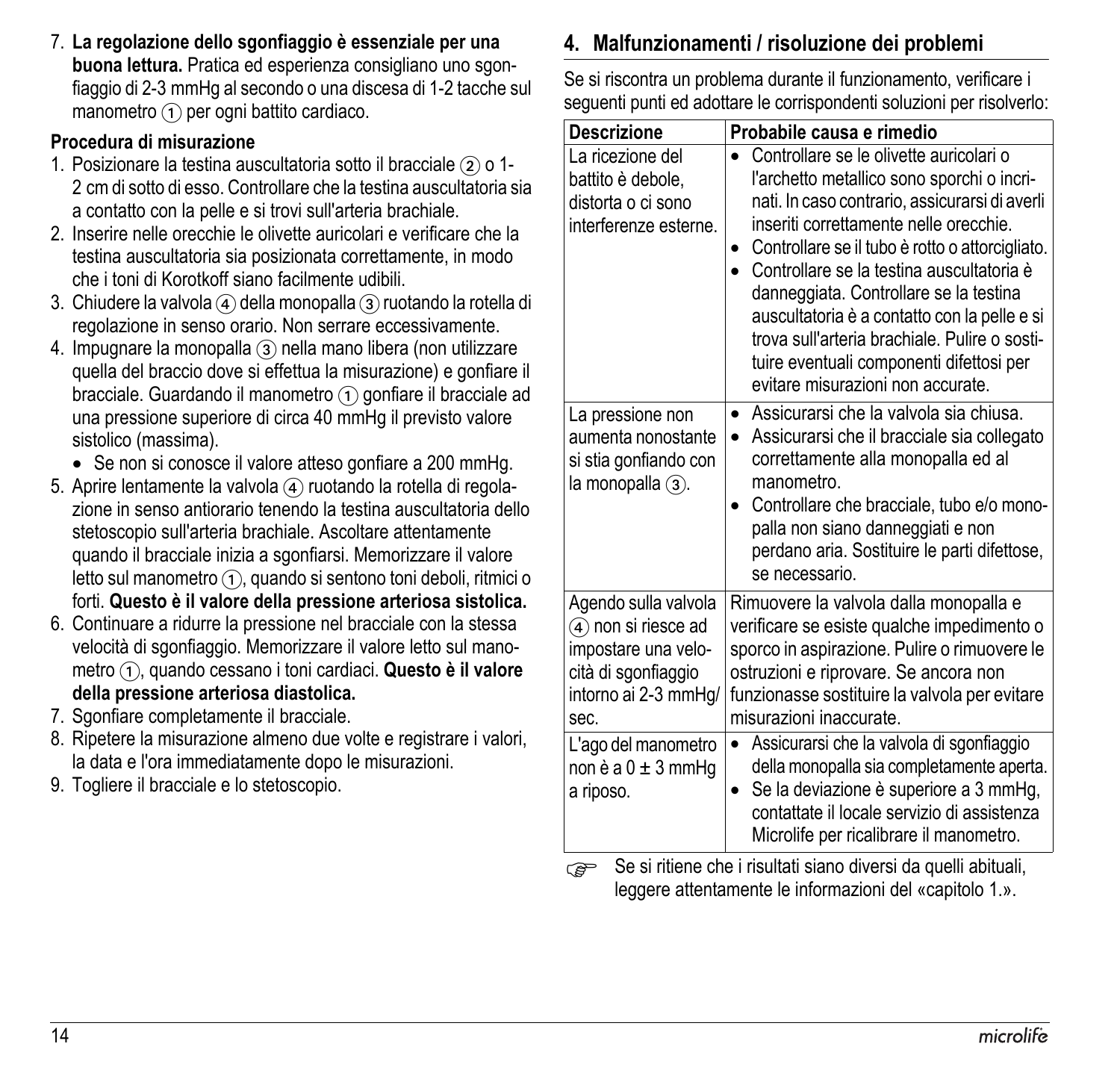7. **La regolazione dello sgonfiaggio è essenziale per una buona lettura.** Pratica ed esperienza consigliano uno sgonfiaggio di 2-3 mmHg al secondo o una discesa di 1-2 tacche sul manometro ① per ogni battito cardiaco.

**Procedura di misurazione**

1. Posizionare la testina auscultatoria sotto il bracciale ② o 1-2 cm di sotto di esso. Controllare che la testina auscultatoria sia a contatto con la pelle e si trovi sull'arteria brachiale.
2. Inserire nelle orecchie le olivette auricolari e verificare che la testina auscultatoria sia posizionata correttamente, in modo che i toni di Korotkoff siano facilmente udibili.
3. Chiudere la valvola ④ della monopalla ③ ruotando la rotella di regolazione in senso orario. Non serrare eccessivamente.
4. Impugnare la monopalla ③ nella mano libera (non utilizzare quella del braccio dove si effettua la misurazione) e gonfiare il bracciale. Guardando il manometro ① gonfiare il bracciale ad una pressione superiore di circa 40 mmHg il previsto valore sistolico (massima).
   - Se non si conosce il valore atteso gonfiare a 200 mmHg.
5. Aprire lentamente la valvola ④ ruotando la rotella di regolazione in senso antiorario tenendo la testina auscultatoria dello stetoscopio sull'arteria brachiale. Ascoltare attentamente quando il bracciale inizia a sgonfiarsi. Memorizzare il valore letto sul manometro ①, quando si sentono toni deboli, ritmici o forti. **Questo è il valore della pressione arteriosa sistolica.**
6. Continuare a ridurre la pressione nel bracciale con la stessa velocità di sgonfiaggio. Memorizzare il valore letto sul manometro ①, quando cessano i toni cardiaci. **Questo è il valore della pressione arteriosa diastolica.**
7. Sgonfiare completamente il bracciale.
8. Ripetere la misurazione almeno due volte e registrare i valori, la data e l'ora immediatamente dopo le misurazioni.
9. Togliere il bracciale e lo stetoscopio.

## 4. Malfunzionamenti / risoluzione dei problemi

Se si riscontra un problema durante il funzionamento, verificare i seguenti punti ed adottare le corrispondenti soluzioni per risolverlo:

| Descrizione | Probabile causa e rimedio |
| --- | --- |
| La ricezione del battito è debole, distorta o ci sono interferenze esterne. | • Controllare se le olivette auricolari o l'archetto metallico sono sporchi o incrinati. In caso contrario, assicurarsi di averli inseriti correttamente nelle orecchie.<br>• Controllare se il tubo è rotto o attorcigliato.<br>• Controllare se la testina auscultatoria è danneggiata. Controllare se la testina auscultatoria è a contatto con la pelle e si trova sull'arteria brachiale. Pulire o sostituire eventuali componenti difettosi per evitare misurazioni non accurate. |
| La pressione non aumenta nonostante si stia gonfiando con la monopalla ③. | • Assicurarsi che la valvola sia chiusa.<br>• Assicurarsi che il bracciale sia collegato correttamente alla monopalla ed al manometro.<br>• Controllare che bracciale, tubo e/o monopalla non siano danneggiati e non perdano aria. Sostituire le parti difettose, se necessario. |
| Agendo sulla valvola ④ non si riesce ad impostare una velocità di sgonfiaggio intorno ai 2-3 mmHg/sec. | Rimuovere la valvola dalla monopalla e verificare se esiste qualche impedimento o sporco in aspirazione. Pulire o rimuovere le ostruzioni e riprovare. Se ancora non funzionasse sostituire la valvola per evitare misurazioni inaccurate. |
| L'ago del manometro non è a 0 ± 3 mmHg a riposo. | • Assicurarsi che la valvola di sgonfiaggio della monopalla sia completamente aperta.<br>• Se la deviazione è superiore a 3 mmHg, contattate il locale servizio di assistenza Microlife per ricalibrare il manometro. |

☞ Se si ritiene che i risultati siano diversi da quelli abituali, leggere attentamente le informazioni del «capitolo 1.».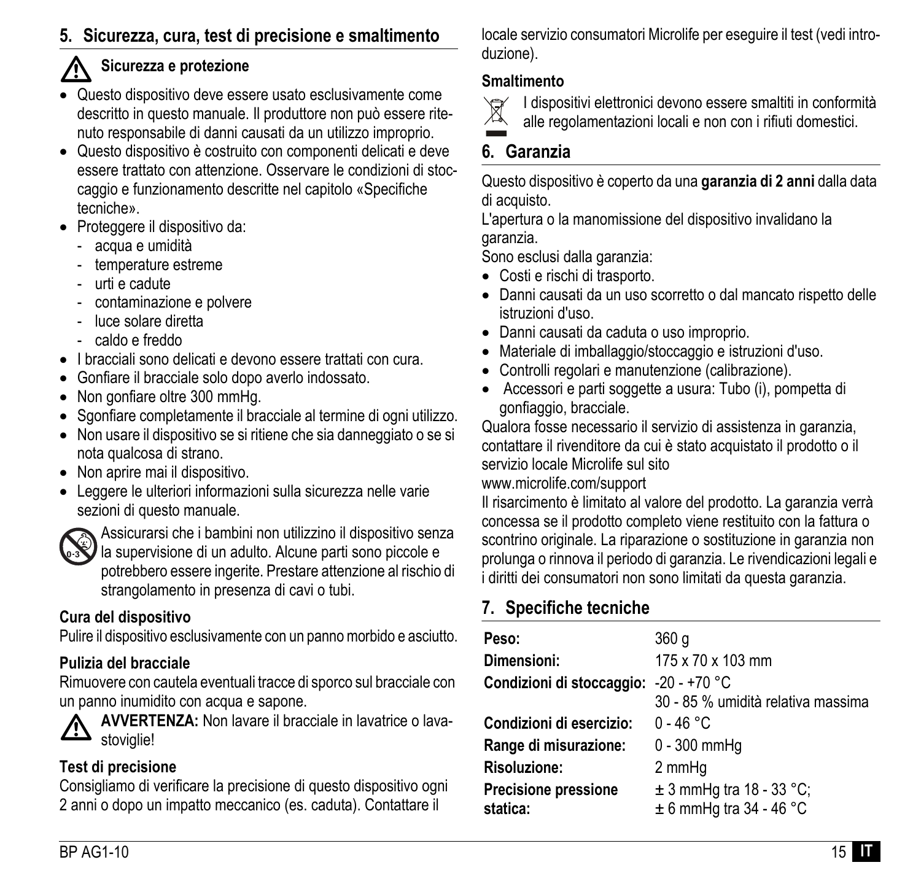## 5. Sicurezza, cura, test di precisione e smaltimento

### Sicurezza e protezione

- Questo dispositivo deve essere usato esclusivamente come descritto in questo manuale. Il produttore non può essere ritenuto responsabile di danni causati da un utilizzo improprio.
- Questo dispositivo è costruito con componenti delicati e deve essere trattato con attenzione. Osservare le condizioni di stoccaggio e funzionamento descritte nel capitolo «Specifiche tecniche».
- Proteggere il dispositivo da:
  - acqua e umidità
  - temperature estreme
  - urti e cadute
  - contaminazione e polvere
  - luce solare diretta
  - caldo e freddo
- I bracciali sono delicati e devono essere trattati con cura.
- Gonfiare il bracciale solo dopo averlo indossato.
- Non gonfiare oltre 300 mmHg.
- Sgonfiare completamente il bracciale al termine di ogni utilizzo.
- Non usare il dispositivo se si ritiene che sia danneggiato o se si nota qualcosa di strano.
- Non aprire mai il dispositivo.
- Leggere le ulteriori informazioni sulla sicurezza nelle varie sezioni di questo manuale.

Assicurarsi che i bambini non utilizzino il dispositivo senza la supervisione di un adulto. Alcune parti sono piccole e potrebbero essere ingerite. Prestare attenzione al rischio di strangolamento in presenza di cavi o tubi.

### Cura del dispositivo

Pulire il dispositivo esclusivamente con un panno morbido e asciutto.

### Pulizia del bracciale

Rimuovere con cautela eventuali tracce di sporco sul bracciale con un panno inumidito con acqua e sapone.

**AVVERTENZA:** Non lavare il bracciale in lavatrice o lavastoviglie!

### Test di precisione

Consigliamo di verificare la precisione di questo dispositivo ogni 2 anni o dopo un impatto meccanico (es. caduta). Contattare il locale servizio consumatori Microlife per eseguire il test (vedi introduzione).

### Smaltimento

I dispositivi elettronici devono essere smaltiti in conformità alle regolamentazioni locali e non con i rifiuti domestici.

## 6. Garanzia

Questo dispositivo è coperto da una **garanzia di 2 anni** dalla data di acquisto.

L'apertura o la manomissione del dispositivo invalidano la garanzia.

Sono esclusi dalla garanzia:

- Costi e rischi di trasporto.
- Danni causati da un uso scorretto o dal mancato rispetto delle istruzioni d'uso.
- Danni causati da caduta o uso improprio.
- Materiale di imballaggio/stoccaggio e istruzioni d'uso.
- Controlli regolari e manutenzione (calibrazione).
- Accessori e parti soggette a usura: Tubo (i), pompetta di gonfiaggio, bracciale.

Qualora fosse necessario il servizio di assistenza in garanzia, contattare il rivenditore da cui è stato acquistato il prodotto o il servizio locale Microlife sul sito www.microlife.com/support

Il risarcimento è limitato al valore del prodotto. La garanzia verrà concessa se il prodotto completo viene restituito con la fattura o scontrino originale. La riparazione o sostituzione in garanzia non prolunga o rinnova il periodo di garanzia. Le rivendicazioni legali e i diritti dei consumatori non sono limitati da questa garanzia.

## 7. Specifiche tecniche

| | |
|---|---|
| **Peso:** | 360 g |
| **Dimensioni:** | 175 x 70 x 103 mm |
| **Condizioni di stoccaggio:** | -20 - +70 °C<br>30 - 85 % umidità relativa massima |
| **Condizioni di esercizio:** | 0 - 46 °C |
| **Range di misurazione:** | 0 - 300 mmHg |
| **Risoluzione:** | 2 mmHg |
| **Precisione pressione statica:** | ± 3 mmHg tra 18 - 33 °C;<br>± 6 mmHg tra 34 - 46 °C |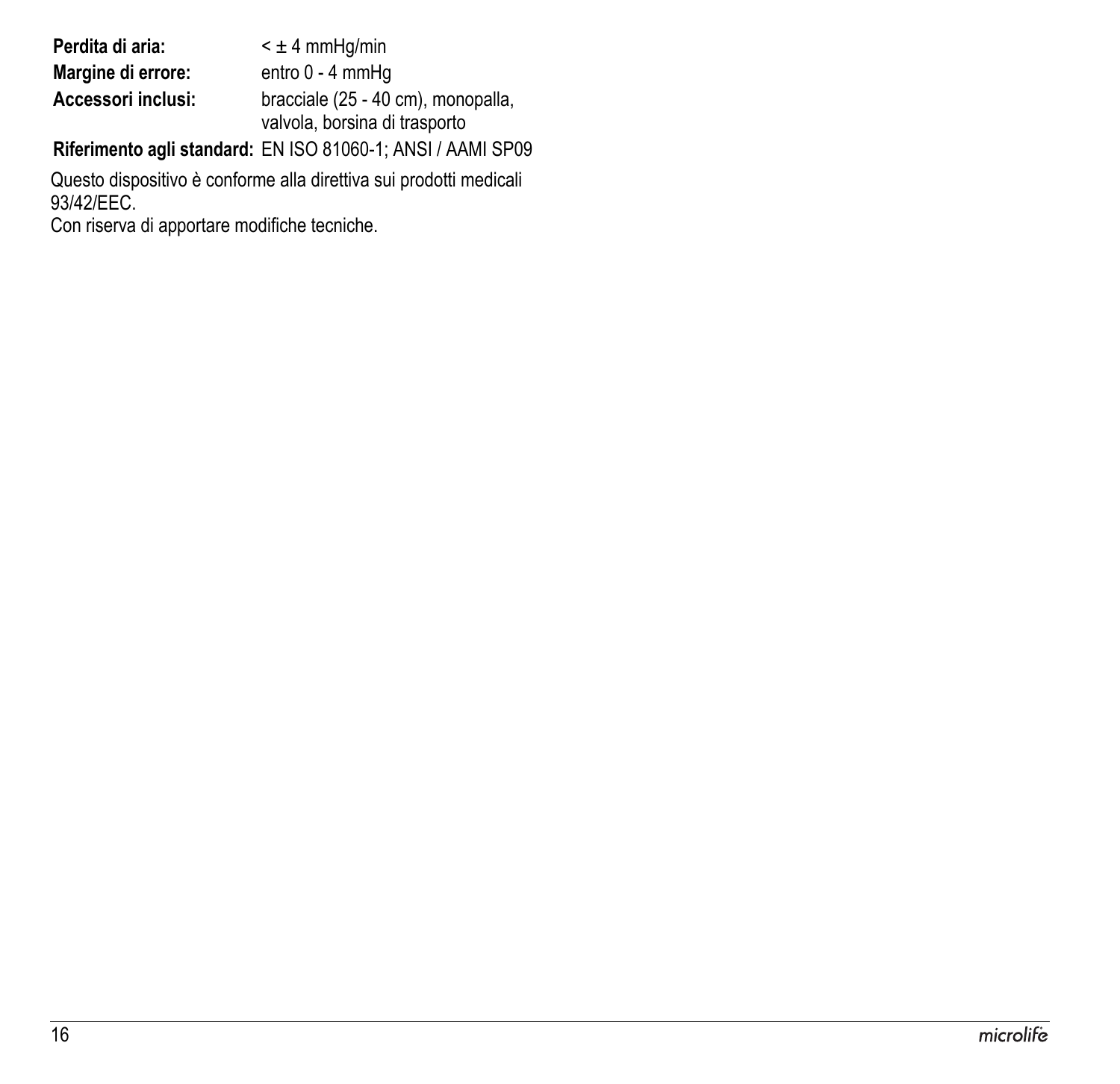**Perdita di aria:** < ± 4 mmHg/min

**Margine di errore:** entro 0 - 4 mmHg

**Accessori inclusi:** bracciale (25 - 40 cm), monopalla, valvola, borsina di trasporto

**Riferimento agli standard:** EN ISO 81060-1; ANSI / AAMI SP09

Questo dispositivo è conforme alla direttiva sui prodotti medicali 93/42/EEC.

Con riserva di apportare modifiche tecniche.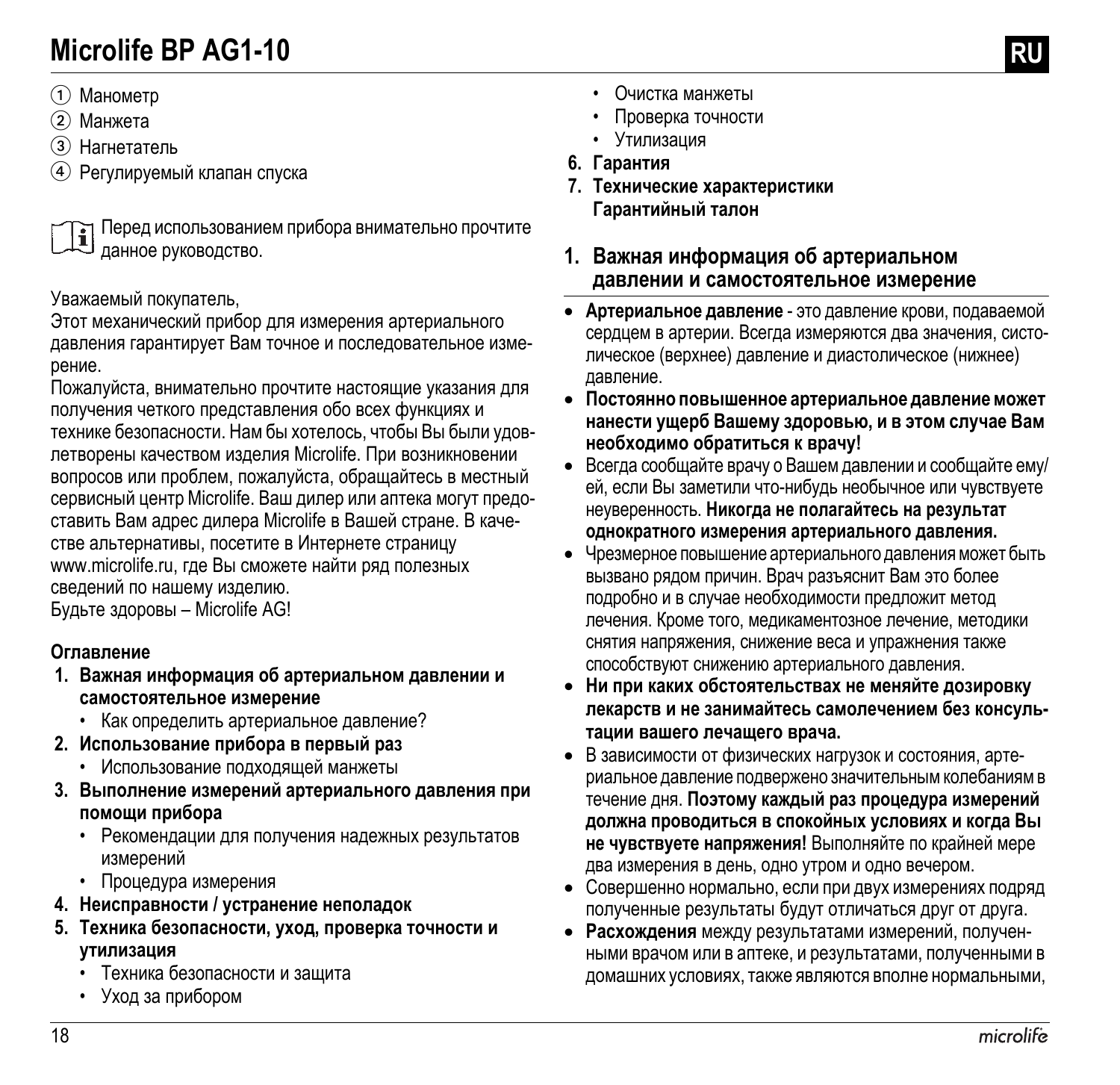# Microlife BP AG1-10

① Манометр
② Манжета
③ Нагнетатель
④ Регулируемый клапан спуска

Перед использованием прибора внимательно прочтите данное руководство.

Уважаемый покупатель,
Этот механический прибор для измерения артериального давления гарантирует Вам точное и последовательное измерение.
Пожалуйста, внимательно прочтите настоящие указания для получения четкого представления обо всех функциях и технике безопасности. Нам бы хотелось, чтобы Вы были удовлетворены качеством изделия Microlife. При возникновении вопросов или проблем, пожалуйста, обращайтесь в местный сервисный центр Microlife. Ваш дилер или аптека могут предоставить Вам адрес дилера Microlife в Вашей стране. В качестве альтернативы, посетите в Интернете страницу www.microlife.ru, где Вы сможете найти ряд полезных сведений по нашему изделию.
Будьте здоровы – Microlife AG!

**Оглавление**

1. **Важная информация об артериальном давлении и самостоятельное измерение**
   - Как определить артериальное давление?
2. **Использование прибора в первый раз**
   - Использование подходящей манжеты
3. **Выполнение измерений артериального давления при помощи прибора**
   - Рекомендации для получения надежных результатов измерений
   - Процедура измерения
4. **Неисправности / устранение неполадок**
5. **Техника безопасности, уход, проверка точности и утилизация**
   - Техника безопасности и защита
   - Уход за прибором
   - Очистка манжеты
   - Проверка точности
   - Утилизация
6. **Гарантия**
7. **Технические характеристики**
   **Гарантийный талон**

## 1. Важная информация об артериальном давлении и самостоятельное измерение

- **Артериальное давление** - это давление крови, подаваемой сердцем в артерии. Всегда измеряются два значения, систолическое (верхнее) давление и диастолическое (нижнее) давление.
- **Постоянно повышенное артериальное давление может нанести ущерб Вашему здоровью, и в этом случае Вам необходимо обратиться к врачу!**
- Всегда сообщайте врачу о Вашем давлении и сообщайте ему/ей, если Вы заметили что-нибудь необычное или чувствуете неуверенность. **Никогда не полагайтесь на результат однократного измерения артериального давления.**
- Чрезмерное повышение артериального давления может быть вызвано рядом причин. Врач разъяснит Вам это более подробно и в случае необходимости предложит метод лечения. Кроме того, медикаментозное лечение, методики снятия напряжения, снижение веса и упражнения также способствуют снижению артериального давления.
- **Ни при каких обстоятельствах не меняйте дозировку лекарств и не занимайтесь самолечением без консультации вашего лечащего врача.**
- В зависимости от физических нагрузок и состояния, артериальное давление подвержено значительным колебаниям в течение дня. **Поэтому каждый раз процедура измерений должна проводиться в спокойных условиях и когда Вы не чувствуете напряжения!** Выполняйте по крайней мере два измерения в день, одно утром и одно вечером.
- Совершенно нормально, если при двух измерениях подряд полученные результаты будут отличаться друг от друга.
- **Расхождения** между результатами измерений, полученными врачом или в аптеке, и результатами, полученными в домашних условиях, также являются вполне нормальными,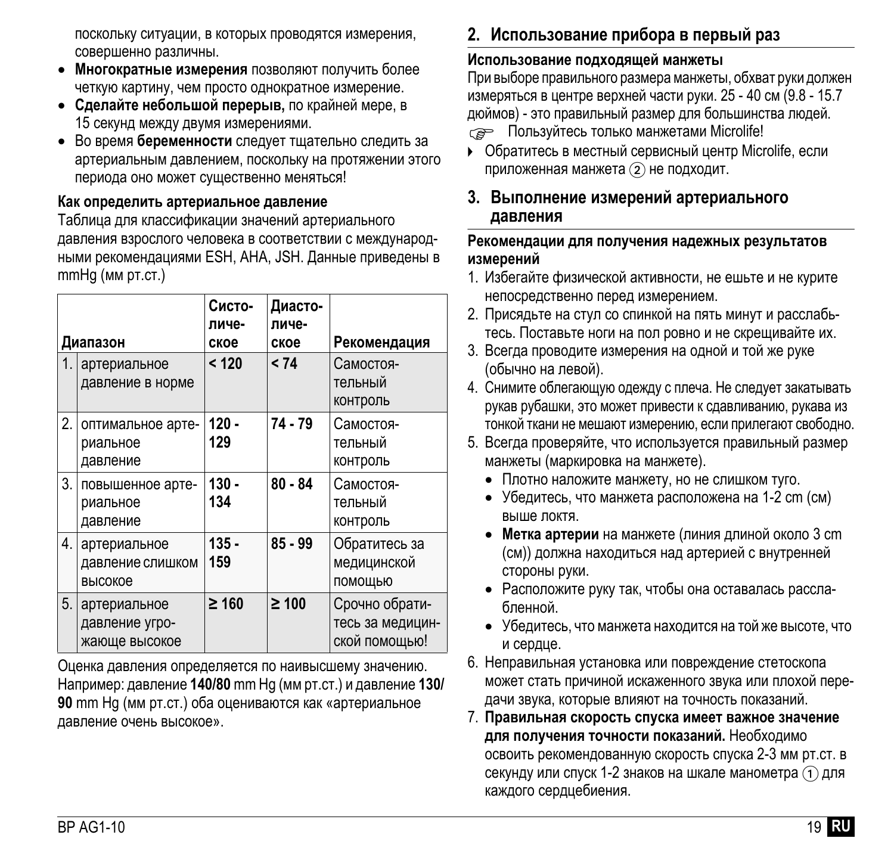поскольку ситуации, в которых проводятся измерения, совершенно различны.

- **Многократные измерения** позволяют получить более четкую картину, чем просто однократное измерение.
- **Сделайте небольшой перерыв,** по крайней мере, в 15 секунд между двумя измерениями.
- Во время **беременности** следует тщательно следить за артериальным давлением, поскольку на протяжении этого периода оно может существенно меняться!

**Как определить артериальное давление**

Таблица для классификации значений артериального давления взрослого человека в соответствии с международными рекомендациями ESH, AHA, JSH. Данные приведены в mmHg (мм рт.ст.)

| Диапазон | | Систолическое | Диастолическое | Рекомендация |
|---|---|---|---|---|
| 1. | артериальное давление в норме | **< 120** | **< 74** | Самостоятельный контроль |
| 2. | оптимальное артериальное давление | **120 - 129** | **74 - 79** | Самостоятельный контроль |
| 3. | повышенное артериальное давление | **130 - 134** | **80 - 84** | Самостоятельный контроль |
| 4. | артериальное давление слишком высокое | **135 - 159** | **85 - 99** | Обратитесь за медицинской помощью |
| 5. | артериальное давление угрожающе высокое | **≥ 160** | **≥ 100** | Срочно обратитесь за медицинской помощью! |

Оценка давления определяется по наивысшему значению. Например: давление **140/80** mm Hg (мм рт.ст.) и давление **130/90** mm Hg (мм рт.ст.) оба оцениваются как «артериальное давление очень высокое».

## 2. Использование прибора в первый раз

**Использование подходящей манжеты**

При выборе правильного размера манжеты, обхват руки должен измеряться в центре верхней части руки. 25 - 40 см (9.8 - 15.7 дюймов) - это правильный размер для большинства людей.

☞ Пользуйтесь только манжетами Microlife!

▸ Обратитесь в местный сервисный центр Microlife, если приложенная манжета (2) не подходит.

## 3. Выполнение измерений артериального давления

**Рекомендации для получения надежных результатов измерений**

1. Избегайте физической активности, не ешьте и не курите непосредственно перед измерением.
2. Присядьте на стул со спинкой на пять минут и расслабьтесь. Поставьте ноги на пол ровно и не скрещивайте их.
3. Всегда проводите измерения на одной и той же руке (обычно на левой).
4. Снимите облегающую одежду с плеча. Не следует закатывать рукав рубашки, это может привести к сдавливанию, рукава из тонкой ткани не мешают измерению, если прилегают свободно.
5. Всегда проверяйте, что используется правильный размер манжеты (маркировка на манжете).
   - Плотно наложите манжету, но не слишком туго.
   - Убедитесь, что манжета расположена на 1-2 cm (см) выше локтя.
   - **Метка артерии** на манжете (линия длиной около 3 cm (см)) должна находиться над артерией с внутренней стороны руки.
   - Расположите руку так, чтобы она оставалась расслабленной.
   - Убедитесь, что манжета находится на той же высоте, что и сердце.
6. Неправильная установка или повреждение стетоскопа может стать причиной искаженного звука или плохой передачи звука, которые влияют на точность показаний.
7. **Правильная скорость спуска имеет важное значение для получения точности показаний.** Необходимо освоить рекомендованную скорость спуска 2-3 мм рт.ст. в секунду или спуск 1-2 знаков на шкале манометра (1) для каждого сердцебиения.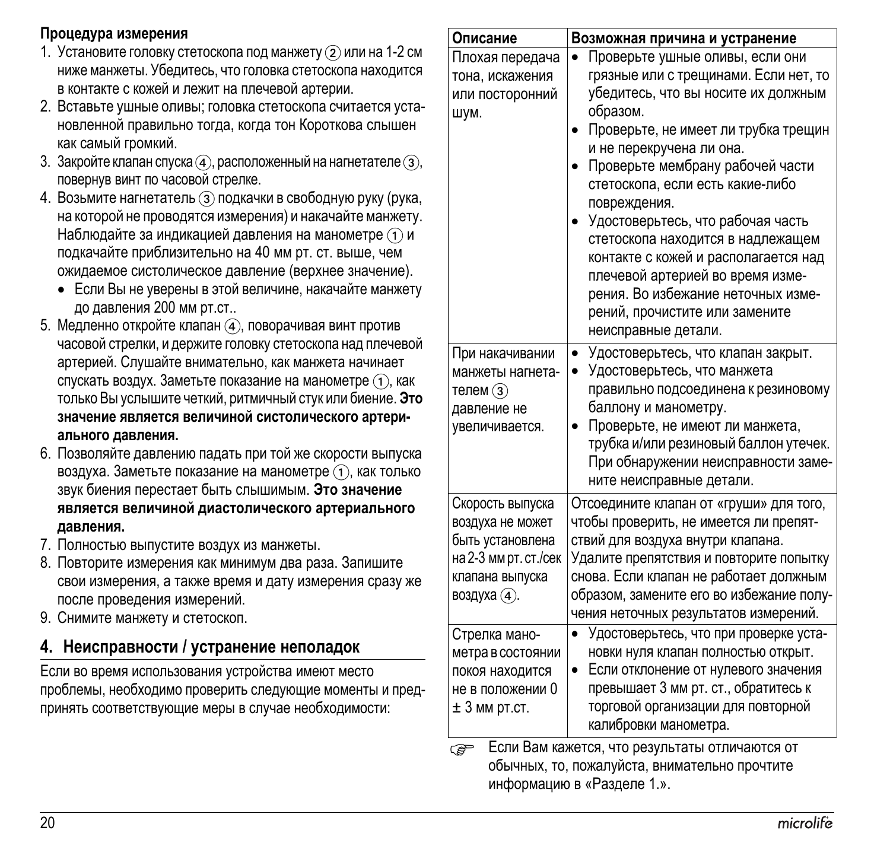**Процедура измерения**

1. Установите головку стетоскопа под манжету ② или на 1-2 см ниже манжеты. Убедитесь, что головка стетоскопа находится в контакте с кожей и лежит на плечевой артерии.
2. Вставьте ушные оливы; головка стетоскопа считается установленной правильно тогда, когда тон Короткова слышен как самый громкий.
3. Закройте клапан спуска ④, расположенный на нагнетателе ③, повернув винт по часовой стрелке.
4. Возьмите нагнетатель ③ подкачки в свободную руку (рука, на которой не проводятся измерения) и накачайте манжету. Наблюдайте за индикацией давления на манометре ① и подкачайте приблизительно на 40 мм рт. ст. выше, чем ожидаемое систолическое давление (верхнее значение).
   - Если Вы не уверены в этой величине, накачайте манжету до давления 200 мм рт.ст..
5. Медленно откройте клапан ④, поворачивая винт против часовой стрелки, и держите головку стетоскопа над плечевой артерией. Слушайте внимательно, как манжета начинает спускать воздух. Заметьте показание на манометре ①, как только Вы услышите четкий, ритмичный стук или биение. **Это значение является величиной систолического артериального давления.**
6. Позволяйте давлению падать при той же скорости выпуска воздуха. Заметьте показание на манометре ①, как только звук биения перестает быть слышимым. **Это значение является величиной диастолического артериального давления.**
7. Полностью выпустите воздух из манжеты.
8. Повторите измерения как минимум два раза. Запишите свои измерения, а также время и дату измерения сразу же после проведения измерений.
9. Снимите манжету и стетоскоп.

## 4. Неисправности / устранение неполадок

Если во время использования устройства имеют место проблемы, необходимо проверить следующие моменты и предпринять соответствующие меры в случае необходимости:

| Описание | Возможная причина и устранение |
|---|---|
| Плохая передача тона, искажения или посторонний шум. | • Проверьте ушные оливы, если они грязные или с трещинами. Если нет, то убедитесь, что вы носите их должным образом.<br>• Проверьте, не имеет ли трубка трещин и не перекручена ли она.<br>• Проверьте мембрану рабочей части стетоскопа, если есть какие-либо повреждения.<br>• Удостоверьтесь, что рабочая часть стетоскопа находится в надлежащем контакте с кожей и располагается над плечевой артерией во время измерения. Во избежание неточных измерений, прочистите или замените неисправные детали. |
| При накачивании манжеты нагнетателем ③ давление не увеличивается. | • Удостоверьтесь, что клапан закрыт.<br>• Удостоверьтесь, что манжета правильно подсоединена к резиновому баллону и манометру.<br>• Проверьте, не имеют ли манжета, трубка и/или резиновый баллон утечек. При обнаружении неисправности замените неисправные детали. |
| Скорость выпуска воздуха не может быть установлена на 2-3 мм рт. ст./сек клапана выпуска воздуха ④. | Отсоедините клапан от «груши» для того, чтобы проверить, не имеется ли препятствий для воздуха внутри клапана. Удалите препятствия и повторите попытку снова. Если клапан не работает должным образом, замените его во избежание получения неточных результатов измерений. |
| Стрелка манометра в состоянии покоя находится не в положении 0 ± 3 мм рт.ст. | • Удостоверьтесь, что при проверке установки нуля клапан полностью открыт.<br>• Если отклонение от нулевого значения превышает 3 мм рт. ст., обратитесь к торговой организации для повторной калибровки манометра. |

☞ Если Вам кажется, что результаты отличаются от обычных, то, пожалуйста, внимательно прочтите информацию в «Разделе 1.».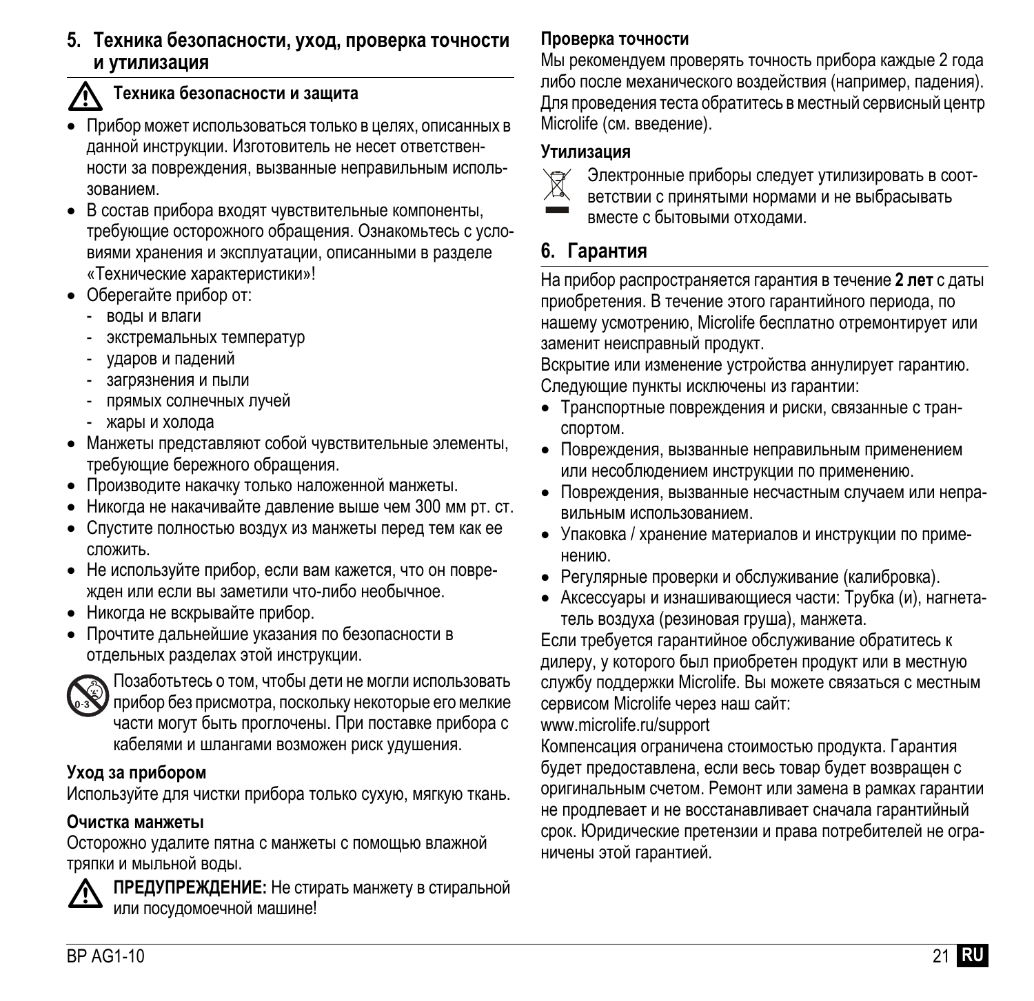## 5. Техника безопасности, уход, проверка точности и утилизация

### Техника безопасности и защита

- Прибор может использоваться только в целях, описанных в данной инструкции. Изготовитель не несет ответственности за повреждения, вызванные неправильным использованием.
- В состав прибора входят чувствительные компоненты, требующие осторожного обращения. Ознакомьтесь с условиями хранения и эксплуатации, описанными в разделе «Технические характеристики»!
- Оберегайте прибор от:
  - воды и влаги
  - экстремальных температур
  - ударов и падений
  - загрязнения и пыли
  - прямых солнечных лучей
  - жары и холода
- Манжеты представляют собой чувствительные элементы, требующие бережного обращения.
- Производите накачку только наложенной манжеты.
- Никогда не накачивайте давление выше чем 300 мм рт. ст.
- Спустите полностью воздух из манжеты перед тем как ее сложить.
- Не используйте прибор, если вам кажется, что он поврежден или если вы заметили что-либо необычное.
- Никогда не вскрывайте прибор.
- Прочтите дальнейшие указания по безопасности в отдельных разделах этой инструкции.

Позаботьтесь о том, чтобы дети не могли использовать прибор без присмотра, поскольку некоторые его мелкие части могут быть проглочены. При поставке прибора с кабелями и шлангами возможен риск удушения.

### Уход за прибором

Используйте для чистки прибора только сухую, мягкую ткань.

### Очистка манжеты

Осторожно удалите пятна с манжеты с помощью влажной тряпки и мыльной воды.

**ПРЕДУПРЕЖДЕНИЕ:** Не стирать манжету в стиральной или посудомоечной машине!

### Проверка точности

Мы рекомендуем проверять точность прибора каждые 2 года либо после механического воздействия (например, падения). Для проведения теста обратитесь в местный сервисный центр Microlife (см. введение).

### Утилизация

Электронные приборы следует утилизировать в соответствии с принятыми нормами и не выбрасывать вместе с бытовыми отходами.

## 6. Гарантия

На прибор распространяется гарантия в течение **2 лет** с даты приобретения. В течение этого гарантийного периода, по нашему усмотрению, Microlife бесплатно отремонтирует или заменит неисправный продукт.

Вскрытие или изменение устройства аннулирует гарантию.

Следующие пункты исключены из гарантии:

- Транспортные повреждения и риски, связанные с транспортом.
- Повреждения, вызванные неправильным применением или несоблюдением инструкции по применению.
- Повреждения, вызванные несчастным случаем или неправильным использованием.
- Упаковка / хранение материалов и инструкции по применению.
- Регулярные проверки и обслуживание (калибровка).
- Аксессуары и изнашивающиеся части: Трубка (и), нагнетатель воздуха (резиновая груша), манжета.

Если требуется гарантийное обслуживание обратитесь к дилеру, у которого был приобретен продукт или в местную службу поддержки Microlife. Вы можете связаться с местным сервисом Microlife через наш сайт:

www.microlife.ru/support

Компенсация ограничена стоимостью продукта. Гарантия будет предоставлена, если весь товар будет возвращен с оригинальным счетом. Ремонт или замена в рамках гарантии не продлевает и не восстанавливает сначала гарантийный срок. Юридические претензии и права потребителей не ограничены этой гарантией.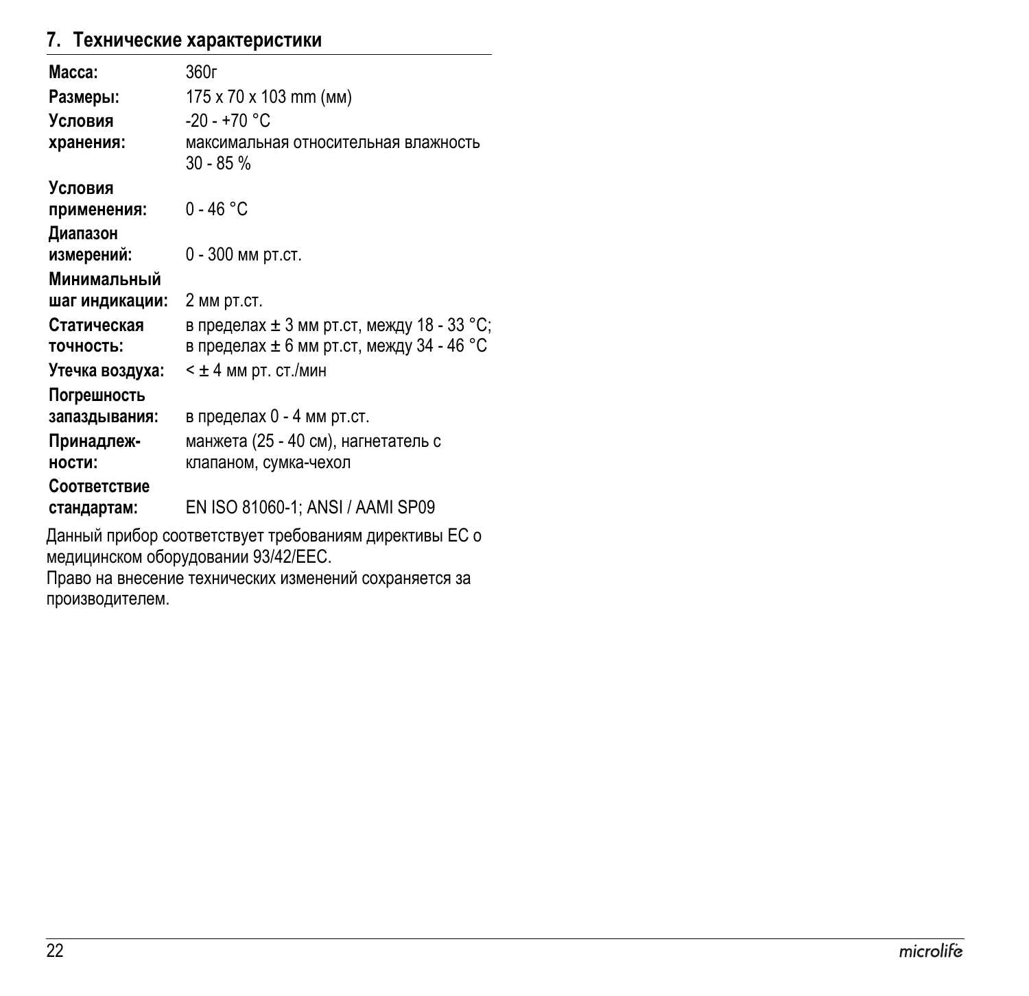## 7. Технические характеристики

| | |
|---|---|
| **Масса:** | 360г |
| **Размеры:** | 175 x 70 x 103 mm (мм) |
| **Условия хранения:** | -20 - +70 °C<br>максимальная относительная влажность 30 - 85 % |
| **Условия применения:** | 0 - 46 °C |
| **Диапазон измерений:** | 0 - 300 мм рт.ст. |
| **Минимальный шаг индикации:** | 2 мм рт.ст. |
| **Статическая точность:** | в пределах ± 3 мм рт.ст, между 18 - 33 °C;<br>в пределах ± 6 мм рт.ст, между 34 - 46 °C |
| **Утечка воздуха:** | < ± 4 мм рт. ст./мин |
| **Погрешность запаздывания:** | в пределах 0 - 4 мм рт.ст. |
| **Принадлежности:** | манжета (25 - 40 см), нагнетатель с клапаном, сумка-чехол |
| **Соответствие стандартам:** | EN ISO 81060-1; ANSI / AAMI SP09 |

Данный прибор соответствует требованиям директивы ЕС о медицинском оборудовании 93/42/ЕЕС.

Право на внесение технических изменений сохраняется за производителем.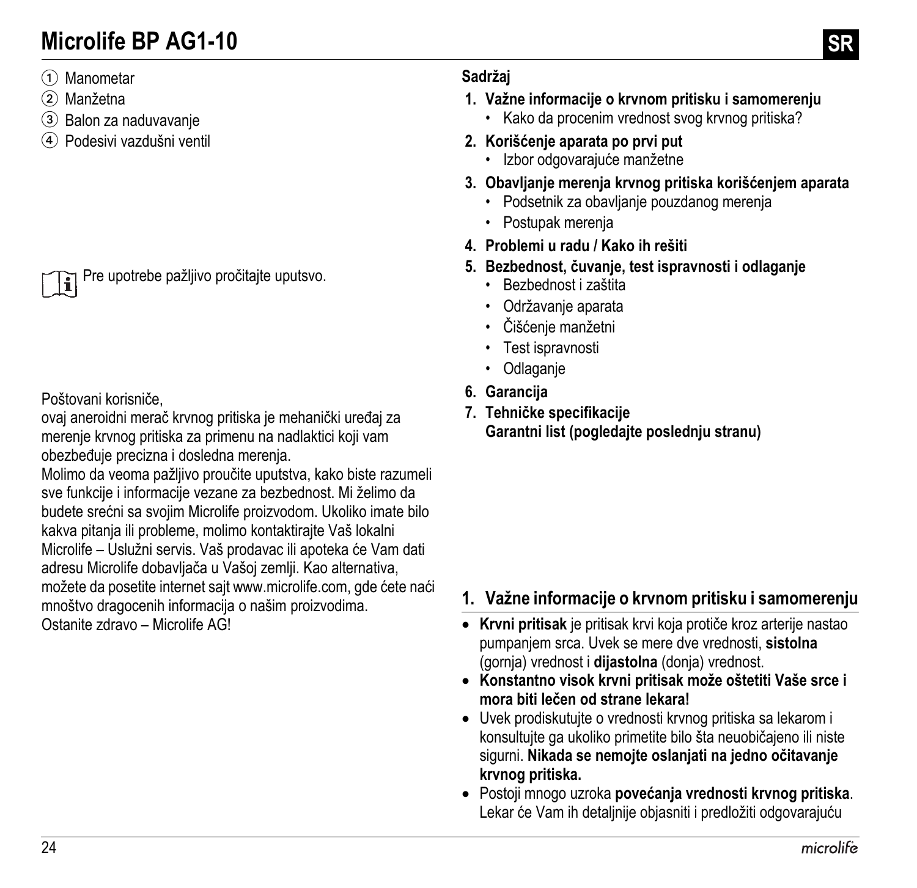# Microlife BP AG1-10

SR

① Manometar
② Manžetna
③ Balon za naduvavanje
④ Podesivi vazdušni ventil

Pre upotrebe pažljivo pročitajte uputsvo.

Poštovani korisniče,
ovaj aneroidni merač krvnog pritiska je mehanički uređaj za merenje krvnog pritiska za primenu na nadlaktici koji vam obezbeđuje precizna i dosledna merenja.
Molimo da veoma pažljivo proučite uputstva, kako biste razumeli sve funkcije i informacije vezane za bezbednost. Mi želimo da budete srećni sa svojim Microlife proizvodom. Ukoliko imate bilo kakva pitanja ili probleme, molimo kontaktirajte Vaš lokalni Microlife – Uslužni servis. Vaš prodavac ili apoteka će Vam dati adresu Microlife dobavljača u Vašoj zemlji. Kao alternativa, možete da posetite internet sajt www.microlife.com, gde ćete naći mnoštvo dragocenih informacija o našim proizvodima.
Ostanite zdravo – Microlife AG!

**Sadržaj**

1. **Važne informacije o krvnom pritisku i samomerenju**
   - Kako da procenim vrednost svog krvnog pritiska?
2. **Korišćenje aparata po prvi put**
   - Izbor odgovarajuće manžetne
3. **Obavljanje merenja krvnog pritiska korišćenjem aparata**
   - Podsetnik za obavljanje pouzdanog merenja
   - Postupak merenja
4. **Problemi u radu / Kako ih rešiti**
5. **Bezbednost, čuvanje, test ispravnosti i odlaganje**
   - Bezbednost i zaštita
   - Održavanje aparata
   - Čišćenje manžetni
   - Test ispravnosti
   - Odlaganje
6. **Garancija**
7. **Tehničke specifikacije**
   **Garantni list (pogledajte poslednju stranu)**

## 1. Važne informacije o krvnom pritisku i samomerenju

- **Krvni pritisak** je pritisak krvi koja protiče kroz arterije nastao pumpanjem srca. Uvek se mere dve vrednosti, **sistolna** (gornja) vrednost i **dijastolna** (donja) vrednost.
- **Konstantno visok krvni pritisak može oštetiti Vaše srce i mora biti lečen od strane lekara!**
- Uvek prodiskutujte o vrednosti krvnog pritiska sa lekarom i konsultujte ga ukoliko primetite bilo šta neuobičajeno ili niste sigurni. **Nikada se nemojte oslanjati na jedno očitavanje krvnog pritiska.**
- Postoji mnogo uzroka **povećanja vrednosti krvnog pritiska**. Lekar će Vam ih detaljnije objasniti i predložiti odgovarajuću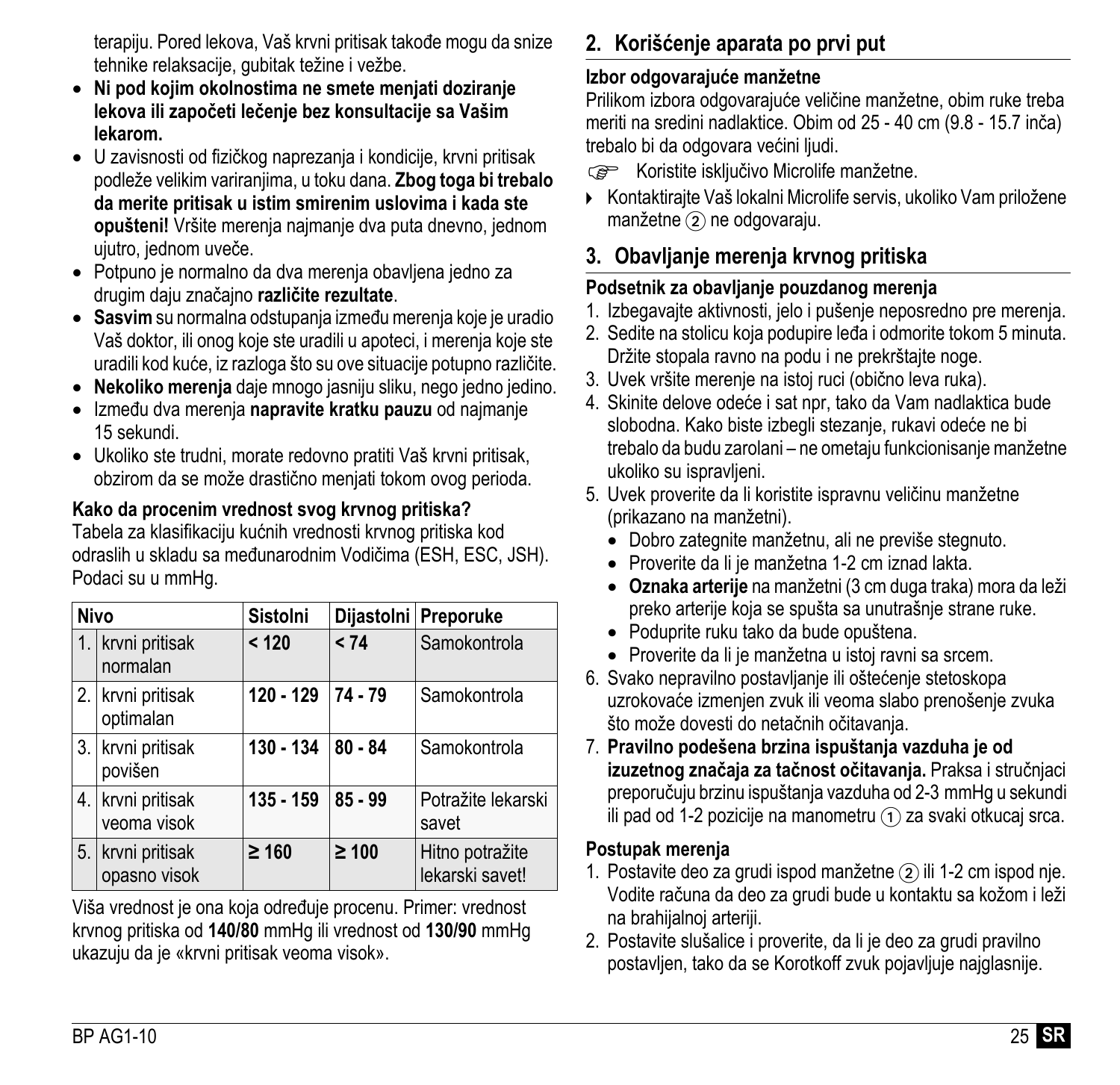terapiju. Pored lekova, Vaš krvni pritisak takođe mogu da snize tehnike relaksacije, gubitak težine i vežbe.

- **Ni pod kojim okolnostima ne smete menjati doziranje lekova ili započeti lečenje bez konsultacije sa Vašim lekarom.**
- U zavisnosti od fizičkog naprezanja i kondicije, krvni pritisak podleže velikim variranjima, u toku dana. **Zbog toga bi trebalo da merite pritisak u istim smirenim uslovima i kada ste opušteni!** Vršite merenja najmanje dva puta dnevno, jednom ujutro, jednom uveče.
- Potpuno je normalno da dva merenja obavljena jedno za drugim daju značajno **različite rezultate**.
- **Sasvim** su normalna odstupanja između merenja koje je uradio Vaš doktor, ili onog koje ste uradili u apoteci, i merenja koje ste uradili kod kuće, iz razloga što su ove situacije potpuno različite.
- **Nekoliko merenja** daje mnogo jasniju sliku, nego jedno jedino.
- Između dva merenja **napravite kratku pauzu** od najmanje 15 sekundi.
- Ukoliko ste trudni, morate redovno pratiti Vaš krvni pritisak, obzirom da se može drastično menjati tokom ovog perioda.

**Kako da procenim vrednost svog krvnog pritiska?**

Tabela za klasifikaciju kućnih vrednosti krvnog pritiska kod odraslih u skladu sa međunarodnim Vodičima (ESH, ESC, JSH). Podaci su u mmHg.

| Nivo | | Sistolni | Dijastolni | Preporuke |
|---|---|---|---|---|
| 1. | krvni pritisak normalan | **< 120** | **< 74** | Samokontrola |
| 2. | krvni pritisak optimalan | **120 - 129** | **74 - 79** | Samokontrola |
| 3. | krvni pritisak povišen | **130 - 134** | **80 - 84** | Samokontrola |
| 4. | krvni pritisak veoma visok | **135 - 159** | **85 - 99** | Potražite lekarski savet |
| 5. | krvni pritisak opasno visok | **≥ 160** | **≥ 100** | Hitno potražite lekarski savet! |

Viša vrednost je ona koja određuje procenu. Primer: vrednost krvnog pritiska od **140/80** mmHg ili vrednost od **130/90** mmHg ukazuju da je «krvni pritisak veoma visok».

## 2. Korišćenje aparata po prvi put

**Izbor odgovarajuće manžetne**

Prilikom izbora odgovarajuće veličine manžetne, obim ruke treba meriti na sredini nadlaktice. Obim od 25 - 40 cm (9.8 - 15.7 inča) trebalo bi da odgovara većini ljudi.

☞ Koristite isključivo Microlife manžetne.

▸ Kontaktirajte Vaš lokalni Microlife servis, ukoliko Vam priložene manžetne ② ne odgovaraju.

## 3. Obavljanje merenja krvnog pritiska

**Podsetnik za obavljanje pouzdanog merenja**

1. Izbegavajte aktivnosti, jelo i pušenje neposredno pre merenja.
2. Sedite na stolicu koja podupire leđa i odmorite tokom 5 minuta. Držite stopala ravno na podu i ne prekrštajte noge.
3. Uvek vršite merenje na istoj ruci (obično leva ruka).
4. Skinite delove odeće i sat npr, tako da Vam nadlaktica bude slobodna. Kako biste izbegli stezanje, rukavi odeće ne bi trebalo da budu zarolani – ne ometaju funkcionisanje manžetne ukoliko su ispravljeni.
5. Uvek proverite da li koristite ispravnu veličinu manžetne (prikazano na manžetni).
   - Dobro zategnite manžetnu, ali ne previše stegnuto.
   - Proverite da li je manžetna 1-2 cm iznad lakta.
   - **Oznaka arterije** na manžetni (3 cm duga traka) mora da leži preko arterije koja se spušta sa unutrašnje strane ruke.
   - Poduprite ruku tako da bude opuštena.
   - Proverite da li je manžetna u istoj ravni sa srcem.
6. Svako nepravilno postavljanje ili oštećenje stetoskopa uzrokovaće izmenjen zvuk ili veoma slabo prenošenje zvuka što može dovesti do netačnih očitavanja.
7. **Pravilno podešena brzina ispuštanja vazduha je od izuzetnog značaja za tačnost očitavanja.** Praksa i stručnjaci preporučuju brzinu ispuštanja vazduha od 2-3 mmHg u sekundi ili pad od 1-2 pozicije na manometru ① za svaki otkucaj srca.

**Postupak merenja**

1. Postavite deo za grudi ispod manžetne ② ili 1-2 cm ispod nje. Vodite računa da deo za grudi bude u kontaktu sa kožom i leži na brahijalnoj arteriji.
2. Postavite slušalice i proverite, da li je deo za grudi pravilno postavljen, tako da se Korotkoff zvuk pojavljuje najglasnije.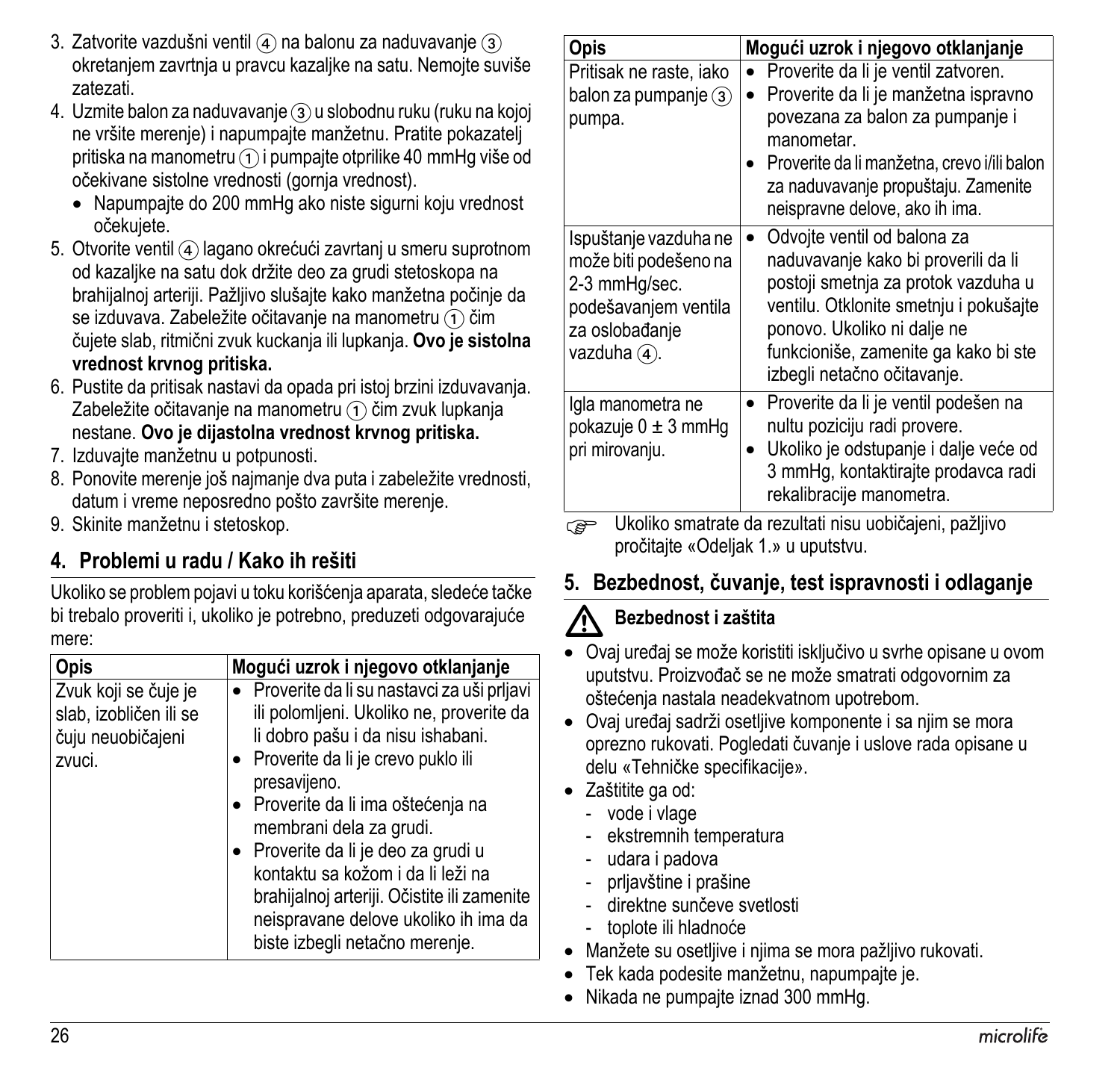3. Zatvorite vazdušni ventil ④ na balonu za naduvavanje ③ okretanjem zavrtnja u pravcu kazaljke na satu. Nemojte suviše zatezati.
4. Uzmite balon za naduvavanje ③ u slobodnu ruku (ruku na kojoj ne vršite merenje) i napumpajte manžetnu. Pratite pokazatelj pritiska na manometru ① i pumpajte otprilike 40 mmHg više od očekivane sistolne vrednosti (gornja vrednost).
   - Napumpajte do 200 mmHg ako niste sigurni koju vrednost očekujete.
5. Otvorite ventil ④ lagano okrećući zavrtanj u smeru suprotnom od kazaljke na satu dok držite deo za grudi stetoskopa na brahijalnoj arteriji. Pažljivo slušajte kako manžetna počinje da se izduvava. Zabeležite očitavanje na manometru ① čim čujete slab, ritmični zvuk kuckanja ili lupkanja. **Ovo je sistolna vrednost krvnog pritiska.**
6. Pustite da pritisak nastavi da opada pri istoj brzini izduvavanja. Zabeležite očitavanje na manometru ① čim zvuk lupkanja nestane. **Ovo je dijastolna vrednost krvnog pritiska.**
7. Izduvajte manžetnu u potpunosti.
8. Ponovite merenje još najmanje dva puta i zabeležite vrednosti, datum i vreme neposredno pošto završite merenje.
9. Skinite manžetnu i stetoskop.

## 4. Problemi u radu / Kako ih rešiti

Ukoliko se problem pojavi u toku korišćenja aparata, sledeće tačke bi trebalo proveriti i, ukoliko je potrebno, preduzeti odgovarajuće mere:

| Opis | Mogući uzrok i njegovo otklanjanje |
|---|---|
| Zvuk koji se čuje je slab, izobličen ili se čuju neuobičajeni zvuci. | • Proverite da li su nastavci za uši prljavi ili polomljeni. Ukoliko ne, proverite da li dobro pašu i da nisu ishabani.<br>• Proverite da li je crevo puklo ili presavijeno.<br>• Proverite da li ima oštećenja na membrani dela za grudi.<br>• Proverite da li je deo za grudi u kontaktu sa kožom i da li leži na brahijalnoj arteriji. Očistite ili zamenite neispravane delove ukoliko ih ima da biste izbegli netačno merenje. |
| Pritisak ne raste, iako balon za pumpanje ③ pumpa. | • Proverite da li je ventil zatvoren.<br>• Proverite da li je manžetna ispravno povezana za balon za pumpanje i manometar.<br>• Proverite da li manžetna, crevo i/ili balon za naduvavanje propuštaju. Zamenite neispravne delove, ako ih ima. |
| Ispuštanje vazduha ne može biti podešeno na 2-3 mmHg/sec. podešavanjem ventila za oslobađanje vazduha ④. | • Odvojte ventil od balona za naduvavanje kako bi proverili da li postoji smetnja za protok vazduha u ventilu. Otklonite smetnju i pokušajte ponovo. Ukoliko ni dalje ne funkcioniše, zamenite ga kako bi ste izbegli netačno očitavanje. |
| Igla manometra ne pokazuje 0 ± 3 mmHg pri mirovanju. | • Proverite da li je ventil podešen na nultu poziciju radi provere.<br>• Ukoliko je odstupanje i dalje veće od 3 mmHg, kontaktirajte prodavca radi rekalibracije manometra. |

☞ Ukoliko smatrate da rezultati nisu uobičajeni, pažljivo pročitajte «Odeljak 1.» u uputstvu.

## 5. Bezbednost, čuvanje, test ispravnosti i odlaganje

### ⚠ Bezbednost i zaštita

- Ovaj uređaj se može koristiti isključivo u svrhe opisane u ovom uputstvu. Proizvođač se ne može smatrati odgovornim za oštećenja nastala neadekvatnom upotrebom.
- Ovaj uređaj sadrži osetljive komponente i sa njim se mora oprezno rukovati. Pogledati čuvanje i uslove rada opisane u delu «Tehničke specifikacije».
- Zaštitite ga od:
  - vode i vlage
  - ekstremnih temperatura
  - udara i padova
  - prljavštine i prašine
  - direktne sunčeve svetlosti
  - toplote ili hladnoće
- Manžete su osetljive i njima se mora pažljivo rukovati.
- Tek kada podesite manžetnu, napumpajte je.
- Nikada ne pumpajte iznad 300 mmHg.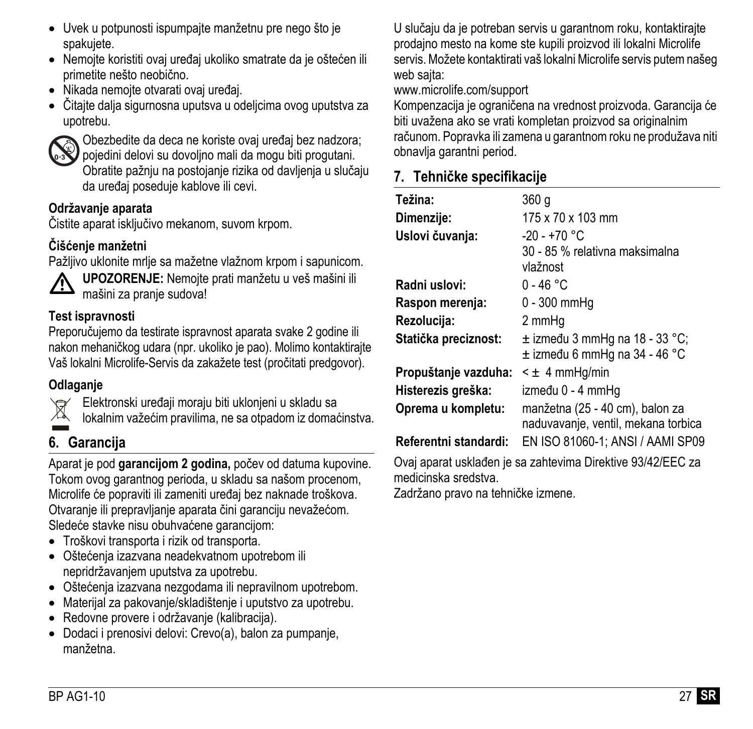- Uvek u potpunosti ispumpajte manžetnu pre nego što je spakujete.
- Nemojte koristiti ovaj uređaj ukoliko smatrate da je oštećen ili primetite nešto neobično.
- Nikada nemojte otvarati ovaj uređaj.
- Čitajte dalja sigurnosna uputsva u odeljcima ovog uputstva za upotrebu.

Obezbedite da deca ne koriste ovaj uređaj bez nadzora; pojedini delovi su dovoljno mali da mogu biti progutani. Obratite pažnju na postojanje rizika od davljenja u slučaju da uređaj poseduje kablove ili cevi.

**Održavanje aparata**

Čistite aparat isključivo mekanom, suvom krpom.

**Čišćenje manžetni**

Pažljivo uklonite mrlje sa mažetne vlažnom krpom i sapunicom.

**UPOZORENJE:** Nemojte prati manžetu u veš mašini ili mašini za pranje sudova!

**Test ispravnosti**

Preporučujemo da testirate ispravnost aparata svake 2 godine ili nakon mehaničkog udara (npr. ukoliko je pao). Molimo kontaktirajte Vaš lokalni Microlife-Servis da zakažete test (pročitati predgovor).

**Odlaganje**

Elektronski uređaji moraju biti uklonjeni u skladu sa lokalnim važećim pravilima, ne sa otpadom iz domaćinstva.

## 6. Garancija

Aparat je pod **garancijom 2 godina,** počev od datuma kupovine. Tokom ovog garantnog perioda, u skladu sa našom procenom, Microlife će popraviti ili zameniti uređaj bez naknade troškova. Otvaranje ili prepravljanje aparata čini garanciju nevažećom. Sledeće stavke nisu obuhvaćene garancijom:

- Troškovi transporta i rizik od transporta.
- Oštećenja izazvana neadekvatnom upotrebom ili nepridržavanjem uputstva za upotrebu.
- Oštećenja izazvana nezgodama ili nepravilnom upotrebom.
- Materijal za pakovanje/skladištenje i uputstvo za upotrebu.
- Redovne provere i održavanje (kalibracija).
- Dodaci i prenosivi delovi: Crevo(a), balon za pumpanje, manžetna.

U slučaju da je potreban servis u garantnom roku, kontaktirajte prodajno mesto na kome ste kupili proizvod ili lokalni Microlife servis. Možete kontaktirati vaš lokalni Microlife servis putem našeg web sajta:

www.microlife.com/support

Kompenzacija je ograničena na vrednost proizvoda. Garancija će biti uvažena ako se vrati kompletan proizvod sa originalnim računom. Popravka ili zamena u garantnom roku ne produžava niti obnavlja garantni period.

## 7. Tehničke specifikacije

| | |
|---|---|
| **Težina:** | 360 g |
| **Dimenzije:** | 175 x 70 x 103 mm |
| **Uslovi čuvanja:** | -20 - +70 °C<br>30 - 85 % relativna maksimalna vlažnost |
| **Radni uslovi:** | 0 - 46 °C |
| **Raspon merenja:** | 0 - 300 mmHg |
| **Rezolucija:** | 2 mmHg |
| **Statička preciznost:** | ± između 3 mmHg na 18 - 33 °C;<br>± između 6 mmHg na 34 - 46 °C |
| **Propuštanje vazduha:** | < ± 4 mmHg/min |
| **Histerezis greška:** | između 0 - 4 mmHg |
| **Oprema u kompletu:** | manžetna (25 - 40 cm), balon za naduvavanje, ventil, mekana torbica |
| **Referentni standardi:** | EN ISO 81060-1; ANSI / AAMI SP09 |

Ovaj aparat usklađen je sa zahtevima Direktive 93/42/EEC za medicinska sredstva.

Zadržano pravo na tehničke izmene.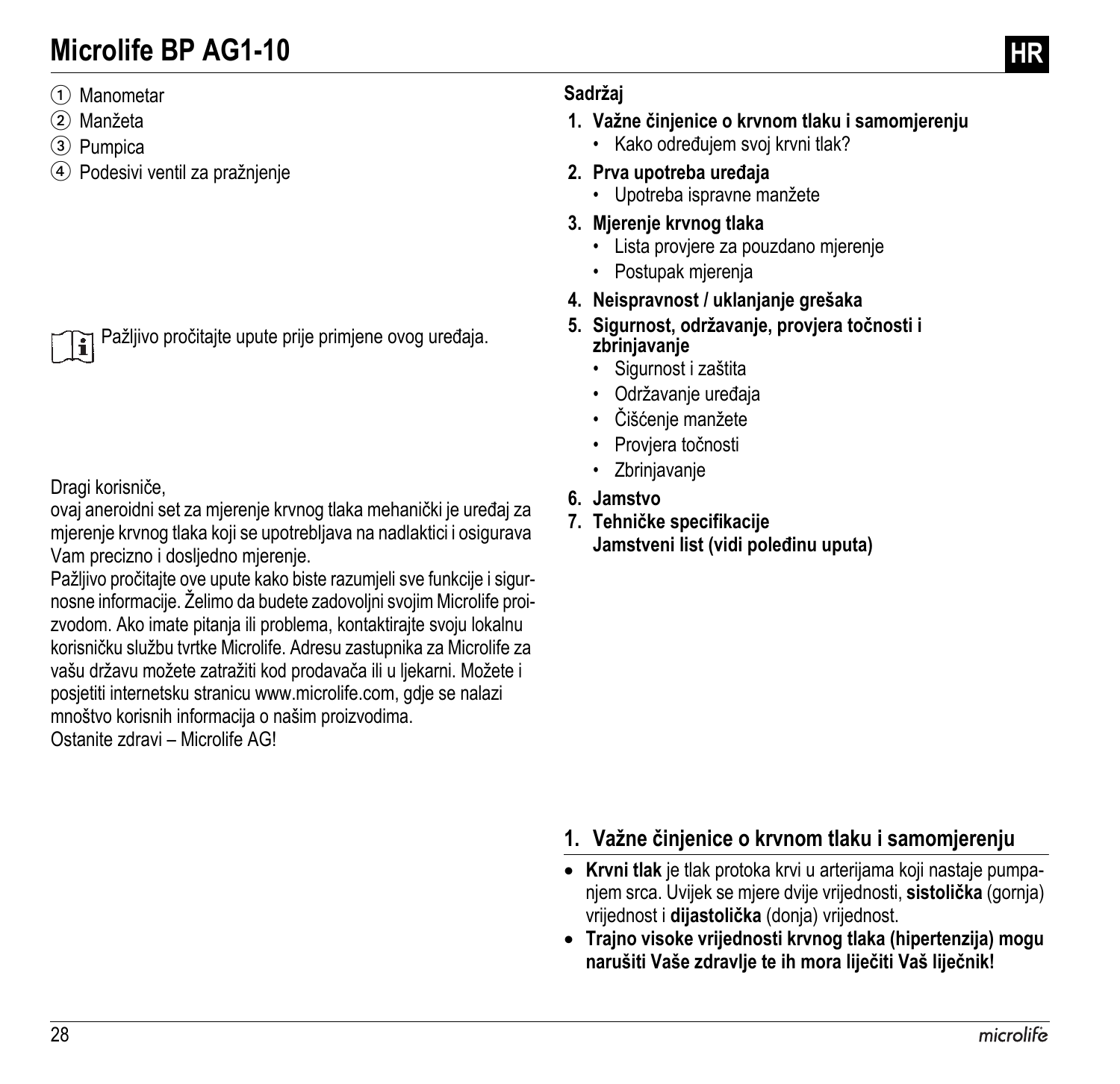# Microlife BP AG1-10

HR

1. Manometar
2. Manžeta
3. Pumpica
4. Podesivi ventil za pražnjenje

Pažljivo pročitajte upute prije primjene ovog uređaja.

Dragi korisniče,
ovaj aneroidni set za mjerenje krvnog tlaka mehanički je uređaj za mjerenje krvnog tlaka koji se upotrebljava na nadlaktici i osigurava Vam precizno i dosljedno mjerenje.
Pažljivo pročitajte ove upute kako biste razumjeli sve funkcije i sigurnosne informacije. Želimo da budete zadovoljni svojim Microlife proizvodom. Ako imate pitanja ili problema, kontaktirajte svoju lokalnu korisničku službu tvrtke Microlife. Adresu zastupnika za Microlife za vašu državu možete zatražiti kod prodavača ili u ljekarni. Možete i posjetiti internetsku stranicu www.microlife.com, gdje se nalazi mnoštvo korisnih informacija o našim proizvodima.
Ostanite zdravi – Microlife AG!

**Sadržaj**

1. **Važne činjenice o krvnom tlaku i samomjerenju**
   - Kako određujem svoj krvni tlak?
2. **Prva upotreba uređaja**
   - Upotreba ispravne manžete
3. **Mjerenje krvnog tlaka**
   - Lista provjere za pouzdano mjerenje
   - Postupak mjerenja
4. **Neispravnost / uklanjanje grešaka**
5. **Sigurnost, održavanje, provjera točnosti i zbrinjavanje**
   - Sigurnost i zaštita
   - Održavanje uređaja
   - Čišćenje manžete
   - Provjera točnosti
   - Zbrinjavanje
6. **Jamstvo**
7. **Tehničke specifikacije**
   **Jamstveni list (vidi poleđinu uputa)**

## 1. Važne činjenice o krvnom tlaku i samomjerenju

- **Krvni tlak** je tlak protoka krvi u arterijama koji nastaje pumpanjem srca. Uvijek se mjere dvije vrijednosti, **sistolička** (gornja) vrijednost i **dijastolička** (donja) vrijednost.
- **Trajno visoke vrijednosti krvnog tlaka (hipertenzija) mogu narušiti Vaše zdravlje te ih mora liječiti Vaš liječnik!**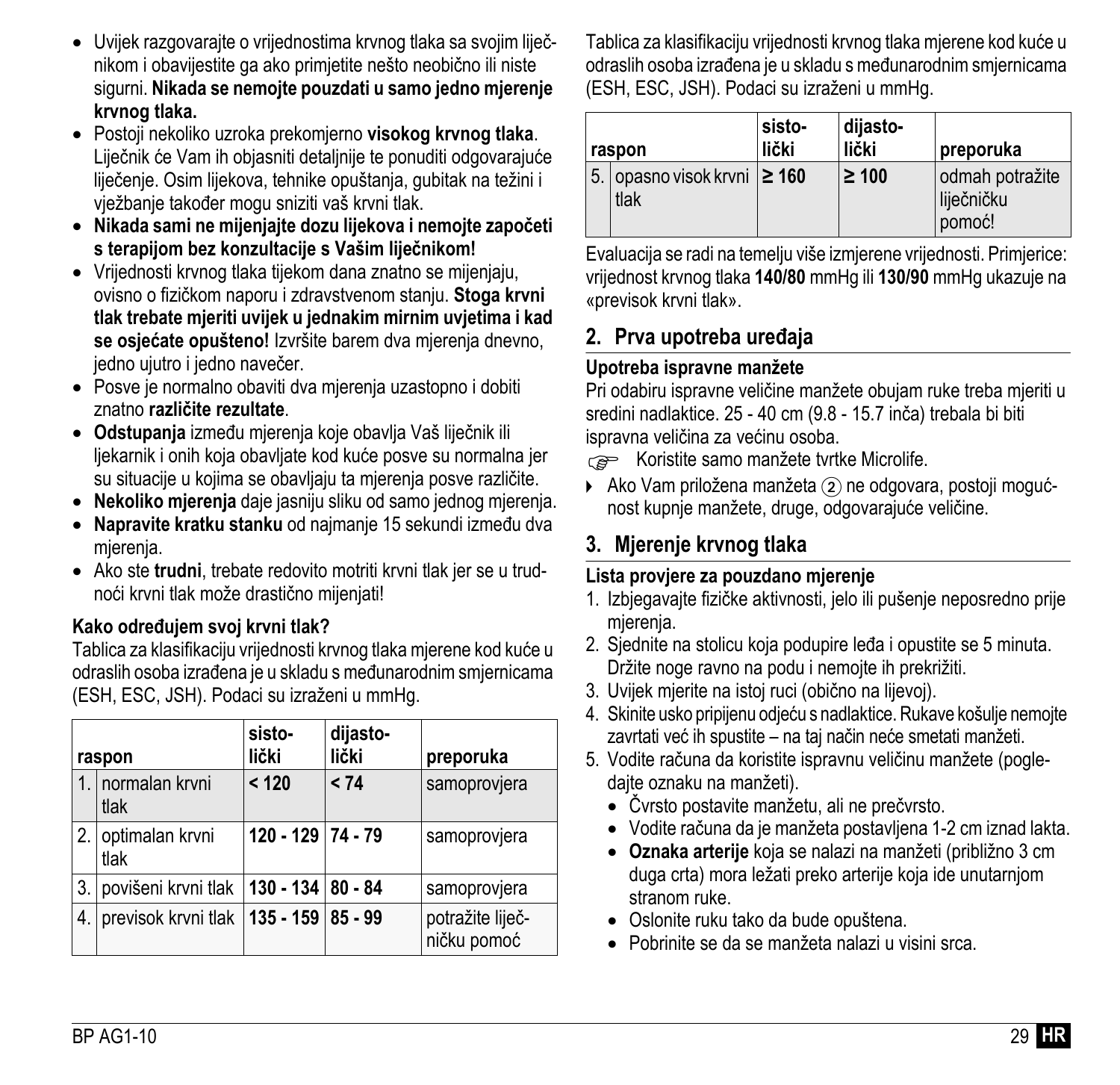- Uvijek razgovarajte o vrijednostima krvnog tlaka sa svojim liječnikom i obavijestite ga ako primjetite nešto neobično ili niste sigurni. **Nikada se nemojte pouzdati u samo jedno mjerenje krvnog tlaka.**
- Postoji nekoliko uzroka prekomjerno **visokog krvnog tlaka**. Liječnik će Vam ih objasniti detaljnije te ponuditi odgovarajuće liječenje. Osim lijekova, tehnike opuštanja, gubitak na težini i vježbanje također mogu sniziti vaš krvni tlak.
- **Nikada sami ne mijenjajte dozu lijekova i nemojte započeti s terapijom bez konzultacije s Vašim liječnikom!**
- Vrijednosti krvnog tlaka tijekom dana znatno se mijenjaju, ovisno o fizičkom naporu i zdravstvenom stanju. **Stoga krvni tlak trebate mjeriti uvijek u jednakim mirnim uvjetima i kad se osjećate opušteno!** Izvršite barem dva mjerenja dnevno, jedno ujutro i jedno navečer.
- Posve je normalno obaviti dva mjerenja uzastopno i dobiti znatno **različite rezultate**.
- **Odstupanja** između mjerenja koje obavlja Vaš liječnik ili ljekarnik i onih koja obavljate kod kuće posve su normalna jer su situacije u kojima se obavljaju ta mjerenja posve različite.
- **Nekoliko mjerenja** daje jasniju sliku od samo jednog mjerenja.
- **Napravite kratku stanku** od najmanje 15 sekundi između dva mjerenja.
- Ako ste **trudni**, trebate redovito motriti krvni tlak jer se u trudnoći krvni tlak može drastično mijenjati!

**Kako određujem svoj krvni tlak?**

Tablica za klasifikaciju vrijednosti krvnog tlaka mjerene kod kuće u odraslih osoba izrađena je u skladu s međunarodnim smjernicama (ESH, ESC, JSH). Podaci su izraženi u mmHg.

| raspon | | sisto-lički | dijasto-lički | preporuka |
|---|---|---|---|---|
| 1. | normalan krvni tlak | **< 120** | **< 74** | samoprovjera |
| 2. | optimalan krvni tlak | **120 - 129** | **74 - 79** | samoprovjera |
| 3. | povišeni krvni tlak | **130 - 134** | **80 - 84** | samoprovjera |
| 4. | previsok krvni tlak | **135 - 159** | **85 - 99** | potražite liječničku pomoć |
| 5. | opasno visok krvni tlak | **≥ 160** | **≥ 100** | odmah potražite liječničku pomoć! |

Evaluacija se radi na temelju više izmjerene vrijednosti. Primjerice: vrijednost krvnog tlaka **140/80** mmHg ili **130/90** mmHg ukazuje na «previsok krvni tlak».

## 2. Prva upotreba uređaja

**Upotreba ispravne manžete**

Pri odabiru ispravne veličine manžete obujam ruke treba mjeriti u sredini nadlaktice. 25 - 40 cm (9.8 - 15.7 inča) trebala bi biti ispravna veličina za većinu osoba.

☞ Koristite samo manžete tvrtke Microlife.

- ▸ Ako Vam priložena manžeta ② ne odgovara, postoji mogućnost kupnje manžete, druge, odgovarajuće veličine.

## 3. Mjerenje krvnog tlaka

**Lista provjere za pouzdano mjerenje**

1. Izbjegavajte fizičke aktivnosti, jelo ili pušenje neposredno prije mjerenja.
2. Sjednite na stolicu koja podupire leđa i opustite se 5 minuta. Držite noge ravno na podu i nemojte ih prekrižiti.
3. Uvijek mjerite na istoj ruci (obično na lijevoj).
4. Skinite usko pripijenu odjeću s nadlaktice. Rukave košulje nemojte zavrtati već ih spustite – na taj način neće smetati manžeti.
5. Vodite računa da koristite ispravnu veličinu manžete (pogledajte oznaku na manžeti).
   - Čvrsto postavite manžetu, ali ne prečvrsto.
   - Vodite računa da je manžeta postavljena 1-2 cm iznad lakta.
   - **Oznaka arterije** koja se nalazi na manžeti (približno 3 cm duga crta) mora ležati preko arterije koja ide unutarnjom stranom ruke.
   - Oslonite ruku tako da bude opuštena.
   - Pobrinite se da se manžeta nalazi u visini srca.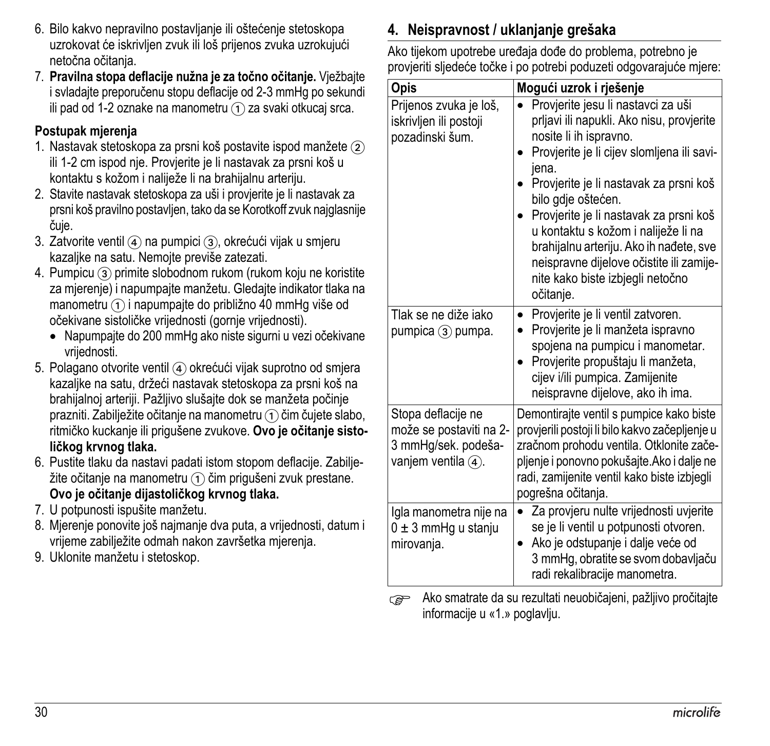6. Bilo kakvo nepravilno postavljanje ili oštećenje stetoskopa uzrokovat će iskrivljen zvuk ili loš prijenos zvuka uzrokujući netočna očitanja.
7. **Pravilna stopa deflacije nužna je za točno očitanje.** Vježbajte i svladajte preporučenu stopu deflacije od 2-3 mmHg po sekundi ili pad od 1-2 oznake na manometru ① za svaki otkucaj srca.

**Postupak mjerenja**

1. Nastavak stetoskopa za prsni koš postavite ispod manžete ② ili 1-2 cm ispod nje. Provjerite je li nastavak za prsni koš u kontaktu s kožom i naliježe li na brahijalnu arteriju.
2. Stavite nastavak stetoskopa za uši i provjerite je li nastavak za prsni koš pravilno postavljen, tako da se Korotkoff zvuk najglasnije čuje.
3. Zatvorite ventil ④ na pumpici ③, okrećući vijak u smjeru kazaljke na satu. Nemojte previše zatezati.
4. Pumpicu ③ primite slobodnom rukom (rukom koju ne koristite za mjerenje) i napumpajte manžetu. Gledajte indikator tlaka na manometru ① i napumpajte do približno 40 mmHg više od očekivane sistoličke vrijednosti (gornje vrijednosti).
   - Napumpajte do 200 mmHg ako niste sigurni u vezi očekivane vrijednosti.
5. Polagano otvorite ventil ④ okrećući vijak suprotno od smjera kazaljke na satu, držeći nastavak stetoskopa za prsni koš na brahijalnoj arteriji. Pažljivo slušajte dok se manžeta počinje prazniti. Zabilježite očitanje na manometru ① čim čujete slabo, ritmičko kuckanje ili prigušene zvukove. **Ovo je očitanje sistoličkog krvnog tlaka.**
6. Pustite tlaku da nastavi padati istom stopom deflacije. Zabilježite očitanje na manometru ① čim prigušeni zvuk prestane. **Ovo je očitanje dijastoličkog krvnog tlaka.**
7. U potpunosti ispušite manžetu.
8. Mjerenje ponovite još najmanje dva puta, a vrijednosti, datum i vrijeme zabilježite odmah nakon završetka mjerenja.
9. Uklonite manžetu i stetoskop.

## 4. Neispravnost / uklanjanje grešaka

Ako tijekom upotrebe uređaja dođe do problema, potrebno je provjeriti sljedeće točke i po potrebi poduzeti odgovarajuće mjere:

| Opis | Mogući uzrok i rješenje |
|---|---|
| Prijenos zvuka je loš, iskrivljen ili postoji pozadinski šum. | • Provjerite jesu li nastavci za uši prljavi ili napukli. Ako nisu, provjerite nosite li ih ispravno.<br>• Provjerite je li cijev slomljena ili savijena.<br>• Provjerite je li nastavak za prsni koš bilo gdje oštećen.<br>• Provjerite je li nastavak za prsni koš u kontaktu s kožom i naliježe li na brahijalnu arteriju. Ako ih nađete, sve neispravne dijelove očistite ili zamijenite kako biste izbjegli netočno očitanje. |
| Tlak se ne diže iako pumpica ③ pumpa. | • Provjerite je li ventil zatvoren.<br>• Provjerite je li manžeta ispravno spojena na pumpicu i manometar.<br>• Provjerite propuštaju li manžeta, cijev i/ili pumpica. Zamijenite neispravne dijelove, ako ih ima. |
| Stopa deflacije ne može se postaviti na 2-3 mmHg/sek. podešavanjem ventila ④. | Demontirajte ventil s pumpice kako biste provjerili postoji li bilo kakvo začepljenje u zračnom prohodu ventila. Otklonite začepljenje i ponovno pokušajte.Ako i dalje ne radi, zamijenite ventil kako biste izbjegli pogrešna očitanja. |
| Igla manometra nije na 0 ± 3 mmHg u stanju mirovanja. | • Za provjeru nulte vrijednosti uvjerite se je li ventil u potpunosti otvoren.<br>• Ako je odstupanje i dalje veće od 3 mmHg, obratite se svom dobavljaču radi rekalibracije manometra. |

☞ Ako smatrate da su rezultati neuobičajeni, pažljivo pročitajte informacije u «1.» poglavlju.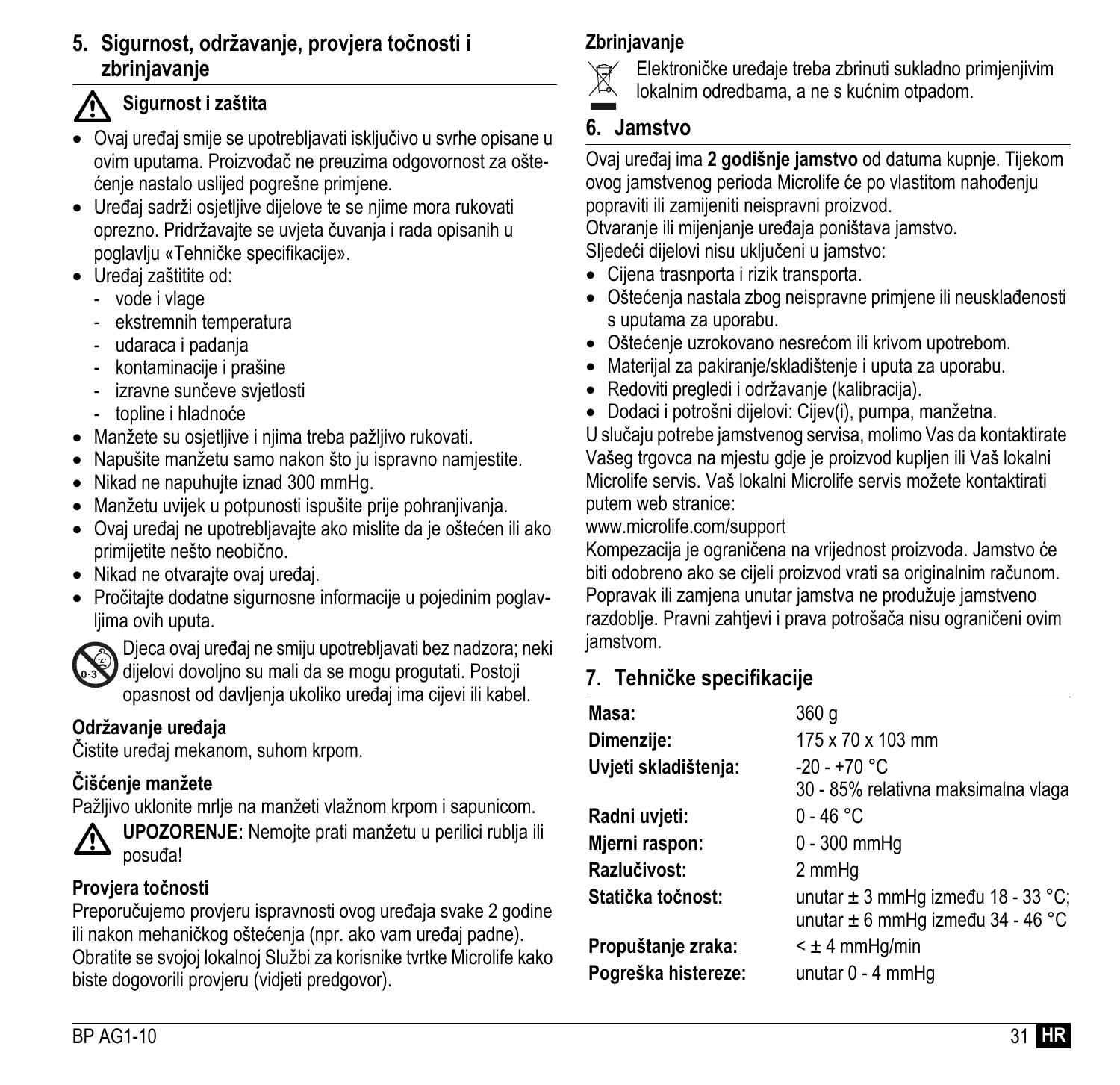## 5. Sigurnost, održavanje, provjera točnosti i zbrinjavanje

### ⚠ Sigurnost i zaštita

- Ovaj uređaj smije se upotrebljavati isključivo u svrhe opisane u ovim uputama. Proizvođač ne preuzima odgovornost za oštećenje nastalo uslijed pogrešne primjene.
- Uređaj sadrži osjetljive dijelove te se njime mora rukovati oprezno. Pridržavajte se uvjeta čuvanja i rada opisanih u poglavlju «Tehničke specifikacije».
- Uređaj zaštitite od:
  - vode i vlage
  - ekstremnih temperatura
  - udaraca i padanja
  - kontaminacije i prašine
  - izravne sunčeve svjetlosti
  - topline i hladnoće
- Manžete su osjetljive i njima treba pažljivo rukovati.
- Napušite manžetu samo nakon što ju ispravno namjestite.
- Nikad ne napuhujte iznad 300 mmHg.
- Manžetu uvijek u potpunosti ispušite prije pohranjivanja.
- Ovaj uređaj ne upotrebljavajte ako mislite da je oštećen ili ako primijetite nešto neobično.
- Nikad ne otvarajte ovaj uređaj.
- Pročitajte dodatne sigurnosne informacije u pojedinim poglavljima ovih uputa.

Djeca ovaj uređaj ne smiju upotrebljavati bez nadzora; neki dijelovi dovoljno su mali da se mogu progutati. Postoji opasnost od davljenja ukoliko uređaj ima cijevi ili kabel.

### Održavanje uređaja

Čistite uređaj mekanom, suhom krpom.

### Čišćenje manžete

Pažljivo uklonite mrlje na manžeti vlažnom krpom i sapunicom.

⚠ **UPOZORENJE:** Nemojte prati manžetu u perilici rublja ili posuđa!

### Provjera točnosti

Preporučujemo provjeru ispravnosti ovog uređaja svake 2 godine ili nakon mehaničkog oštećenja (npr. ako vam uređaj padne). Obratite se svojoj lokalnoj Službi za korisnike tvrtke Microlife kako biste dogovorili provjeru (vidjeti predgovor).

### Zbrinjavanje

Elektroničke uređaje treba zbrinuti sukladno primjenjivim lokalnim odredbama, a ne s kućnim otpadom.

## 6. Jamstvo

Ovaj uređaj ima **2 godišnje jamstvo** od datuma kupnje. Tijekom ovog jamstvenog perioda Microlife će po vlastitom nahođenju popraviti ili zamijeniti neispravni proizvod.
Otvaranje ili mijenjanje uređaja poništava jamstvo.
Sljedeći dijelovi nisu uključeni u jamstvo:

- Cijena trasnporta i rizik transporta.
- Oštećenja nastala zbog neispravne primjene ili neusklađenosti s uputama za uporabu.
- Oštećenje uzrokovano nesrećom ili krivom upotrebom.
- Materijal za pakiranje/skladištenje i uputa za uporabu.
- Redoviti pregledi i održavanje (kalibracija).
- Dodaci i potrošni dijelovi: Cijev(i), pumpa, manžetna.

U slučaju potrebe jamstvenog servisa, molimo Vas da kontaktirate Vašeg trgovca na mjestu gdje je proizvod kupljen ili Vaš lokalni Microlife servis. Vaš lokalni Microlife servis možete kontaktirati putem web stranice:
www.microlife.com/support

Kompezacija je ograničena na vrijednost proizvoda. Jamstvo će biti odobreno ako se cijeli proizvod vrati sa originalnim računom. Popravak ili zamjena unutar jamstva ne produžuje jamstveno razdoblje. Pravni zahtjevi i prava potrošača nisu ograničeni ovim jamstvom.

## 7. Tehničke specifikacije

| | |
|---|---|
| **Masa:** | 360 g |
| **Dimenzije:** | 175 x 70 x 103 mm |
| **Uvjeti skladištenja:** | -20 - +70 °C<br>30 - 85% relativna maksimalna vlaga |
| **Radni uvjeti:** | 0 - 46 °C |
| **Mjerni raspon:** | 0 - 300 mmHg |
| **Razlučivost:** | 2 mmHg |
| **Statička točnost:** | unutar ± 3 mmHg između 18 - 33 °C;<br>unutar ± 6 mmHg između 34 - 46 °C |
| **Propuštanje zraka:** | < ± 4 mmHg/min |
| **Pogreška histereze:** | unutar 0 - 4 mmHg |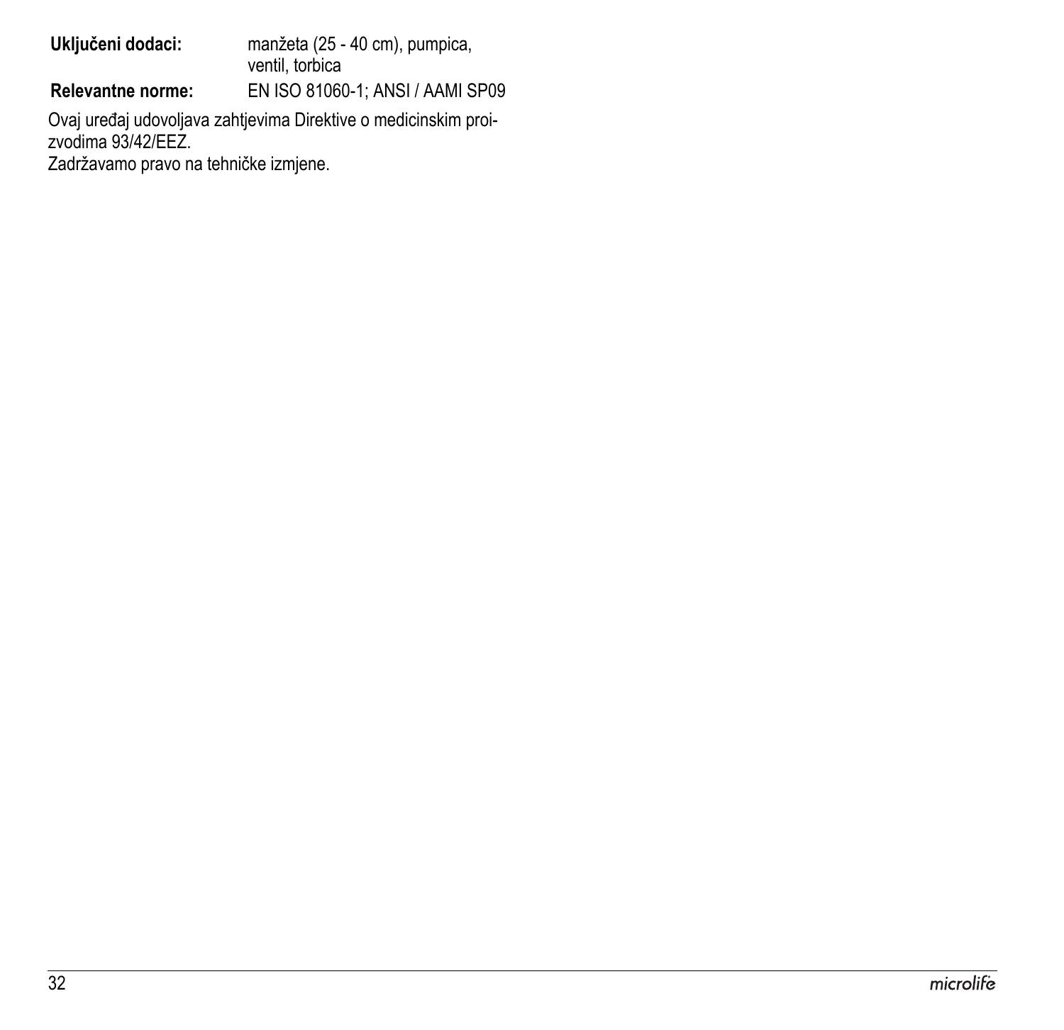**Uključeni dodaci:** manžeta (25 - 40 cm), pumpica, ventil, torbica

**Relevantne norme:** EN ISO 81060-1; ANSI / AAMI SP09

Ovaj uređaj udovoljava zahtjevima Direktive o medicinskim proizvodima 93/42/EEZ.

Zadržavamo pravo na tehničke izmjene.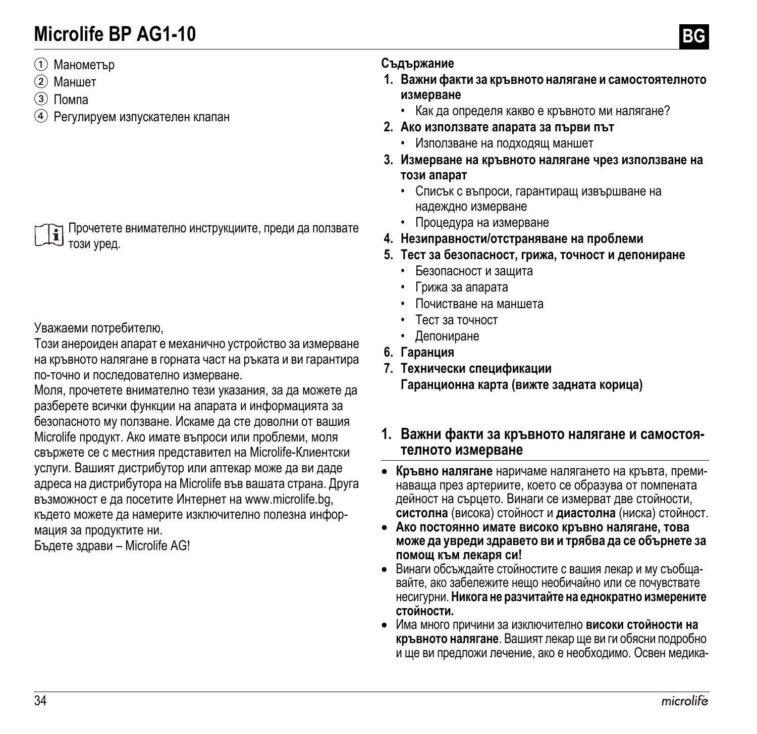# Microlife BP AG1-10

BG

① Манометър
② Маншет
③ Помпа
④ Регулируем изпускателен клапан

Прочетете внимателно инструкциите, преди да ползвате този уред.

Уважаеми потребителю,
Този анероиден апарат е механично устройство за измерване на кръвното налягане в горната част на ръката и ви гарантира по-точно и последователно измерване.
Моля, прочетете внимателно тези указания, за да можете да разберете всички функции на апарата и информацията за безопасното му ползване. Искаме да сте доволни от вашия Microlife продукт. Ако имате въпроси или проблеми, моля свържете се с местния представител на Microlife-Клиентски услуги. Вашият дистрибутор или аптекар може да ви даде адреса на дистрибутора на Microlife във вашата страна. Друга възможност е да посетите Интернет на www.microlife.bg, където можете да намерите изключително полезна информация за продуктите ни.
Бъдете здрави – Microlife AG!

**Съдържание**

1. **Важни факти за кръвното налягане и самостоятелното измерване**
   - Как да определя какво е кръвното ми налягане?
2. **Ако използвате апарата за първи път**
   - Използване на подходящ маншет
3. **Измерване на кръвното налягане чрез използване на този апарат**
   - Списък с въпроси, гарантиращ извършване на надеждно измерване
   - Процедура на измерване
4. **Незиправности/отстраняване на проблеми**
5. **Тест за безопасност, грижа, точност и депониране**
   - Безопасност и защита
   - Грижа за апарата
   - Почистване на маншета
   - Тест за точност
   - Депониране
6. **Гаранция**
7. **Технически спецификации**
   **Гаранционна карта (вижте задната корица)**

## 1. Важни факти за кръвното налягане и самостоятелното измерване

- **Кръвно налягане** наричаме налягането на кръвта, преминаваща през артериите, което се образува от помпената дейност на сърцето. Винаги се измерват две стойности, **систолна** (висока) стойност и **диастолна** (ниска) стойност.
- **Ако постоянно имате високо кръвно налягане, това може да увреди здравето ви и трябва да се обърнете за помощ към лекаря си!**
- Винаги обсъждайте стойностите с вашия лекар и му съобщавайте, ако забележите нещо необичайно или се почувствате несигурни. **Никога не разчитайте на еднократно измерените стойности.**
- Има много причини за изключително **високи стойности на кръвното налягане**. Вашият лекар ще ви ги обясни подробно и ще ви предложи лечение, ако е необходимо. Освен медика-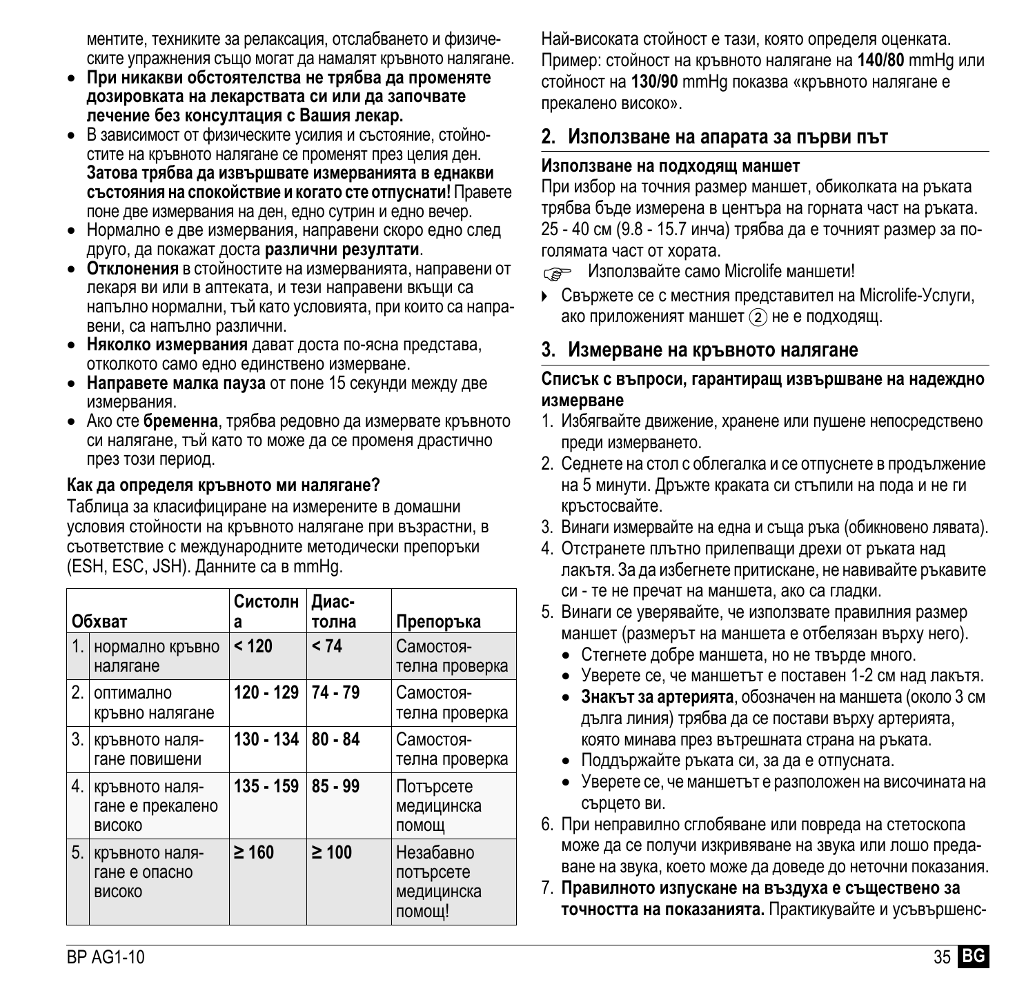ментите, техниките за релаксация, отслабването и физическите упражнения също могат да намалят кръвното налягане.

- **При никакви обстоятелства не трябва да променяте дозировката на лекарствата си или да започвате лечение без консултация с Вашия лекар.**
- В зависимост от физическите усилия и състояние, стойностите на кръвното налягане се променят през целия ден. **Затова трябва да извършвате измерванията в еднакви състояния на спокойствие и когато сте отпуснати!** Правете поне две измервания на ден, едно сутрин и едно вечер.
- Нормално е две измервания, направени скоро едно след друго, да покажат доста **различни резултати**.
- **Отклонения** в стойностите на измерванията, направени от лекаря ви или в аптеката, и тези направени вкъщи са напълно нормални, тъй като условията, при които са направени, са напълно различни.
- **Няколко измервания** дават доста по-ясна представа, отколкото само едно единствено измерване.
- **Направете малка пауза** от поне 15 секунди между две измервания.
- Ако сте **бременна**, трябва редовно да измервате кръвното си налягане, тъй като то може да се променя драстично през този период.

**Как да определя кръвното ми налягане?**

Таблица за класифициране на измерените в домашни условия стойности на кръвното налягане при възрастни, в съответствие с международните методически препоръки (ESH, ESC, JSH). Данните са в mmHg.

| | Обхват | Систолна | Диастолна | Препоръка |
|---|---|---|---|---|
| 1. | нормално кръвно налягане | **< 120** | **< 74** | Самостоятелна проверка |
| 2. | оптимално кръвно налягане | **120 - 129** | **74 - 79** | Самостоятелна проверка |
| 3. | кръвното налягане повишени | **130 - 134** | **80 - 84** | Самостоятелна проверка |
| 4. | кръвното налягане е прекалено високо | **135 - 159** | **85 - 99** | Потърсете медицинска помощ |
| 5. | кръвното налягане е опасно високо | **≥ 160** | **≥ 100** | Незабавно потърсете медицинска помощ! |

Най-високата стойност е тази, която определя оценката. Пример: стойност на кръвното налягане на **140/80** mmHg или стойност на **130/90** mmHg показва «кръвното налягане е прекалено високо».

## 2. Използване на апарата за първи път

**Използване на подходящ маншет**

При избор на точния размер маншет, обиколката на ръката трябва бъде измерена в центъра на горната част на ръката. 25 - 40 см (9.8 - 15.7 инча) трябва да е точният размер за поголямата част от хората.

☞ Използвайте само Microlife маншети!

▸ Свържете се с местния представител на Microlife-Услуги, ако приложеният маншет (2) не е подходящ.

## 3. Измерване на кръвното налягане

**Списък с въпроси, гарантиращ извършване на надеждно измерване**

1. Избягвайте движение, хранене или пушене непосредствено преди измерването.
2. Седнете на стол с облегалка и се отпуснете в продължение на 5 минути. Дръжте краката си стъпили на пода и не ги кръстосвайте.
3. Винаги измервайте на една и съща ръка (обикновено лявата).
4. Отстранете плътно прилепващи дрехи от ръката над лакътя. За да избегнете притискане, не навивайте ръкавите си - те не пречат на маншета, ако са гладки.
5. Винаги се уверявайте, че използвате правилния размер маншет (размерът на маншета е отбелязан върху него).
   - Стегнете добре маншета, но не твърде много.
   - Уверете се, че маншетът е поставен 1-2 см над лакътя.
   - **Знакът за артерията**, обозначен на маншета (около 3 см дълга линия) трябва да се постави върху артерията, която минава през вътрешната страна на ръката.
   - Поддържайте ръката си, за да е отпусната.
   - Уверете се, че маншетът е разположен на височината на сърцето ви.
6. При неправилно сглобяване или повреда на стетоскопа може да се получи изкривяване на звука или лошо предаване на звука, което може да доведе до неточни показания.
7. **Правилното изпускане на въздуха е съществено за точността на показанията.** Практикувайте и усъвършенс-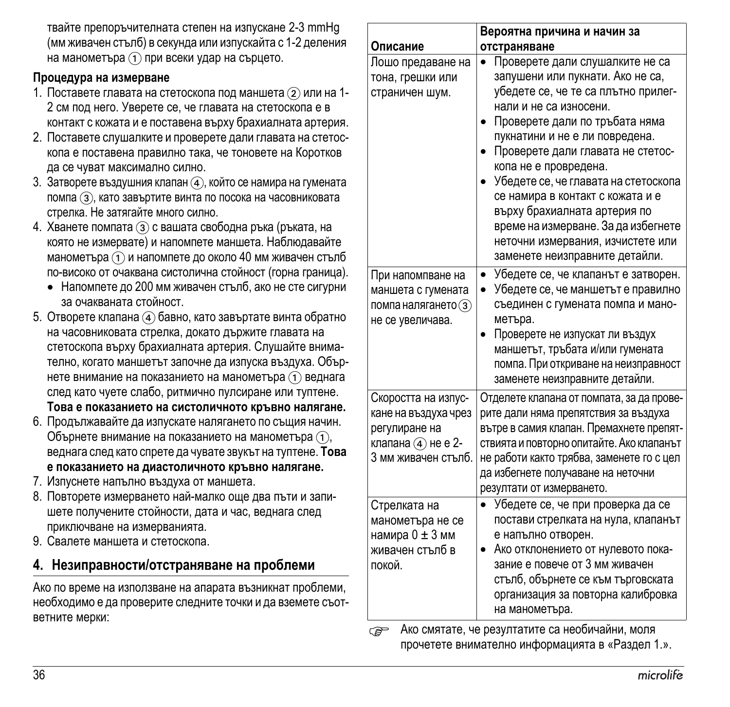твайте препоръчителната степен на изпускане 2-3 mmHg (мм живачен стълб) в секунда или изпускайта с 1-2 деления на манометъра ① при всеки удар на сърцето.

**Процедура на измерване**

1. Поставете главата на стетоскопа под маншета ② или на 1-2 см под него. Уверете се, че главата на стетоскопа е в контакт с кожата и е поставена върху брахиалната артерия.
2. Поставете слушалките и проверете дали главата на стетоскопа е поставена правилно така, че тоновете на Коротков да се чуват максимално силно.
3. Затворете въздушния клапан ④, който се намира на гумената помпа ③, като завъртите винта по посока на часовниковата стрелка. Не затягайте много силно.
4. Хванете помпата ③ с вашата свободна ръка (ръката, на която не измервате) и напомпете маншета. Наблюдавайте манометъра ① и напомпете до около 40 мм живачен стълб по-високо от очаквана систолична стойност (горна граница).
   - Напомпете до 200 мм живачен стълб, ако не сте сигурни за очакваната стойност.
5. Отворете клапана ④ бавно, като завъртате винта обратно на часовниковата стрелка, докато държите главата на стетоскопа върху брахиалната артерия. Слушайте внимателно, когато маншетът започне да изпуска въздуха. Обърнете внимание на показанието на манометъра ① веднага след като чуете слабо, ритмично пулсиране или туптене. **Това е показанието на систоличното кръвно налягане.**
6. Продължавайте да изпускате налягането по същия начин. Обърнете внимание на показанието на манометъра ①, веднага след като спрете да чувате звукът на туптене. **Това е показанието на диастоличното кръвно налягане.**
7. Изпуснете напълно въздуха от маншета.
8. Повторете измерването най-малко още два пъти и запишете получените стойности, дата и час, веднага след приключване на измерванията.
9. Свалете маншета и стетоскопа.

## 4. Незиправности/отстраняване на проблеми

Ако по време на използване на апарата възникнат проблеми, необходимо е да проверите следните точки и да вземете съответните мерки:

| Описание | Вероятна причина и начин за отстраняване |
|---|---|
| Лошо предаване на тона, грешки или страничен шум. | • Проверете дали слушалките не са запушени или пукнати. Ако не са, убедете се, че те са плътно прилегнали и не са износени.<br>• Проверете дали по тръбата няма пукнатини и не е ли повредена.<br>• Проверете дали главата не стетоскопа не е провредена.<br>• Убедете се, че главата на стетоскопа се намира в контакт с кожата и е върху брахиалната артерия по време на измерване. За да избегнете неточни измервания, изчистете или заменете неизправните детайли. |
| При напомпване на маншета с гумената помпа налягането ③ не се увеличава. | • Убедете се, че клапанът е затворен.<br>• Убедете се, че маншетът е правилно съединен с гумената помпа и манометъра.<br>• Проверете не изпускат ли въздух маншетът, тръбата и/или гумената помпа. При откриване на неизправност заменете неизправните детайли. |
| Скоростта на изпускане на въздуха чрез регулиране на клапана ④ не е 2-3 мм живачен стълб. | Отделете клапана от помпата, за да проверите дали няма препятствия за въздуха вътре в самия клапан. Премахнете препятствията и повторно опитайте. Ако клапанът не работи както трябва, заменете го с цел да избегнете получаване на неточни резултати от измерването. |
| Стрелката на манометъра не се намира 0 ± 3 мм живачен стълб в покой. | • Убедете се, че при проверка да се постави стрелката на нула, клапанът е напълно отворен.<br>• Ако отклонението от нулевото показание е повече от 3 мм живачен стълб, обърнете се към търговската организация за повторна калибровка на манометъра. |

☞ Ако смятате, че резултатите са необичайни, моля прочетете внимателно информацията в «Раздел 1.».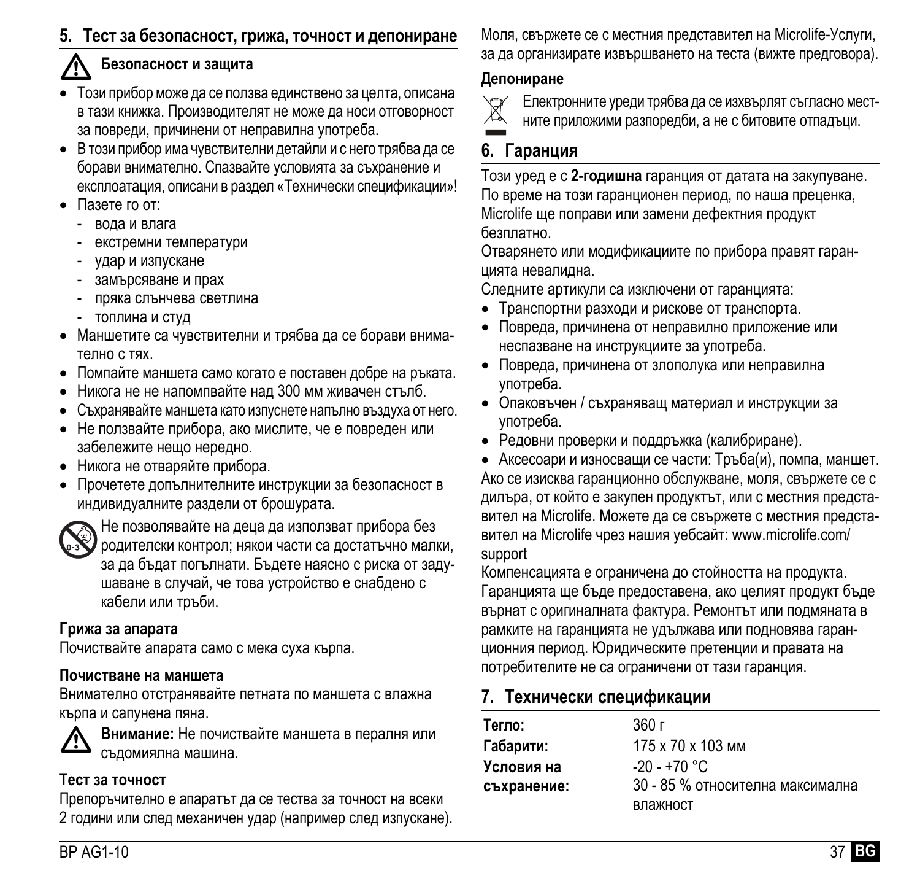## 5. Тест за безопасност, грижа, точност и депониране

### Безопасност и защита

- Този прибор може да се ползва единствено за целта, описана в тази книжка. Производителят не може да носи отговорност за повреди, причинени от неправилна употреба.
- В този прибор има чувствителни детайли и с него трябва да се борави внимателно. Спазвайте условията за съхранение и експлоатация, описани в раздел «Технически спецификации»!
- Пазете го от:
  - вода и влага
  - екстремни температури
  - удар и изпускане
  - замърсяване и прах
  - пряка слънчева светлина
  - топлина и студ
- Маншетите са чувствителни и трябва да се борави внимателно с тях.
- Помпайте маншета само когато е поставен добре на ръката.
- Никога не не напомпвайте над 300 мм живачен стълб.
- Съхранявайте маншета като изпуснете напълно въздуха от него.
- Не ползвайте прибора, ако мислите, че е повреден или забележите нещо нередно.
- Никога не отваряйте прибора.
- Прочетете допълнителните инструкции за безопасност в индивидуалните раздели от брошурата.

Не позволявайте на деца да използват прибора без родителски контрол; някои части са достатъчно малки, за да бъдат погълнати. Бъдете наясно с риска от задушаване в случай, че това устройство е снабдено с кабели или тръби.

### Грижа за апарата

Почиствайте апарата само с мека суха кърпа.

### Почистване на маншета

Внимателно отстранявайте петната по маншета с влажна кърпа и сапунена пяна.

**Внимание:** Не почиствайте маншета в пералня или съдомиялна машина.

### Тест за точност

Препоръчително е апаратът да се тества за точност на всеки 2 години или след механичен удар (например след изпускане). Моля, свържете се с местния представител на Microlife-Услуги, за да организирате извършването на теста (вижте предговора).

### Депониране

Електронните уреди трябва да се изхвърлят съгласно местните приложими разпоредби, а не с битовите отпадъци.

## 6. Гаранция

Този уред е с **2-годишна** гаранция от датата на закупуване. По време на този гаранционен период, по наша преценка, Microlife ще поправи или замени дефектния продукт безплатно.

Отварянето или модификациите по прибора правят гаранцията невалидна.

Следните артикули са изключени от гаранцията:

- Транспортни разходи и рискове от транспорта.
- Повреда, причинена от неправилно приложение или неспазване на инструкциите за употреба.
- Повреда, причинена от злополука или неправилна употреба.
- Опаковъчен / съхраняващ материал и инструкции за употреба.
- Редовни проверки и поддръжка (калибриране).
- Аксесоари и износващи се части: Тръба(и), помпа, маншет.

Ако се изисква гаранционно обслужване, моля, свържете се с дилъра, от който е закупен продуктът, или с местния представител на Microlife. Можете да се свържете с местния представител на Microlife чрез нашия уебсайт: www.microlife.com/support

Компенсацията е ограничена до стойността на продукта. Гаранцията ще бъде предоставена, ако целият продукт бъде върнат с оригиналната фактура. Ремонтът или подмяната в рамките на гаранцията не удължава или подновява гаранционния период. Юридическите претенции и правата на потребителите не са ограничени от тази гаранция.

## 7. Технически спецификации

| | |
|---|---|
| **Тегло:** | 360 г |
| **Габарити:** | 175 x 70 x 103 мм |
| **Условия на съхранение:** | -20 - +70 °C<br>30 - 85 % относителна максимална влажност |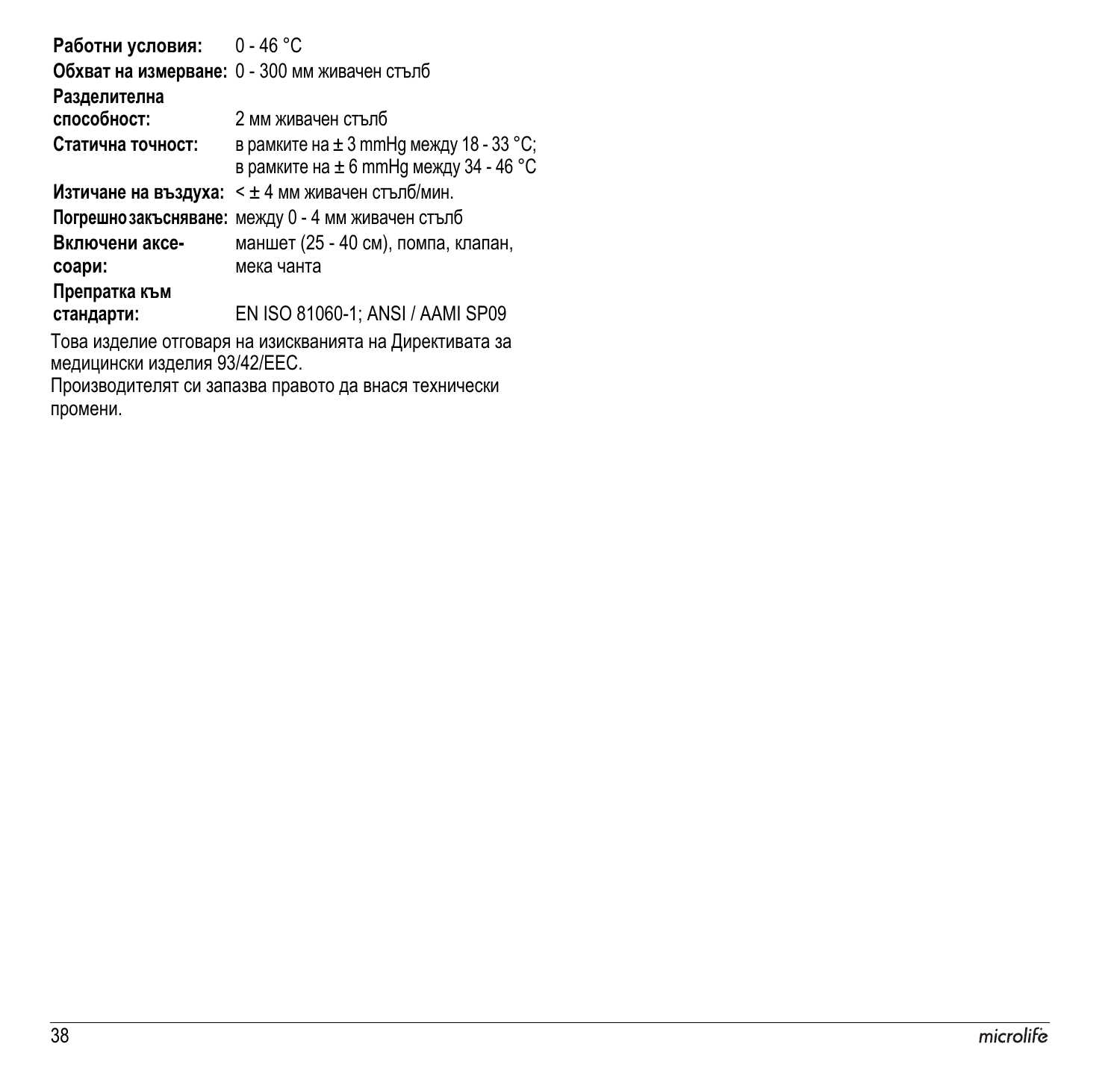| | |
|---|---|
| **Работни условия:** | 0 - 46 °C |
| **Обхват на измерване:** | 0 - 300 мм живачен стълб |
| **Разделителна способност:** | 2 мм живачен стълб |
| **Статична точност:** | в рамките на ± 3 mmHg между 18 - 33 °C; в рамките на ± 6 mmHg между 34 - 46 °C |
| **Изтичане на въздуха:** | < ± 4 мм живачен стълб/мин. |
| **Погрешно закъсняване:** | между 0 - 4 мм живачен стълб |
| **Включени аксе-соари:** | маншет (25 - 40 см), помпа, клапан, мека чанта |
| **Препратка към стандарти:** | EN ISO 81060-1; ANSI / AAMI SP09 |

Това изделие отговаря на изискванията на Директивата за медицински изделия 93/42/EEC.

Производителят си запазва правото да внася технически промени.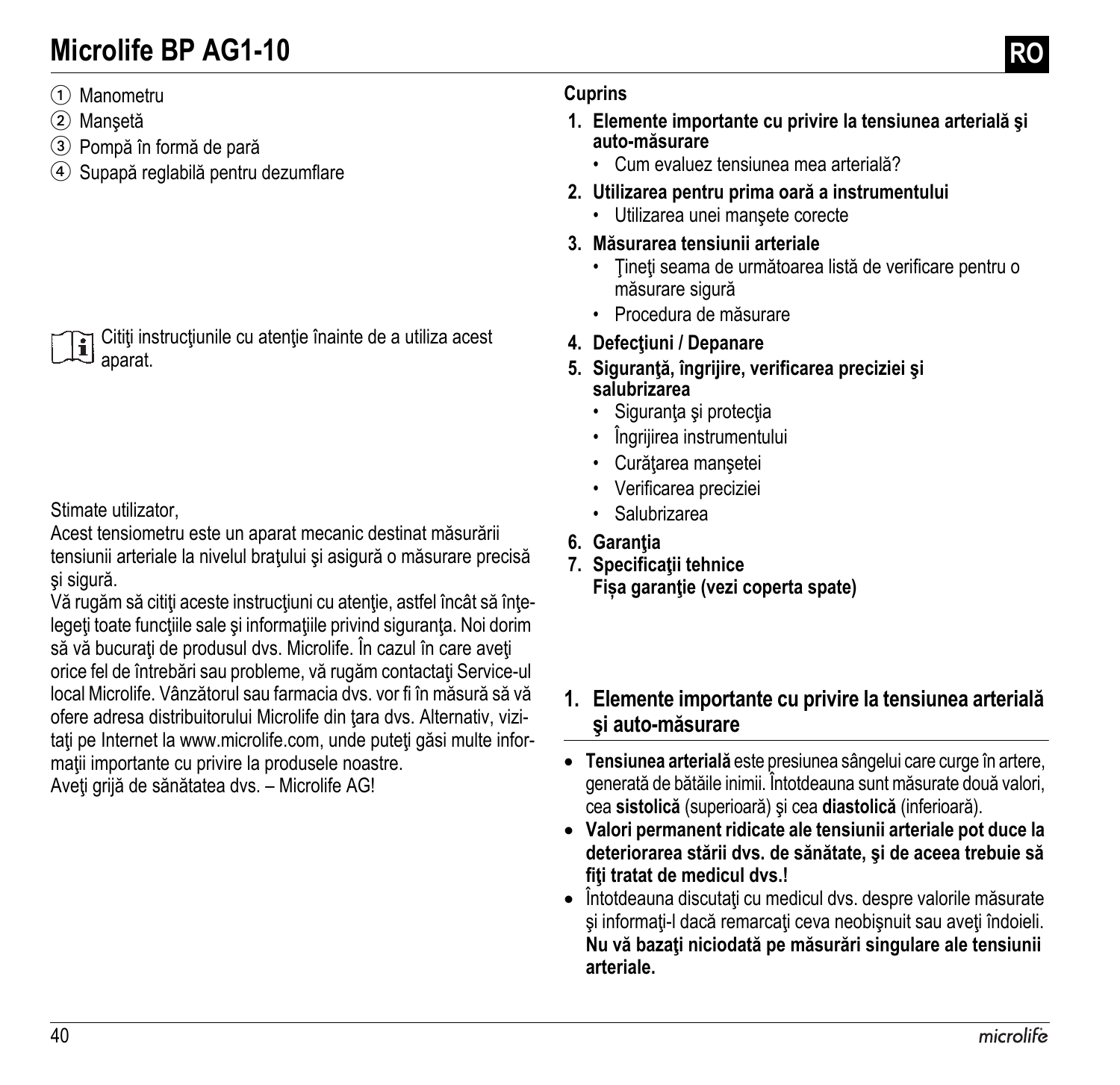# Microlife BP AG1-10

RO

① Manometru
② Manşetă
③ Pompă în formă de pară
④ Supapă reglabilă pentru dezumflare

Citiţi instrucţiunile cu atenţie înainte de a utiliza acest aparat.

Stimate utilizator,
Acest tensiometru este un aparat mecanic destinat măsurării tensiunii arteriale la nivelul braţului şi asigură o măsurare precisă şi sigură.
Vă rugăm să citiţi aceste instrucţiuni cu atenţie, astfel încât să înţelegeţi toate funcţiile sale şi informaţiile privind siguranţa. Noi dorim să vă bucuraţi de produsul dvs. Microlife. În cazul în care aveţi orice fel de întrebări sau probleme, vă rugăm contactaţi Service-ul local Microlife. Vânzătorul sau farmacia dvs. vor fi în măsură să vă ofere adresa distribuitorului Microlife din ţara dvs. Alternativ, vizitaţi pe Internet la www.microlife.com, unde puteţi găsi multe informaţii importante cu privire la produsele noastre.
Aveţi grijă de sănătatea dvs. – Microlife AG!

**Cuprins**

1. **Elemente importante cu privire la tensiunea arterială şi auto-măsurare**
   - Cum evaluez tensiunea mea arterială?
2. **Utilizarea pentru prima oară a instrumentului**
   - Utilizarea unei manşete corecte
3. **Măsurarea tensiunii arteriale**
   - Ţineţi seama de următoarea listă de verificare pentru o măsurare sigură
   - Procedura de măsurare
4. **Defecţiuni / Depanare**
5. **Siguranţă, îngrijire, verificarea preciziei şi salubrizarea**
   - Siguranţa şi protecţia
   - Îngrijirea instrumentului
   - Curăţarea manşetei
   - Verificarea preciziei
   - Salubrizarea
6. **Garanţia**
7. **Specificaţii tehnice**
   **Fișa garanţie (vezi coperta spate)**

## 1. Elemente importante cu privire la tensiunea arterială şi auto-măsurare

- **Tensiunea arterială** este presiunea sângelui care curge în artere, generată de bătăile inimii. Întotdeauna sunt măsurate două valori, cea **sistolică** (superioară) şi cea **diastolică** (inferioară).
- **Valori permanent ridicate ale tensiunii arteriale pot duce la deteriorarea stării dvs. de sănătate, şi de aceea trebuie să fiţi tratat de medicul dvs.!**
- Întotdeauna discutaţi cu medicul dvs. despre valorile măsurate şi informaţi-l dacă remarcaţi ceva neobişnuit sau aveţi îndoieli. **Nu vă bazaţi niciodată pe măsurări singulare ale tensiunii arteriale.**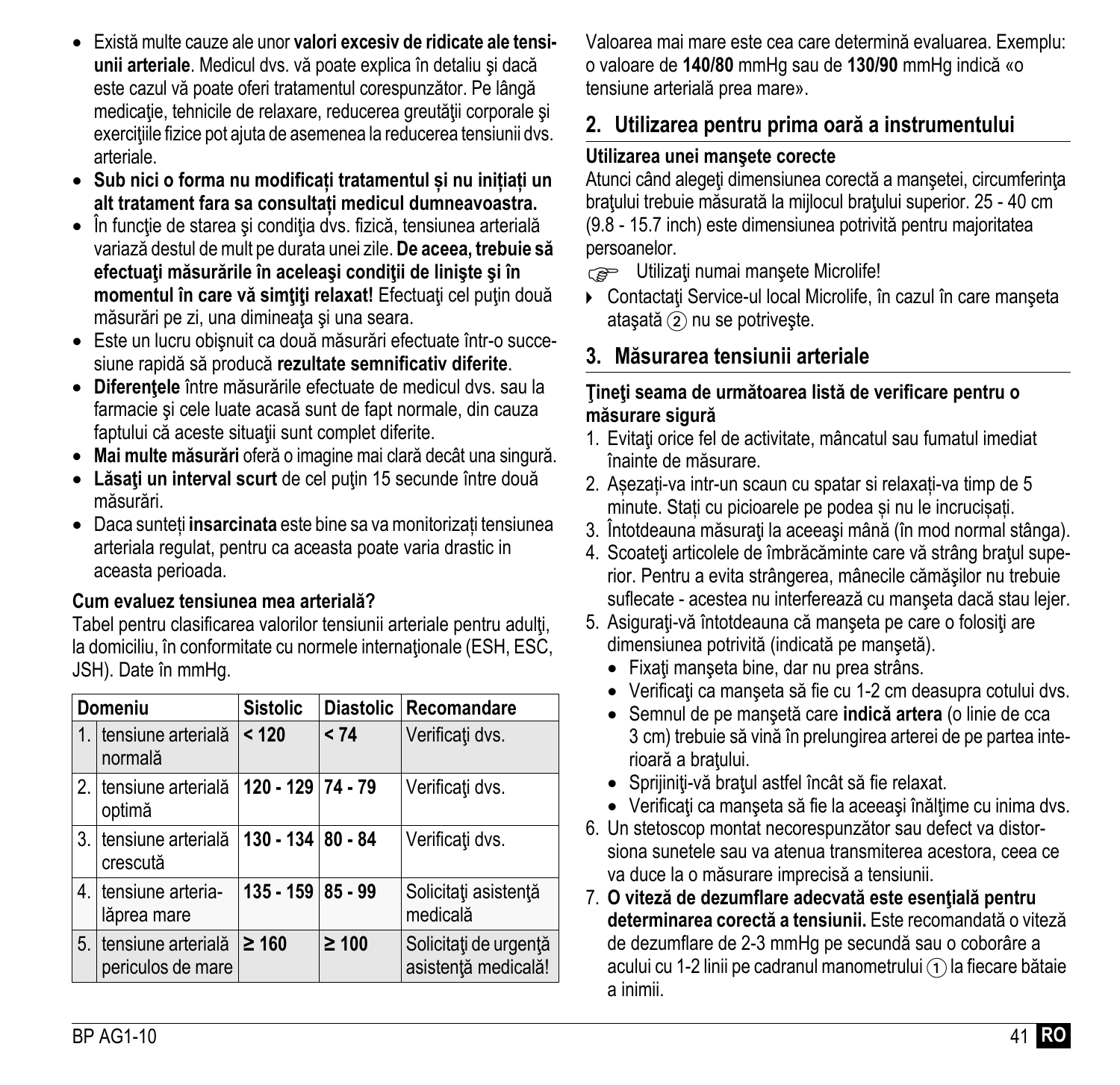- Există multe cauze ale unor **valori excesiv de ridicate ale tensiunii arteriale**. Medicul dvs. vă poate explica în detaliu şi dacă este cazul vă poate oferi tratamentul corespunzător. Pe lângă medicaţie, tehnicile de relaxare, reducerea greutăţii corporale şi exerciţiile fizice pot ajuta de asemenea la reducerea tensiunii dvs. arteriale.
- **Sub nici o forma nu modificați tratamentul și nu inițiați un alt tratament fara sa consultați medicul dumneavoastra.**
- În funcţie de starea şi condiţia dvs. fizică, tensiunea arterială variază destul de mult pe durata unei zile. **De aceea, trebuie să efectuaţi măsurările în aceleaşi condiţii de linişte şi în momentul în care vă simţiţi relaxat!** Efectuaţi cel puţin două măsurări pe zi, una dimineaţa şi una seara.
- Este un lucru obişnuit ca două măsurări efectuate într-o succesiune rapidă să producă **rezultate semnificativ diferite**.
- **Diferenţele** între măsurările efectuate de medicul dvs. sau la farmacie şi cele luate acasă sunt de fapt normale, din cauza faptului că aceste situaţii sunt complet diferite.
- **Mai multe măsurări** oferă o imagine mai clară decât una singură.
- **Lăsaţi un interval scurt** de cel puţin 15 secunde între două măsurări.
- Daca sunteți **insarcinata** este bine sa va monitorizați tensiunea arteriala regulat, pentru ca aceasta poate varia drastic in aceasta perioada.

**Cum evaluez tensiunea mea arterială?**

Tabel pentru clasificarea valorilor tensiunii arteriale pentru adulţi, la domiciliu, în conformitate cu normele internaţionale (ESH, ESC, JSH). Date în mmHg.

| | Domeniu | Sistolic | Diastolic | Recomandare |
|---|---|---|---|---|
| 1. | tensiune arterială normală | **< 120** | **< 74** | Verificaţi dvs. |
| 2. | tensiune arterială optimă | **120 - 129** | **74 - 79** | Verificaţi dvs. |
| 3. | tensiune arterială crescută | **130 - 134** | **80 - 84** | Verificaţi dvs. |
| 4. | tensiune arterialăprea mare | **135 - 159** | **85 - 99** | Solicitaţi asistenţă medicală |
| 5. | tensiune arterială periculos de mare | **≥ 160** | **≥ 100** | Solicitaţi de urgenţă asistenţă medicală! |

Valoarea mai mare este cea care determină evaluarea. Exemplu: o valoare de **140/80** mmHg sau de **130/90** mmHg indică «o tensiune arterială prea mare».

## 2. Utilizarea pentru prima oară a instrumentului

**Utilizarea unei manşete corecte**

Atunci când alegeţi dimensiunea corectă a manşetei, circumferinţa braţului trebuie măsurată la mijlocul braţului superior. 25 - 40 cm (9.8 - 15.7 inch) este dimensiunea potrivită pentru majoritatea persoanelor.

☞ Utilizaţi numai manşete Microlife!

▸ Contactaţi Service-ul local Microlife, în cazul în care manşeta ataşată ② nu se potriveşte.

## 3. Măsurarea tensiunii arteriale

**Ţineţi seama de următoarea listă de verificare pentru o măsurare sigură**

1. Evitaţi orice fel de activitate, mâncatul sau fumatul imediat înainte de măsurare.
2. Așezați-va intr-un scaun cu spatar si relaxați-va timp de 5 minute. Stați cu picioarele pe podea și nu le incrucișați.
3. Întotdeauna măsuraţi la aceeaşi mână (în mod normal stânga).
4. Scoateţi articolele de îmbrăcăminte care vă strâng braţul superior. Pentru a evita strângerea, mânecile cămăşilor nu trebuie suflecate - acestea nu interferează cu manşeta dacă stau lejer.
5. Asiguraţi-vă întotdeauna că manşeta pe care o folosiţi are dimensiunea potrivită (indicată pe manşetă).
   - Fixaţi manşeta bine, dar nu prea strâns.
   - Verificaţi ca manşeta să fie cu 1-2 cm deasupra cotului dvs.
   - Semnul de pe manşetă care **indică artera** (o linie de cca 3 cm) trebuie să vină în prelungirea arterei de pe partea interioară a braţului.
   - Sprijiniţi-vă braţul astfel încât să fie relaxat.
   - Verificaţi ca manşeta să fie la aceeaşi înălţime cu inima dvs.
6. Un stetoscop montat necorespunzător sau defect va distorsiona sunetele sau va atenua transmiterea acestora, ceea ce va duce la o măsurare imprecisă a tensiunii.
7. **O viteză de dezumflare adecvată este esenţială pentru determinarea corectă a tensiunii.** Este recomandată o viteză de dezumflare de 2-3 mmHg pe secundă sau o coborâre a acului cu 1-2 linii pe cadranul manometrului ① la fiecare bătaie a inimii.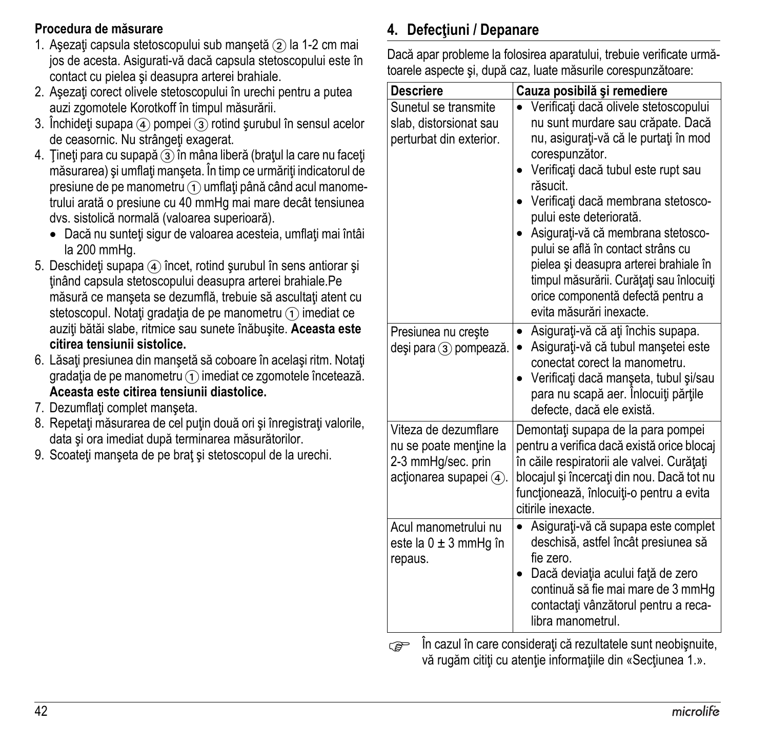**Procedura de măsurare**

1. Aşezaţi capsula stetoscopului sub manşetă ② la 1-2 cm mai jos de acesta. Asigurati-vă dacă capsula stetoscopului este în contact cu pielea şi deasupra arterei brahiale.
2. Aşezaţi corect olivele stetoscopului în urechi pentru a putea auzi zgomotele Korotkoff în timpul măsurării.
3. Închideţi supapa ④ pompei ③ rotind şurubul în sensul acelor de ceasornic. Nu strângeţi exagerat.
4. Ţineţi para cu supapă ③ în mâna liberă (braţul la care nu faceţi măsurarea) şi umflaţi manşeta. În timp ce urmăriţi indicatorul de presiune de pe manometru ① umflaţi până când acul manometrului arată o presiune cu 40 mmHg mai mare decât tensiunea dvs. sistolică normală (valoarea superioară).
   - Dacă nu sunteţi sigur de valoarea acesteia, umflaţi mai întâi la 200 mmHg.
5. Deschideţi supapa ④ încet, rotind şurubul în sens antiorar şi ţinând capsula stetoscopului deasupra arterei brahiale.Pe măsură ce manşeta se dezumflă, trebuie să ascultaţi atent cu stetoscopul. Notaţi gradaţia de pe manometru ① imediat ce auziţi bătăi slabe, ritmice sau sunete înăbuşite. **Aceasta este citirea tensiunii sistolice.**
6. Lăsaţi presiunea din manşetă să coboare în acelaşi ritm. Notaţi gradaţia de pe manometru ① imediat ce zgomotele încetează. **Aceasta este citirea tensiunii diastolice.**
7. Dezumflaţi complet manşeta.
8. Repetaţi măsurarea de cel puţin două ori şi înregistraţi valorile, data şi ora imediat după terminarea măsurătorilor.
9. Scoateţi manşeta de pe braţ şi stetoscopul de la urechi.

## 4. Defecţiuni / Depanare

Dacă apar probleme la folosirea aparatului, trebuie verificate următoarele aspecte şi, după caz, luate măsurile corespunzătoare:

| Descriere | Cauza posibilă şi remediere |
|---|---|
| Sunetul se transmite slab, distorsionat sau perturbat din exterior. | • Verificaţi dacă olivele stetoscopului nu sunt murdare sau crăpate. Dacă nu, asiguraţi-vă că le purtaţi în mod corespunzător.<br>• Verificaţi dacă tubul este rupt sau răsucit.<br>• Verificaţi dacă membrana stetoscopului este deteriorată.<br>• Asiguraţi-vă că membrana stetoscopului se află în contact strâns cu pielea şi deasupra arterei brahiale în timpul măsurării. Curăţaţi sau înlocuiţi orice componentă defectă pentru a evita măsurări inexacte. |
| Presiunea nu creşte deşi para ③ pompează. | • Asiguraţi-vă că aţi închis supapa.<br>• Asiguraţi-vă că tubul manşetei este conectat corect la manometru.<br>• Verificaţi dacă manşeta, tubul şi/sau para nu scapă aer. Înlocuiţi părţile defecte, dacă ele există. |
| Viteza de dezumflare nu se poate menţine la 2-3 mmHg/sec. prin acţionarea supapei ④. | Demontaţi supapa de la para pompei pentru a verifica dacă există orice blocaj în căile respiratorii ale valvei. Curăţaţi blocajul şi încercaţi din nou. Dacă tot nu funcţionează, înlocuiţi-o pentru a evita citirile inexacte. |
| Acul manometrului nu este la 0 ± 3 mmHg în repaus. | • Asiguraţi-vă că supapa este complet deschisă, astfel încât presiunea să fie zero.<br>• Dacă deviaţia acului faţă de zero continuă să fie mai mare de 3 mmHg contactaţi vânzătorul pentru a recalibra manometrul. |

☞ În cazul în care consideraţi că rezultatele sunt neobişnuite, vă rugăm citiţi cu atenţie informaţiile din «Secţiunea 1.».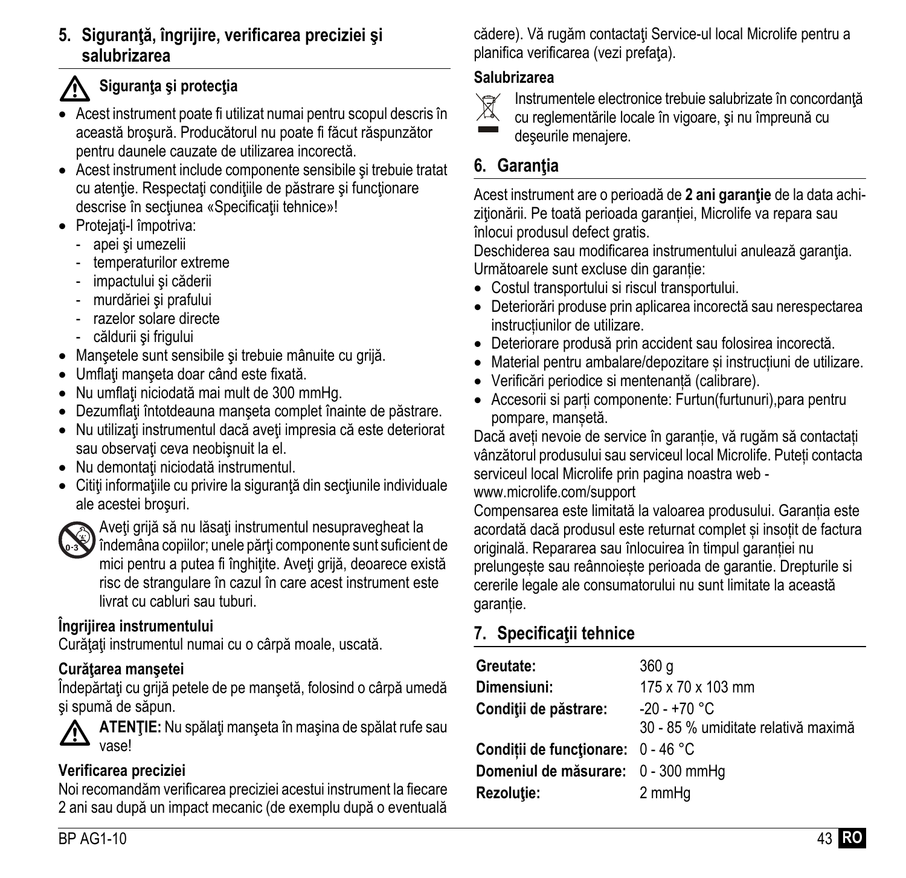## 5. Siguranţă, îngrijire, verificarea preciziei şi salubrizarea

### ⚠ Siguranţa şi protecţia

- Acest instrument poate fi utilizat numai pentru scopul descris în această broşură. Producătorul nu poate fi făcut răspunzător pentru daunele cauzate de utilizarea incorectă.
- Acest instrument include componente sensibile şi trebuie tratat cu atenţie. Respectaţi condiţiile de păstrare şi funcţionare descrise în secţiunea «Specificaţii tehnice»!
- Protejaţi-l împotriva:
  - apei şi umezelii
  - temperaturilor extreme
  - impactului şi căderii
  - murdăriei şi prafului
  - razelor solare directe
  - căldurii şi frigului
- Manşetele sunt sensibile şi trebuie mânuite cu grijă.
- Umflaţi manşeta doar când este fixată.
- Nu umflaţi niciodată mai mult de 300 mmHg.
- Dezumflaţi întotdeauna manşeta complet înainte de păstrare.
- Nu utilizaţi instrumentul dacă aveţi impresia că este deteriorat sau observaţi ceva neobişnuit la el.
- Nu demontaţi niciodată instrumentul.
- Citiţi informaţiile cu privire la siguranţă din secţiunile individuale ale acestei broşuri.

Aveţi grijă să nu lăsaţi instrumentul nesupravegheat la îndemâna copiilor; unele părţi componente sunt suficient de mici pentru a putea fi înghiţite. Aveţi grijă, deoarece există risc de strangulare în cazul în care acest instrument este livrat cu cabluri sau tuburi.

### Îngrijirea instrumentului

Curăţaţi instrumentul numai cu o cârpă moale, uscată.

### Curăţarea manşetei

Îndepărtaţi cu grijă petele de pe manşetă, folosind o cârpă umedă şi spumă de săpun.

⚠ **ATENŢIE:** Nu spălaţi manşeta în maşina de spălat rufe sau vase!

### Verificarea preciziei

Noi recomandăm verificarea preciziei acestui instrument la fiecare 2 ani sau după un impact mecanic (de exemplu după o eventuală cădere). Vă rugăm contactaţi Service-ul local Microlife pentru a planifica verificarea (vezi prefaţa).

### Salubrizarea

Instrumentele electronice trebuie salubrizate în concordanţă cu reglementările locale în vigoare, şi nu împreună cu deşeurile menajere.

## 6. Garanţia

Acest instrument are o perioadă de **2 ani garanţie** de la data achiziţionării. Pe toată perioada garanției, Microlife va repara sau înlocui produsul defect gratis.

Deschiderea sau modificarea instrumentului anulează garanţia. Următoarele sunt excluse din garanție:

- Costul transportului si riscul transportului.
- Deteriorări produse prin aplicarea incorectă sau nerespectarea instrucțiunilor de utilizare.
- Deteriorare produsă prin accident sau folosirea incorectă.
- Material pentru ambalare/depozitare și instrucțiuni de utilizare.
- Verificări periodice si mentenanță (calibrare).
- Accesorii si parți componente: Furtun(furtunuri),para pentru pompare, manșetă.

Dacă aveți nevoie de service în garanție, vă rugăm să contactați vânzătorul produsului sau serviceul local Microlife. Puteți contacta serviceul local Microlife prin pagina noastra web - www.microlife.com/support

Compensarea este limitată la valoarea produsului. Garanția este acordată dacă produsul este returnat complet și insoțit de factura originală. Repararea sau înlocuirea în timpul garanției nu prelungește sau reânnoiește perioada de garantie. Drepturile si cererile legale ale consumatorului nu sunt limitate la această garanție.

## 7. Specificaţii tehnice

| | |
|---|---|
| **Greutate:** | 360 g |
| **Dimensiuni:** | 175 x 70 x 103 mm |
| **Condiţii de păstrare:** | -20 - +70 °C<br>30 - 85 % umiditate relativă maximă |
| **Condiții de funcţionare:** | 0 - 46 °C |
| **Domeniul de măsurare:** | 0 - 300 mmHg |
| **Rezoluţie:** | 2 mmHg |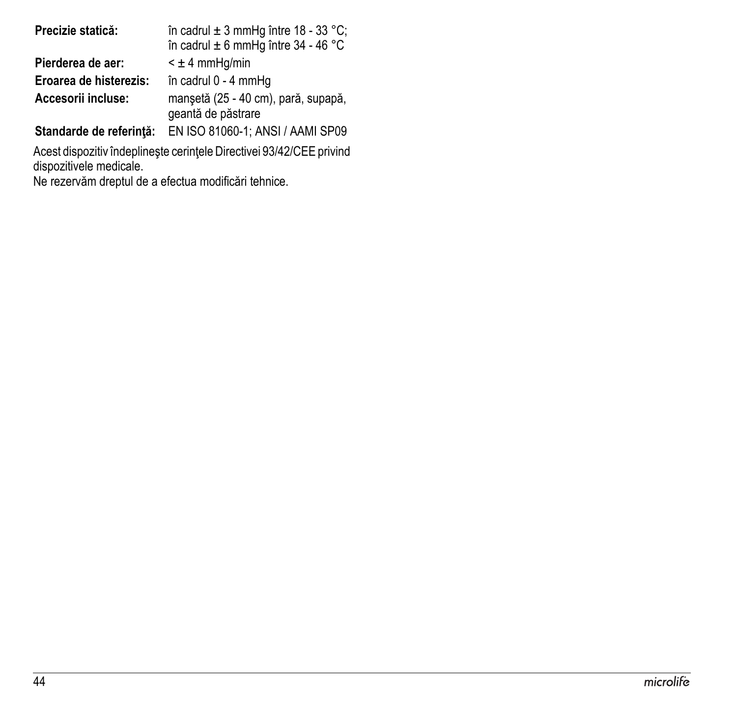| | |
|---|---|
| **Precizie statică:** | în cadrul ± 3 mmHg între 18 - 33 °C; în cadrul ± 6 mmHg între 34 - 46 °C |
| **Pierderea de aer:** | < ± 4 mmHg/min |
| **Eroarea de histerezis:** | în cadrul 0 - 4 mmHg |
| **Accesorii incluse:** | manşetă (25 - 40 cm), pară, supapă, geantă de păstrare |
| **Standarde de referinţă:** | EN ISO 81060-1; ANSI / AAMI SP09 |

Acest dispozitiv îndeplineşte cerinţele Directivei 93/42/CEE privind dispozitivele medicale.

Ne rezervăm dreptul de a efectua modificări tehnice.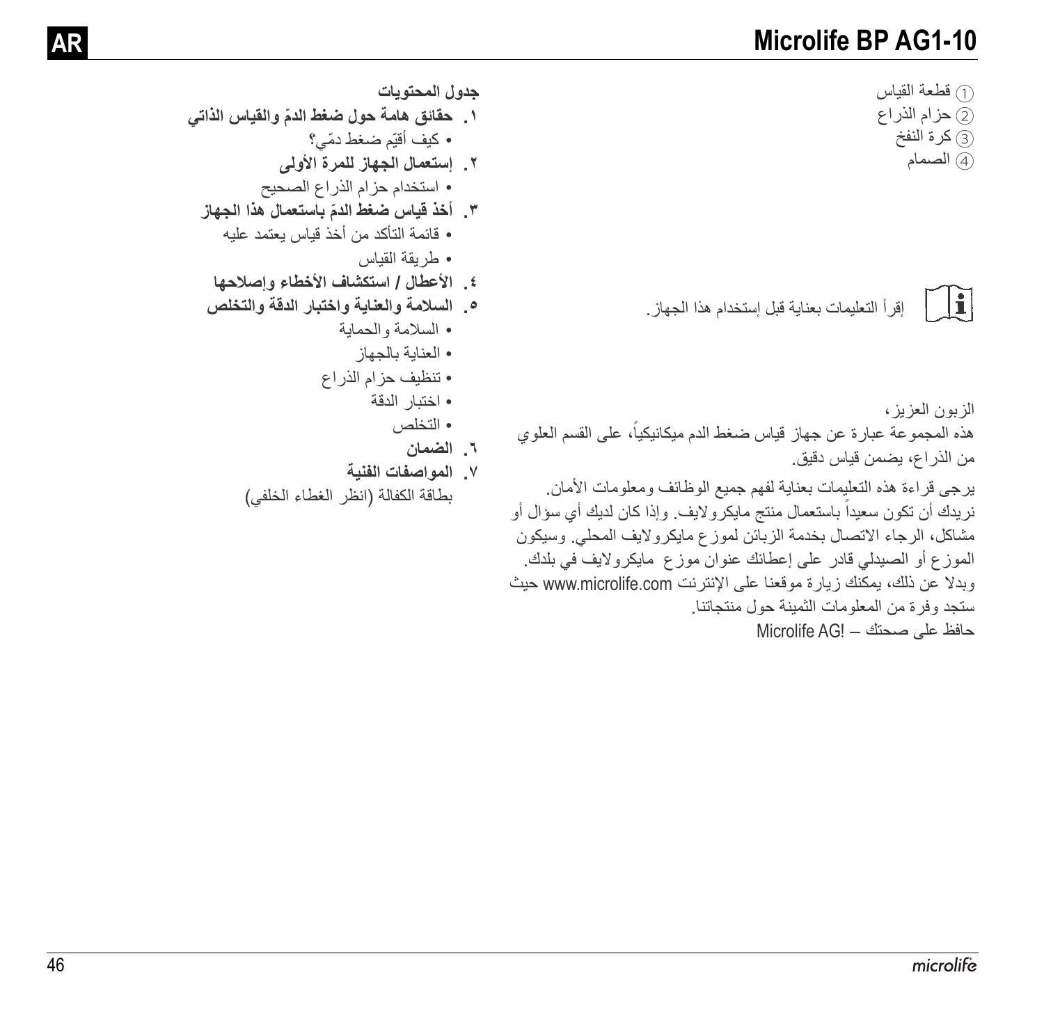# Microlife BP AG1-10

① قطعة القياس
② حزام الذراع
③ كرة النفخ
④ الصمام

إقرأ التعليمات بعناية قبل إستخدام هذا الجهاز.

الزبون العزيز،
هذه المجموعة عبارة عن جهاز قياس ضغط الدم ميكانيكياً، على القسم العلوي من الذراع، يضمن قياس دقيق.

يرجى قراءة هذه التعليمات بعناية لفهم جميع الوظائف ومعلومات الأمان.
نريدك أن تكون سعيداً باستعمال منتج مايكرولايف. وإذا كان لديك أي سؤال أو مشاكل، الرجاء الاتصال بخدمة الزبائن لموزع مايكرولايف المحلي. وسيكون الموزع أو الصيدلي قادر على إعطائك عنوان موزع مايكرولايف في بلدك. وبدلا عن ذلك، يمكنك زيارة موقعنا على الإنترنت www.microlife.com حيث ستجد وفرة من المعلومات الثمينة حول منتجاتنا.
حافظ على صحتك – Microlife AG!

**جدول المحتويات**

**١. حقائق هامة حول ضغط الدمّ والقياس الذاتي**
- كيف أقيّم ضغط دمّي؟

**٢. إستعمال الجهاز للمرة الأولى**
- استخدام حزام الذراع الصحيح

**٣. أخذ قياس ضغط الدمّ باستعمال هذا الجهاز**
- قائمة التأكد من أخذ قياس يعتمد عليه
- طريقة القياس

**٤. الأعطال / استكشاف الأخطاء وإصلاحها**

**٥. السلامة والعناية واختبار الدقة والتخلص**
- السلامة والحماية
- العناية بالجهاز
- تنظيف حزام الذراع
- اختبار الدقة
- التخلص

**٦. الضمان**

**٧. المواصفات الفنية**

بطاقة الكفالة (انظر الغطاء الخلفي)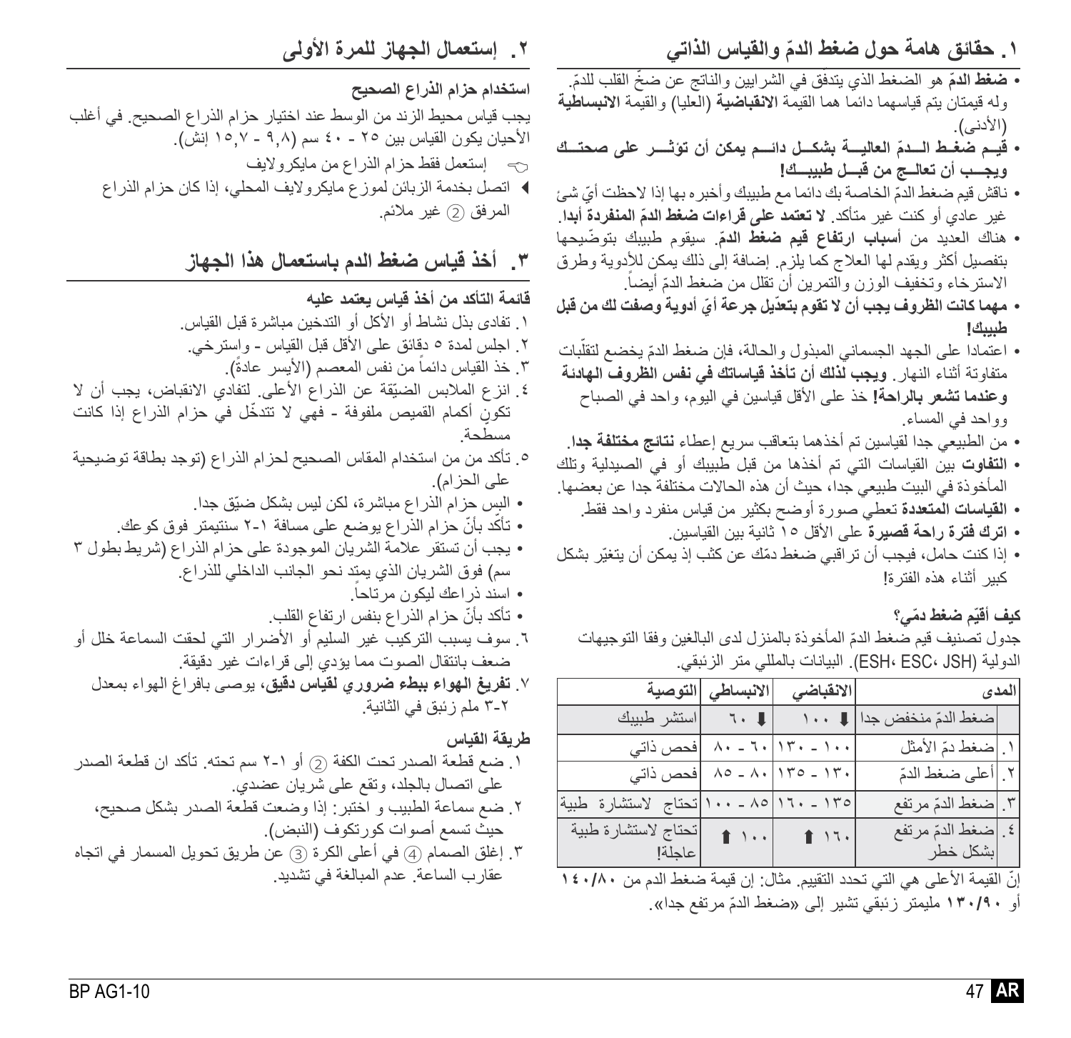## ١. حقائق هامة حول ضغط الدمّ والقياس الذاتي

- **ضغط الدمّ** هو الضغط الذي يتدفّق في الشرايين والناتج عن ضخّ القلب للدمّ. وله قيمتان يتم قياسهما دائما هما القيمة **الانقباضية** (العليا) والقيمة **الانبساطية** (الأدنى).
- **قيم ضغط الدمّ العالية بشكل دائم يمكن أن تؤثّر على صحتك ويجب أن تعالج من قبل طبيبك!**
- ناقش قيم ضغط الدمّ الخاصة بك دائما مع طبيبك وأخبره بها إذا لاحظت أيّ شئ غير عادي أو كنت غير متأكد. **لا تعتمد على قراءات ضغط الدمّ المنفردة أبدا.**
- هناك العديد من **أسباب ارتفاع قيم ضغط الدمّ**. سيقوم طبيبك بتوضيحها بتفصيل أكثر ويقدم لها العلاج كما يلزم. إضافة إلى ذلك يمكن للأدوية وطرق الاسترخاء وتخفيف الوزن والتمرين أن تقلل من ضغط الدمّ أيضاً.
- **مهما كانت الظروف يجب أن لا تقوم بتعديل جرعة أيّ أدوية وصفت لك من قبل طبيبك!**
- اعتمادا على الجهد الجسماني المبذول والحالة، فإن ضغط الدمّ يخضع لتقلّبات متفاوتة أثناء النهار. **ويجب لذلك أن تأخذ قياساتك في نفس الظروف الهادئة وعندما تشعر بالراحة!** خذ على الأقل قياسين في اليوم، واحد في الصباح وواحد في المساء.
- من الطبيعي جدا لقياسين تم أخذهما بتعاقب سريع إعطاء **نتائج مختلفة جدا**.
- **التفاوت** بين القياسات التي تم أخذها من قبل طبيبك أو في الصيدلية وتلك المأخوذة في البيت طبيعي جدا، حيث أن هذه الحالات مختلفة جدا عن بعضها.
- **القياسات المتعددة** تعطي صورة أوضح بكثير من قياس منفرد واحد فقط.
- **اترك فترة راحة قصيرة** على الأقل ١٥ ثانية بين القياسين.
- إذا كنت حامل، فيجب أن تراقبي ضغط دمّك عن كثب إذ يمكن أن يتغيّر بشكل كبير أثناء هذه الفترة!

**كيف أقيّم ضغط دمّي؟**

جدول تصنيف قيم ضغط الدمّ المأخوذة بالمنزل لدى البالغين وفقا التوجيهات الدولية (ESH، ESC، JSH). البيانات بالمللي متر الزئبقي.

| المدى | | الانقباضي | الانبساطي | التوصية |
|---|---|---|---|---|
| | ضغط الدمّ منخفض جدا | ⬇ ١٠٠ | ⬇ ٦٠ | استشر طبيبك |
| ١. | ضغط دمّ الأمثل | ١٠٠ - ١٣٠ | ٦٠ - ٨٠ | فحص ذاتي |
| ٢. | أعلى ضغط الدمّ | ١٣٠ - ١٣٥ | ٨٠ - ٨٥ | فحص ذاتي |
| ٣. | ضغط الدمّ مرتفع | ١٣٥ - ١٦٠ | ٨٥ - ١٠٠ | تحتاج لاستشارة طبية |
| ٤. | ضغط الدمّ مرتفع بشكل خطر | ⬆ ١٦٠ | ⬆ ١٠٠ | تحتاج لاستشارة طبية عاجلة! |

إنّ القيمة الأعلى هي التي تحدد التقيم. مثال: إن قيمة ضغط الدم من **١٤٠/٨٠** أو **١٣٠/٩٠** مليمتر زئبقي تشير إلى «ضغط الدمّ مرتفع جدا».

## ٢. إستعمال الجهاز للمرة الأولى

**استخدام حزام الذراع الصحيح**

يجب قياس محيط الزند من الوسط عند اختيار حزام الذراع الصحيح. في أغلب الأحيان يكون القياس بين ٢٥ - ٤٠ سم (٩,٨ - ١٥,٧ إنش).

- ☜ إستعمل فقط حزام الذراع من مايكرولايف
- ◀ اتصل بخدمة الزبائن لموزع مايكرولايف المحلي، إذا كان حزام الذراع المرفق ② غير ملائم.

## ٣. أخذ قياس ضغط الدم باستعمال هذا الجهاز

**قائمة التأكد من أخذ قياس يعتمد عليه**

١. تفادى بذل نشاط أو الأكل أو التدخين مباشرة قبل القياس.
٢. اجلس لمدة ٥ دقائق على الأقل قبل القياس - واسترخي.
٣. خذ القياس دائماً من نفس المعصم (الأيسر عادةً).
٤. انزع الملابس الضيّقة عن الذراع الأعلى. لتفادي الانقباض، يجب أن لا تكون أكمام القميص ملفوفة - فهي لا تتدخّل في حزام الذراع إذا كانت مسطحة.
٥. تأكد من من استخدام المقاس الصحيح لحزام الذراع (توجد بطاقة توضيحية على الحزام).
- البس حزام الذراع مباشرة، لكن ليس بشكل ضيّق جدا.
- تأكّد بأنّ حزام الذراع يوضع على مسافة ١-٢ سنتيمتر فوق كوعك.
- يجب أن تستقر علامة الشريان الموجودة على حزام الذراع (شريط بطول ٣ سم) فوق الشريان الذي يمتد نحو الجانب الداخلي للذراع.
- اسند ذراعك ليكون مرتاحاً.
- تأكد بأنّ حزام الذراع بنفس ارتفاع القلب.

٦. سوف يسبب التركيب غير السليم أو الأضرار التي لحقت السماعة خلل أو ضعف بانتقال الصوت مما يؤدي إلى قراءات غير دقيقة.
٧. **تفريغ الهواء ببطء ضروري لقياس دقيق**، يوصى بافراغ الهواء بمعدل ٢-٣ ملم زئبق في الثانية.

**طريقة القياس**

١. ضع قطعة الصدر تحت الكفة ② أو ١-٢ سم تحته. تأكد ان قطعة الصدر على اتصال بالجلد، وتقع على شريان عضدي.
٢. ضع سماعة الطبيب و اختبر: إذا وضعت قطعة الصدر بشكل صحيح، حيث تسمع أصوات كورتكوف (النبض).
٣. إغلق الصمام ④ في أعلى الكرة ③ عن طريق تحويل المسمار في اتجاه عقارب الساعة. عدم المبالغة في تشديد.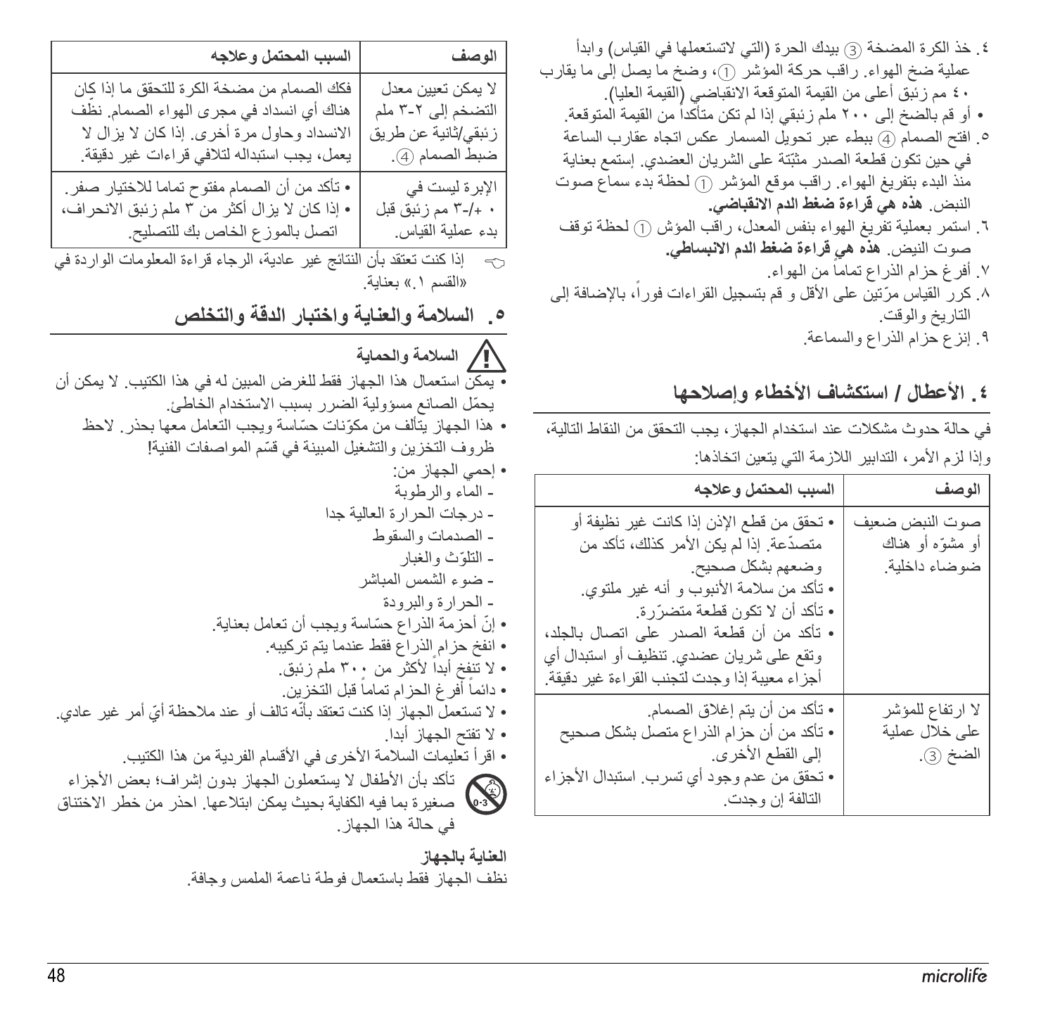٤. خذ الكرة المضخة ③ بيدك الحرة (التي لاتستعملها في القياس) وابدأ عملية ضخ الهواء. راقب حركة المؤشر ①، وضخ ما يصل إلى ما يقارب ٤٠ مم زئبق أعلى من القيمة المتوقعة الانقباضي (القيمة العليا).
- أو قم بالضخ إلى ٢٠٠ ملم زئبقي إذا لم تكن متأكداً من القيمة المتوقعة.

٥. افتح الصمام ④ ببطء عبر تحويل المسمار عكس اتجاه عقارب الساعة في حين تكون قطعة الصدر مثبّتة على الشريان العضدي. إستمع بعناية منذ البدء بتفريغ الهواء. راقب موقع المؤشر ① لحظة بدء سماع صوت النبض. **هذه هي قراءة ضغط الدم الانقباضي.**

٦. استمر بعملية تفريغ الهواء بنفس المعدل، راقب المؤش ① لحظة توقف صوت النبض. **هذه هي قراءة ضغط الدم الانبساطي.**

٧. أفرغ حزام الذراع تماماً من الهواء.

٨. كرر القياس مرّتين على الأقل و قم بتسجيل القراءات فوراً، بالإضافة إلى التاريخ والوقت.

٩. إنزع حزام الذراع والسماعة.

## ٤. الأعطال / استكشاف الأخطاء وإصلاحها

في حالة حدوث مشكلات عند استخدام الجهاز، يجب التحقق من النقاط التالية، وإذا لزم الأمر، التدابير اللازمة التي يتعين اتخاذها:

| الوصف | السبب المحتمل وعلاجه |
|---|---|
| صوت النبض ضعيف أو مشوّه أو هناك ضوضاء داخلية. | • تحقق من قطع الإذن إذا كانت غير نظيفة أو متصدّعة. إذا لم يكن الأمر كذلك، تأكد من وضعهم بشكل صحيح.<br>• تأكد من سلامة الأنبوب و أنه غير ملتوي.<br>• تأكد أن لا تكون قطعة متضرّرة.<br>• تأكد من أن قطعة الصدر على اتصال بالجلد، وتقع على شريان عضدي. تنظيف أو استبدال أي أجزاء معيبة إذا وجدت لتجنب القراءة غير دقيقة. |
| لا ارتفاع للمؤشر على خلال عملية الضخ ③. | • تأكد من أن يتم إغلاق الصمام.<br>• تأكد من أن حزام الذراع متصل بشكل صحيح إلى القطع الأخرى.<br>• تحقق من عدم وجود أي تسرب. استبدال الأجزاء التالفة إن وجدت. |
| لا يمكن تعيين معدل التضخم إلى ٢-٣ ملم زئبقي/ثانية عن طريق ضبط الصمام ④. | فكك الصمام من مضخة الكرة للتحقق ما إذا كان هناك أي انسداد في مجرى الهواء الصمام. نظّف الانسداد وحاول مرة أخرى. إذا كان لا يزال لا يعمل، يجب استبداله لتلافي قراءات غير دقيقة. |
| الإبرة ليست في ٠ +/-٣ مم زئبق قبل بدء عملية القياس. | • تأكد من أن الصمام مفتوح تماما للاختيار صفر.<br>• إذا كان لا يزال أكثر من ٣ ملم زئبق الانحراف، اتصل بالموزع الخاص بك للتصليح. |

إذا كنت تعتقد بأن النتائج غير عادية، الرجاء قراءة المعلومات الواردة في «القسم ١.» بعناية.

## ٥. السلامة والعناية واختبار الدقة والتخلص

### السلامة والحماية

- يمكن استعمال هذا الجهاز فقط للغرض المبين له في هذا الكتيب. لا يمكن أن يحمّل الصانع مسؤولية الضرر بسبب الاستخدام الخاطئ.
- هذا الجهاز يتألف من مكوّنات حسّاسة ويجب التعامل معها بحذر. لاحظ ظروف التخزين والتشغيل المبينة في قسّم المواصفات الفنية!
- إحمي الجهاز من:
  - الماء والرطوبة
  - درجات الحرارة العالية جدا
  - الصدمات والسقوط
  - التلوّث والغبار
  - ضوء الشمس المباشر
  - الحرارة والبرودة
- إنّ أحزمة الذراع حسّاسة ويجب أن تعامل بعناية.
- انفخ حزام الذراع فقط عندما يتم تركيبه.
- لا تنفخ أبداً لأكثر من ٣٠٠ ملم زئبق.
- دائماً أفرغ الحزام تماماً قبل التخزين.
- لا تستعمل الجهاز إذا كنت تعتقد بأنّه تالف أو عند ملاحظة أيّ أمر غير عادي.
- لا تفتح الجهاز أبدا.
- اقرأ تعليمات السلامة الأخرى في الأقسام الفردية من هذا الكتيب.

تأكد بأن الأطفال لا يستعملون الجهاز بدون إشراف؛ بعض الأجزاء صغيرة بما فيه الكفاية بحيث يمكن ابتلاعها. احذر من خطر الاختناق في حالة هذا الجهاز.

### العناية بالجهاز

نظف الجهاز فقط باستعمال فوطة ناعمة الملمس وجافة.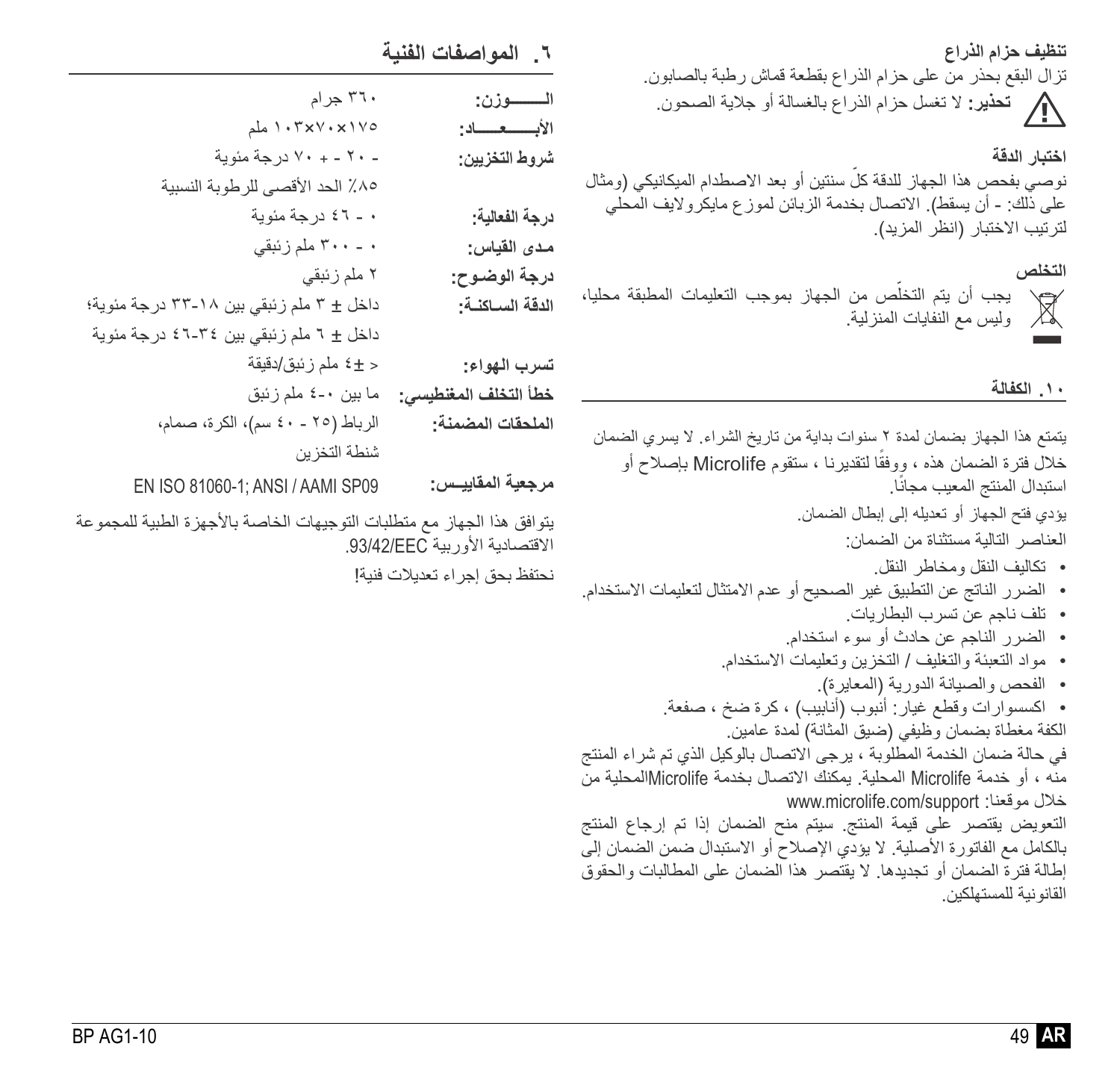**تنظيف حزام الذراع**

تزال البقع بحذر من على حزام الذراع بقطعة قماش رطبة بالصابون.

⚠ **تحذير:** لا تغسل حزام الذراع بالغسالة أو جلاية الصحون.

**اختبار الدقة**

نوصي بفحص هذا الجهاز للدقة كلّ سنتين أو بعد الاصطدام الميكانيكي (ومثال على ذلك: - أن يسقط). الاتصال بخدمة الزبائن لموزع مايكرولايف المحلي لترتيب الاختبار (انظر المزيد).

**التخلص**

يجب أن يتم التخلّص من الجهاز بموجب التعليمات المطبقة محليا، وليس مع النفايات المنزلية.

## ١٠. الكفالة

يتمتع هذا الجهاز بضمان لمدة ٢ سنوات بداية من تاريخ الشراء. لا يسري الضمان خلال فترة الضمان هذه ، ووفقًا لتقديرنا ، ستقوم Microlife بإصلاح أو استبدال المنتج المعيب مجانًا.

يؤدي فتح الجهاز أو تعديله إلى إبطال الضمان.

العناصر التالية مستثناة من الضمان:

- تكاليف النقل ومخاطر النقل.
- الضرر الناتج عن التطبيق غير الصحيح أو عدم الامتثال لتعليمات الاستخدام.
- تلف ناجم عن تسرب البطاريات.
- الضرر الناجم عن حادث أو سوء استخدام.
- مواد التعبئة والتغليف / التخزين وتعليمات الاستخدام.
- الفحص والصيانة الدورية (المعايرة).
- اكسسوارات وقطع غيار: أنبوب (أنابيب) ، كرة ضخ ، صفعة.

الكفة مغطاة بضمان وظيفي (ضيق المثانة) لمدة عامين.

في حالة ضمان الخدمة المطلوبة ، يرجى الاتصال بالوكيل الذي تم شراء المنتج منه ، أو خدمة Microlife المحلية. يمكنك الاتصال بخدمة Microlifeالمحلية من خلال موقعنا: www.microlife.com/support

التعويض يقتصر على قيمة المنتج. سيتم منح الضمان إذا تم إرجاع المنتج بالكامل مع الفاتورة الأصلية. لا يؤدي الإصلاح أو الاستبدال ضمن الضمان إلى إطالة فترة الضمان أو تجديدها. لا يقتصر هذا الضمان على المطالبات والحقوق القانونية للمستهلكين.

## ٦. المواصفات الفنية

| | |
|---|---|
| **الـــــــوزن:** | ٣٦٠ جرام |
| **الأبـــــــعــــــــاد:** | ١٠٣×٧٠×١٧٥ ملم |
| **شروط التخزين:** | - ٢٠ - + ٧٠ درجة مئوية<br>٨٥٪ الحد الأقصى للرطوبة النسبية |
| **درجة الفعالية:** | ٠ - ٤٦ درجة مئوية |
| **مـدى القياس:** | ٠ - ٣٠٠ ملم زئبقي |
| **درجة الوضـوح:** | ٢ ملم زئبقي |
| **الدقة السـاكنـة:** | داخل ± ٣ ملم زئبقي بين ١٨-٣٣ درجة مئوية؛<br>داخل ± ٦ ملم زئبقي بين ٣٤-٤٦ درجة مئوية |
| **تسرب الهواء:** | < ±٤ ملم زئبق/دقيقة |
| **خطأ التخلف المغنطيسي:** | ما بين ٠-٤ ملم زئبق |
| **الملحقات المضمنة:** | الرباط (٢٥ - ٤٠ سم)، الكرة، صمام، شنطة التخزين |
| **مرجعية المقاييــس:** | EN ISO 81060-1; ANSI / AAMI SP09 |

يتوافق هذا الجهاز مع متطلبات التوجيهات الخاصة بالأجهزة الطبية للمجموعة الاقتصادية الأوربية 93/42/EEC.

نحتفظ بحق إجراء تعديلات فنية!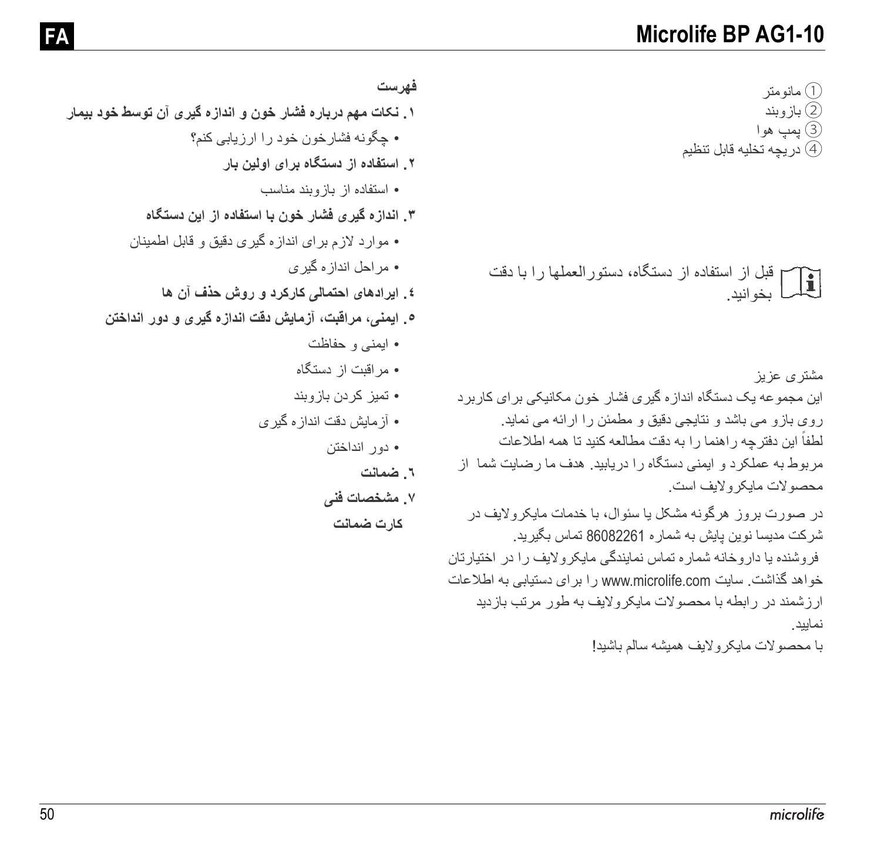① مانومتر
② بازوبند
③ پمپ هوا
④ دریچه تخلیه قابل تنظیم

قبل از استفاده از دستگاه، دستورالعملها را با دقت بخوانید.

مشتری عزیز
این مجموعه یک دستگاه اندازه گیری فشار خون مکانیکی برای کاربرد روی بازو می باشد و نتایجی دقیق و مطمئن را ارائه می نماید.
لطفاً این دفترچه راهنما را به دقت مطالعه کنید تا همه اطلاعات مربوط به عملکرد و ایمنی دستگاه را دریابید. هدف ما رضایت شما از محصولات مایکرولایف است.

در صورت بروز هرگونه مشکل یا سئوال، با خدمات مایکرولایف در شرکت مدیسا نوین پایش به شماره 86082261 تماس بگیرید.
فروشنده یا داروخانه شماره تماس نمایندگی مایکرولایف را در اختیارتان خواهد گذاشت. سایت www.microlife.com را برای دستیابی به اطلاعات ارزشمند در رابطه با محصولات مایکرولایف به طور مرتب بازدید نمایید.
با محصولات مایکرولایف همیشه سالم باشید!

**فهرست**

**۱. نکات مهم درباره فشار خون و اندازه گیری آن توسط خود بیمار**
- چگونه فشارخون خود را ارزیابی کنم؟

**۲. استفاده از دستگاه برای اولین بار**
- استفاده از بازوبند مناسب

**۳. اندازه گیری فشار خون با استفاده از این دستگاه**
- موارد لازم برای اندازه گیری دقیق و قابل اطمینان
- مراحل اندازه گیری

**٤. ایرادهای احتمالی کارکرد و روش حذف آن ها**

**٥. ایمنی، مراقبت، آزمایش دقت اندازه گیری و دور انداختن**
- ایمنی و حفاظت
- مراقبت از دستگاه
- تمیز کردن بازوبند
- آزمایش دقت اندازه گیری
- دور انداختن

**٦. ضمانت**

**۷. مشخصات فنی**

**کارت ضمانت**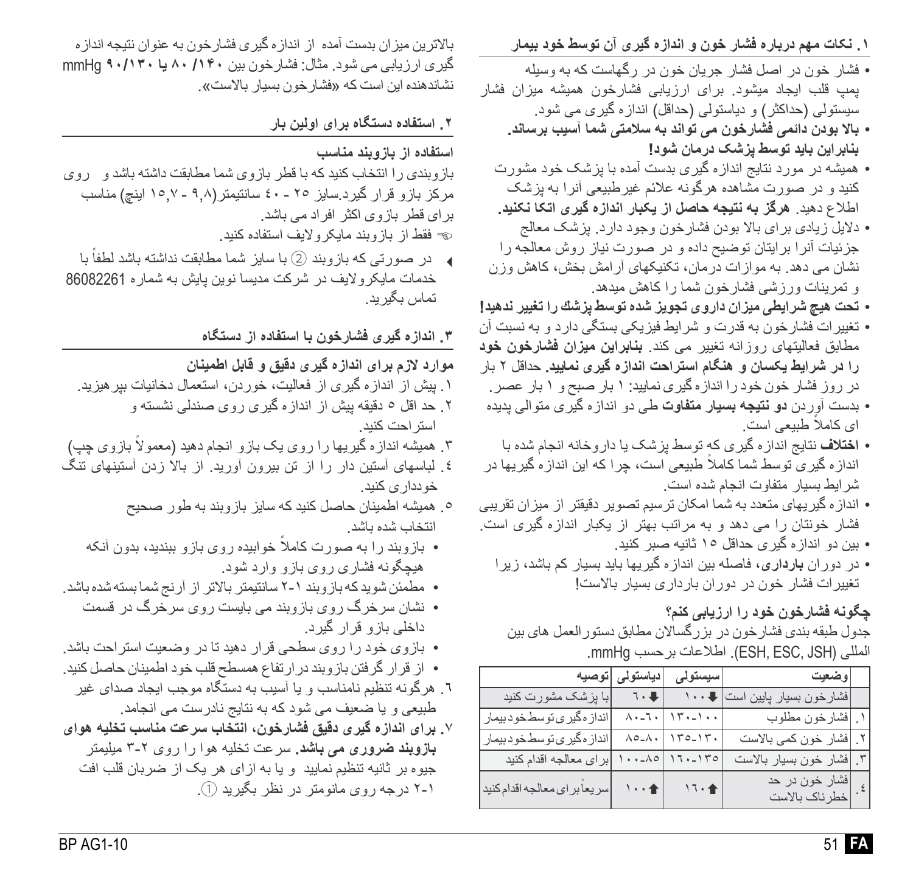## ۱. نکات مهم درباره فشار خون و اندازه گیری آن توسط خود بیمار

- فشار خون در اصل فشار جریان خون در رگهاست که به وسیله پمپ قلب ایجاد میشود. برای ارزیابی فشارخون همیشه میزان فشار سیستولی (حداکثر) و دیاستولی (حداقل) اندازه گیری می شود.
- **بالا بودن دائمی فشارخون می تواند به سلامتی شما آسیب برساند. بنابراین باید توسط پزشک درمان شود!**
- همیشه در مورد نتایج اندازه گیری بدست آمده با پزشک خود مشورت کنید و در صورت مشاهده هرگونه علائم غیرطبیعی آنرا به پزشک اطلاع دهید. **هرگز به نتیجه حاصل از یکبار اندازه گیری اتکا نکنید.**
- دلایل زیادی برای بالا بودن فشارخون وجود دارد. پزشک معالج جزئیات آنرا برایتان توضیح داده و در صورت نیاز روش معالجه را نشان می دهد. به موازات درمان، تکنیکهای آرامش بخش، کاهش وزن و تمرینات ورزشی فشارخون شما را کاهش میدهد.
- **تحت هیچ شرایطی میزان داروی تجویز شده توسط پزشك را تغییر ندهید!**
- تغییرات فشارخون به قدرت و شرایط فیزیکی بستگی دارد و به نسبت آن مطابق فعالیتهای روزانه تغییر می کند. **بنابراین میزان فشارخون خود را در شرایط یکسان و هنگام استراحت اندازه گیری نمایید.** حداقل ۲ بار در روز فشار خون خود را اندازه گیری نمایید: ۱ بار صبح و ۱ بار عصر.
- بدست آوردن **دو نتیجه بسیار متفاوت** طی دو اندازه گیری متوالی پدیده ای کاملاً طبیعی است.
- **اختلاف** نتایج اندازه گیری که توسط پزشک یا داروخانه انجام شده با اندازه گیری توسط شما کاملاً طبیعی است، چرا که این اندازه گیریها در شرایط بسیار متفاوت انجام شده است.
- اندازه گیریهای متعدد به شما امکان ترسیم تصویر دقیقتر از میزان تقریبی فشار خونتان را می دهد و به مراتب بهتر از یکبار اندازه گیری است.
- بین دو اندازه گیری حداقل ۱۵ ثانیه صبر کنید.
- در دوران **بارداری**، فاصله بین اندازه گیریها باید بسیار کم باشد، زیرا تغییرات فشار خون در دوران بارداری بسیار بالاست!

### چگونه فشارخون خود را ارزیابی کنم؟

جدول طبقه بندی فشارخون در بزرگسالان مطابق دستورالعمل های بین المللی (ESH, ESC, JSH). اطلاعات برحسب mmHg.

| | وضعیت | سیستولی | دیاستولی | توصیه |
|---|---|---|---|---|
| | فشارخون بسیار پایین است | ۱۰۰ ⬇ | ۶۰ ⬇ | با پزشک مشورت کنید |
| ۱. | فشارخون مطلوب | ۱۳۰-۱۰۰ | ۸۰-۶۰ | اندازه‌گیری‌توسط‌خود‌بیمار |
| ۲. | فشار خون کمی بالاست | ۱۳۵-۱۳۰ | ۸۵-۸۰ | اندازه‌گیری‌توسط‌خود‌بیمار |
| ۳. | فشار خون بسیار بالاست | ۱۶۰-۱۳۵ | ۱۰۰-۸۵ | برای معالجه اقدام کنید |
| ۴. | فشار خون در حد خطرناک بالاست | ۱۶۰ ⬆ | ۱۰۰ ⬆ | سریعاً‌برای‌معالجه‌اقدام‌کنید |

بالاترین میزان بدست آمده از اندازه گیری فشارخون به عنوان نتیجه اندازه گیری ارزیابی می شود. مثال: فشارخون بین ۱۴۰/ ۸۰ یا ۱۳۰/۹۰ mmHg نشاندهنده این است که «فشارخون بسیار بالاست».

## ۲. استفاده دستگاه برای اولین بار

### استفاده از بازوبند مناسب

بازوبندی را انتخاب کنید که با قطر بازوی شما مطابقت داشته باشد و روی مرکز بازو قرار گیرد.سایز ۲۵ - ۴۰ سانتیمتر(۹٫۸ - ۱۵٫۷ اینچ) مناسب برای قطر بازوی اکثر افراد می باشد.

☜ فقط از بازوبند مایکرولایف استفاده کنید.

◄ در صورتی که بازوبند ② با سایز شما مطابقت نداشته باشد لطفاً با خدمات مایکرولایف در شرکت مدیسا نوین پایش به شماره 86082261 تماس بگیرید.

## ۳. اندازه گیری فشارخون با استفاده از دستگاه

### موارد لازم برای اندازه گیری دقیق و قابل اطمینان

۱. پیش از اندازه گیری از فعالیت، خوردن، استعمال دخانیات بپرهیزید.

۲. حد اقل ۵ دقیقه پیش از اندازه گیری روی صندلی نشسته و استراحت کنید.

۳. همیشه اندازه گیریها را روی یک بازو انجام دهید (معمولاً بازوی چپ)

۴. لباسهای آستین دار را از تن بیرون آورید. از بالا زدن آستینهای تنگ خودداری کنید.

۵. همیشه اطمینان حاصل کنید که سایز بازوبند به طور صحیح انتخاب شده باشد.

- بازوبند را به صورت کاملاً خوابیده روی بازو ببندید، بدون آنکه هیچگونه فشاری روی بازو وارد شود.
- مطمئن شوید که بازوبند ۱-۲ سانتیمتر بالاتر از آرنج شما بسته شده باشد.
- نشان سرخرگ روی بازوبند می بایست روی سرخرگ در قسمت داخلی بازو قرار گیرد.
- بازوی خود را روی سطحی قرار دهید تا در وضعیت استراحت باشد.
- از قرار گرفتن بازوبند در ارتفاع همسطح قلب خود اطمینان حاصل کنید.

۶. هرگونه تنظیم نامناسب و یا آسیب به دستگاه موجب ایجاد صدای غیر طبیعی و یا ضعیف می شود که به نتایج نادرست می انجامد.

۷. **برای اندازه گیری دقیق فشارخون، انتخاب سرعت مناسب تخلیه هوای بازوبند ضروری می باشد.** سرعت تخلیه هوا را روی ۲-۳ میلیمتر جیوه بر ثانیه تنظیم نمایید و یا به ازای هر یک از ضربان قلب افت ۱-۲ درجه روی مانومتر در نظر بگیرید ①.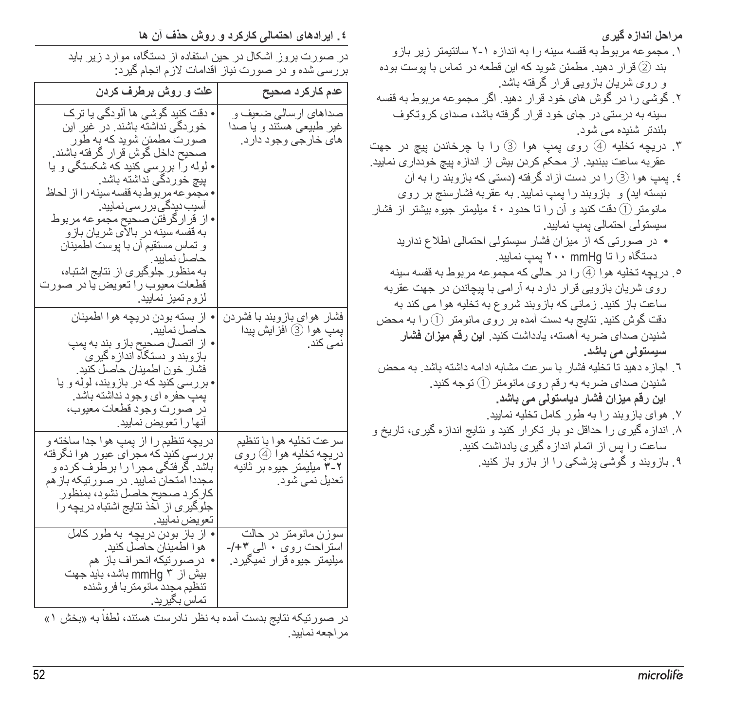## مراحل اندازه گیری

۱. مجموعه مربوط به قفسه سینه را به اندازه ۱-۲ سانتیمتر زیر بازو بند ② قرار دهید. مطمئن شوید که این قطعه در تماس با پوست بوده و روی شریان بازویی قرار گرفته باشد.

۲. گوشی را در گوش های خود قرار دهید. اگر مجموعه مربوط به قفسه سینه به درستی در جای خود قرار گرفته باشد، صدای کروتکوف بلندتر شنیده می شود.

۳. دریچه تخلیه ④ روی پمپ هوا ③ را با چرخاندن پیچ در جهت عقربه ساعت ببندید. از محکم کردن بیش از اندازه پیچ خودداری نمایید.

۴. پمپ هوا ③ را در دست آزاد گرفته (دستی که بازوبند را به آن نبسته اید) و بازوبند را پمپ نمایید. به عقربه فشارسنج بر روی مانومتر ① دقت کنید و آن را تا حدود ۴۰ میلیمتر جیوه بیشتر از فشار سیستولی احتمالی پمپ نمایید.
   - در صورتی که از میزان فشار سیستولی احتمالی اطلاع ندارید دستگاه را تا ۲۰۰ mmHg پمپ نمایید.

۵. دریچه تخلیه هوا ④ را در حالی که مجموعه مربوط به قفسه سینه روی شریان بازویی قرار دارد به آرامی با پیچاندن در جهت عقربه ساعت باز کنید. زمانی که بازوبند شروع به تخلیه هوا می کند به دقت گوش کنید. نتایج به دست آمده بر روی مانومتر ① را به محض شنیدن صدای ضربه آهسته، یادداشت کنید. **این رقم میزان فشار سیستولی می باشد.**

۶. اجازه دهید تا تخلیه فشار با سرعت مشابه ادامه داشته باشد. به محض شنیدن صدای ضربه به رقم روی مانومتر ① توجه کنید.
   **این رقم میزان فشار دیاستولی می باشد.**

۷. هوای بازوبند را به طور کامل تخلیه نمایید.

۸. اندازه گیری را حداقل دو بار تکرار کنید و نتایج اندازه گیری، تاریخ و ساعت را پس از اتمام اندازه گیری یادداشت کنید.

۹. بازوبند و گوشی پزشکی را از بازو باز کنید.

## ۴. ایرادهای احتمالی کارکرد و روش حذف آن ها

در صورت بروز اشکال در حین استفاده از دستگاه، موارد زیر باید بررسی شده و در صورت نیاز اقدامات لازم انجام گیرد:

| عدم کارکرد صحیح | علت و روش برطرف کردن |
|---|---|
| صداهای ارسالی ضعیف و غیر طبیعی هستند و یا صدا های خارجی وجود دارد. | • دقت کنید گوشی ها آلودگی یا ترک خوردگی نداشته باشند. در غیر این صورت مطمئن شوید که به طور صحیح داخل گوش قرار گرفته باشند.<br>• لوله را بررسی کنید که شکستگی و یا پیچ خوردگی نداشته باشد.<br>• مجموعه مربوط به قفسه سینه را از لحاظ آسیب دیدگی بررسی نمایید.<br>• از قرارگرفتن صحیح مجموعه مربوط به قفسه سینه در بالای شریان بازو و تماس مستقیم آن با پوست اطمینان حاصل نمایید.<br>به منظور جلوگیری از نتایج اشتباه، قطعات معیوب را تعویض یا در صورت لزوم تمیز نمایید. |
| فشار هوای بازوبند با فشردن پمپ هوا ③ افزایش پیدا نمی کند. | • از بسته بودن دریچه هوا اطمینان حاصل نمایید.<br>• از اتصال صحیح بازو بند به پمپ بازوبند و دستگاه اندازه گیری فشار خون اطمینان حاصل کنید.<br>• بررسی کنید که در بازوبند، لوله و یا پمپ حفره ای وجود نداشته باشد.<br>در صورت وجود قطعات معیوب، آنها را تعویض نمایید. |
| سرعت تخلیه هوا با تنظیم دریچه تخلیه هوا ④ روی ۲-۳ میلیمتر جیوه بر ثانیه تعدیل نمی شود. | دریچه تنظیم را از پمپ هوا جدا ساخته و بررسی کنید که مجرای عبور هوا نگرفته باشد. گرفتگی مجرا را برطرف کرده و مجددا امتحان نمایید. در صورتیکه باز هم کارکرد صحیح حاصل نشود، بمنظور جلوگیری از اخذ نتایج اشتباه دریچه را تعویض نمایید. |
| سوزن مانومتر در حالت استراحت روی ۰ الی ۳+/- میلیمتر جیوه قرار نمیگیرد. | • از باز بودن دریچه به طور کامل هوا اطمینان حاصل کنید.<br>• درصورتیکه انحراف باز هم بیش از ۳ mmHg باشد، باید جهت تنظیم مجدد مانومتربا فروشنده تماس بگیرید. |

در صورتیکه نتایج بدست آمده به نظر نادرست هستند، لطفاً به «بخش ۱» مراجعه نمایید.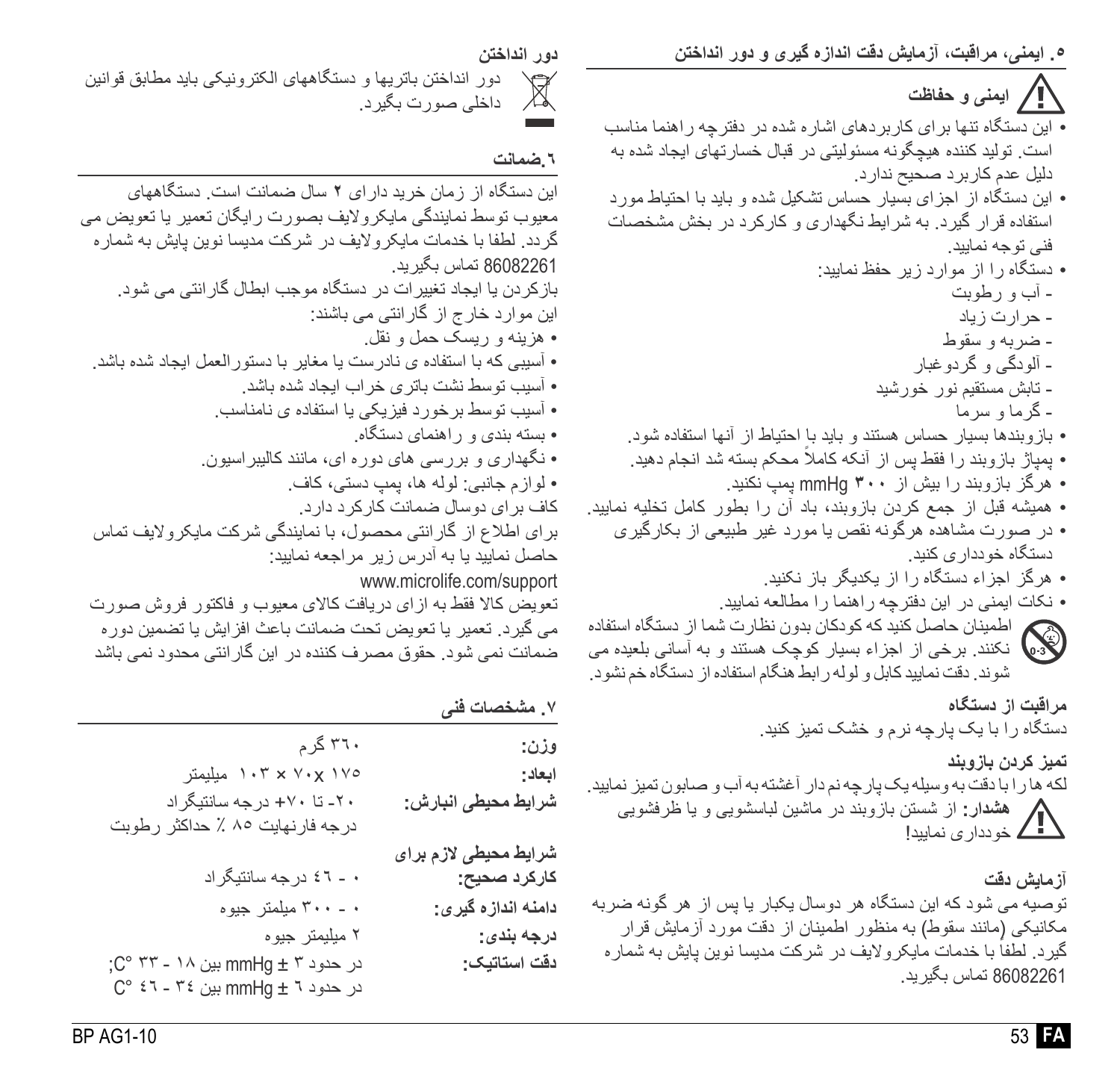## ۵. ایمنی، مراقبت، آزمایش دقت اندازه گیری و دور انداختن

### ایمنی و حفاظت

- این دستگاه تنها برای کاربردهای اشاره شده در دفترچه راهنما مناسب است. تولید کننده هیچگونه مسئولیتی در قبال خسارتهای ایجاد شده به دلیل عدم کاربرد صحیح ندارد.
- این دستگاه از اجزای بسیار حساس تشکیل شده و باید با احتیاط مورد استفاده قرار گیرد. به شرایط نگهداری و کارکرد در بخش مشخصات فنی توجه نمایید.
- دستگاه را از موارد زیر حفظ نمایید:
  - آب و رطوبت
  - حرارت زیاد
  - ضربه و سقوط
  - آلودگی و گردوغبار
  - تابش مستقیم نور خورشید
  - گرما و سرما
- بازوبندها بسیار حساس هستند و باید با احتیاط از آنها استفاده شود.
- پمپاژ بازوبند را فقط پس از آنکه کاملاً محکم بسته شد انجام دهید.
- هرگز بازوبند را بیش از ۳۰۰ mmHg پمپ نکنید.
- همیشه قبل از جمع کردن بازوبند، باد آن را بطور کامل تخلیه نمایید.
- در صورت مشاهده هرگونه نقص یا مورد غیر طبیعی از بکارگیری دستگاه خودداری کنید.
- هرگز اجزاء دستگاه را از یکدیگر باز نکنید.
- نکات ایمنی در این دفترچه راهنما را مطالعه نمایید.

اطمینان حاصل کنید که کودکان بدون نظارت شما از دستگاه استفاده نکنند. برخی از اجزاء بسیار کوچک هستند و به آسانی بلعیده می شوند. دقت نمایید کابل و لوله رابط هنگام استفاده از دستگاه خم نشود.

### مراقبت از دستگاه

دستگاه را با یک پارچه نرم و خشک تمیز کنید.

### تمیز کردن بازوبند

لکه ها را با دقت به وسیله یک پارچه نم دار آغشته به آب و صابون تمیز نمایید.

**هشدار:** از شستن بازوبند در ماشین لباسشویی و یا ظرفشویی خودداری نمایید!

### آزمایش دقت

توصیه می شود که این دستگاه هر دوسال یکبار یا پس از هر گونه ضربه مکانیکی (مانند سقوط) به منظور اطمینان از دقت مورد آزمایش قرار گیرد. لطفا با خدمات مایکرولایف در شرکت مدیسا نوین پایش به شماره 86082261 تماس بگیرید.

### دور انداختن

دور انداختن باتریها و دستگاههای الکترونیکی باید مطابق قوانین داخلی صورت بگیرد.

## ۶. ضمانت

این دستگاه از زمان خرید دارای ۲ سال ضمانت است. دستگاههای معیوب توسط نمایندگی مایکرولایف بصورت رایگان تعمیر یا تعویض می گردد. لطفا با خدمات مایکرولایف در شرکت مدیسا نوین پایش به شماره 86082261 تماس بگیرید.

بازکردن یا ایجاد تغییرات در دستگاه موجب ابطال گارانتی می شود.

این موارد خارج از گارانتی می باشند:

- هزینه و ریسک حمل و نقل.
- آسیبی که با استفاده ی نادرست یا مغایر با دستورالعمل ایجاد شده باشد.
- آسیب توسط نشت باتری خراب ایجاد شده باشد.
- آسیب توسط برخورد فیزیکی یا استفاده ی نامناسب.
- بسته بندی و راهنمای دستگاه.
- نگهداری و بررسی های دوره ای، مانند کالیبراسیون.
- لوازم جانبی: لوله ها، پمپ دستی، کاف.

کاف برای دوسال ضمانت کارکرد دارد.

برای اطلاع از گارانتی محصول، با نمایندگی شرکت مایکرولایف تماس حاصل نمایید یا به آدرس زیر مراجعه نمایید:

www.microlife.com/support

تعویض کالا فقط به ازای دریافت کالای معیوب و فاکتور فروش صورت می گیرد. تعمیر یا تعویض تحت ضمانت باعث افزایش یا تضمین دوره ضمانت نمی شود. حقوق مصرف کننده در این گارانتی محدود نمی باشد

## ۷. مشخصات فنی

| | |
|---|---|
| **وزن:** | ۳۶۰ گرم |
| **ابعاد:** | ۱۷۵ x ۷۰ x ۱۰۳ میلیمتر |
| **شرایط محیطی انبارش:** | ۲۰- تا ۷۰+ درجه سانتیگراد درجه فارنهایت ۸۵ ٪ حداکثر رطوبت |
| **شرایط محیطی لازم برای کارکرد صحیح:** | ۰ - ۴۶ درجه سانتیگراد |
| **دامنه اندازه گیری:** | ۰ - ۳۰۰ میلمتر جیوه |
| **درجه بندی:** | ۲ میلیمتر جیوه |
| **دقت استاتیک:** | در حدود ۳ ± mmHg بین ۱۸ - ۳۳ °C؛ در حدود ۶ ± mmHg بین ۳۴ - ۴۶ °C |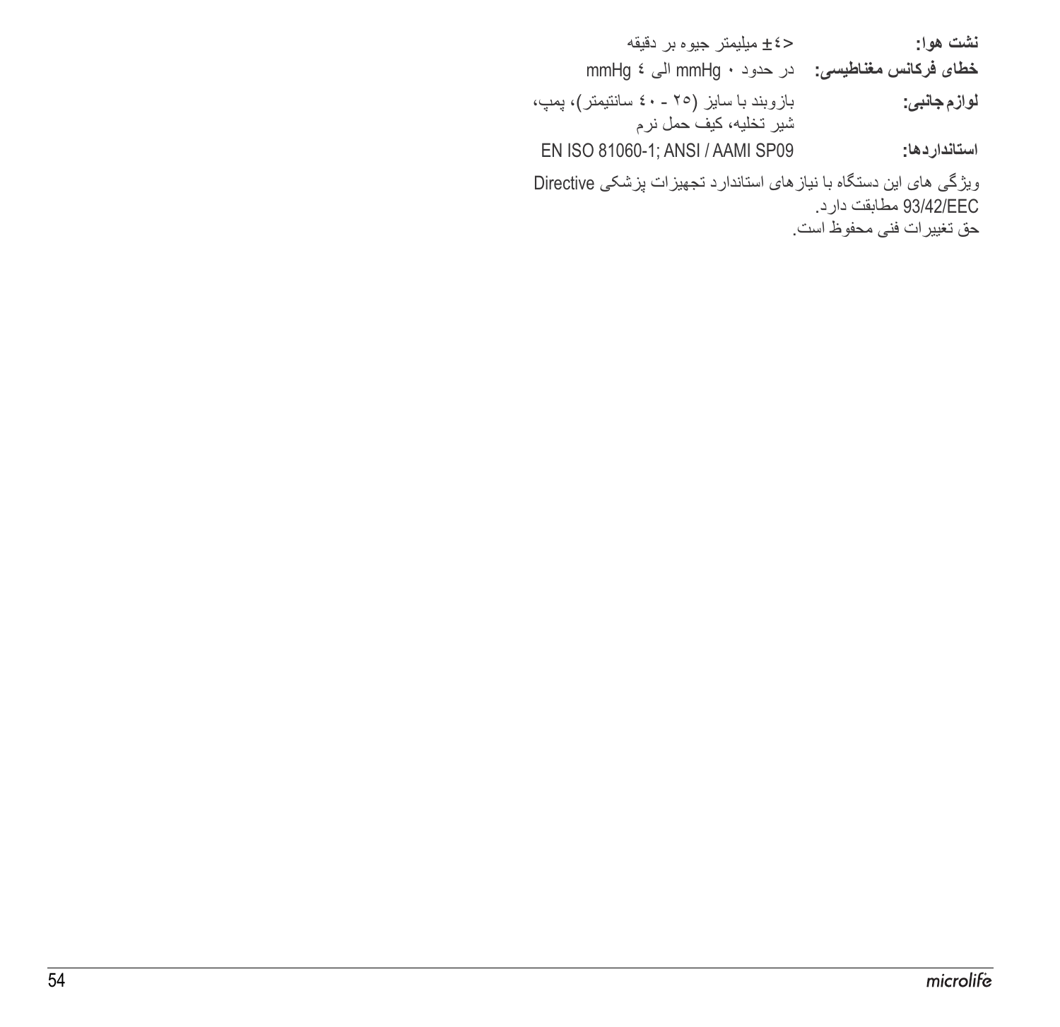**نشت هوا:** <٤± میلیمتر جیوه بر دقیقه

**خطای فرکانس مغناطیسی:** در حدود ۰ mmHg الی ٤ mmHg

**لوازم جانبی:** بازوبند با سایز (۲۵ - ٤۰ سانتیمتر)، پمپ، شیر تخلیه، کیف حمل نرم

**استانداردها:** EN ISO 81060-1; ANSI / AAMI SP09

ویژگی های این دستگاه با نیازهای استاندارد تجهیزات پزشکی Directive 93/42/EEC مطابقت دارد.
حق تغییرات فنی محفوظ است.